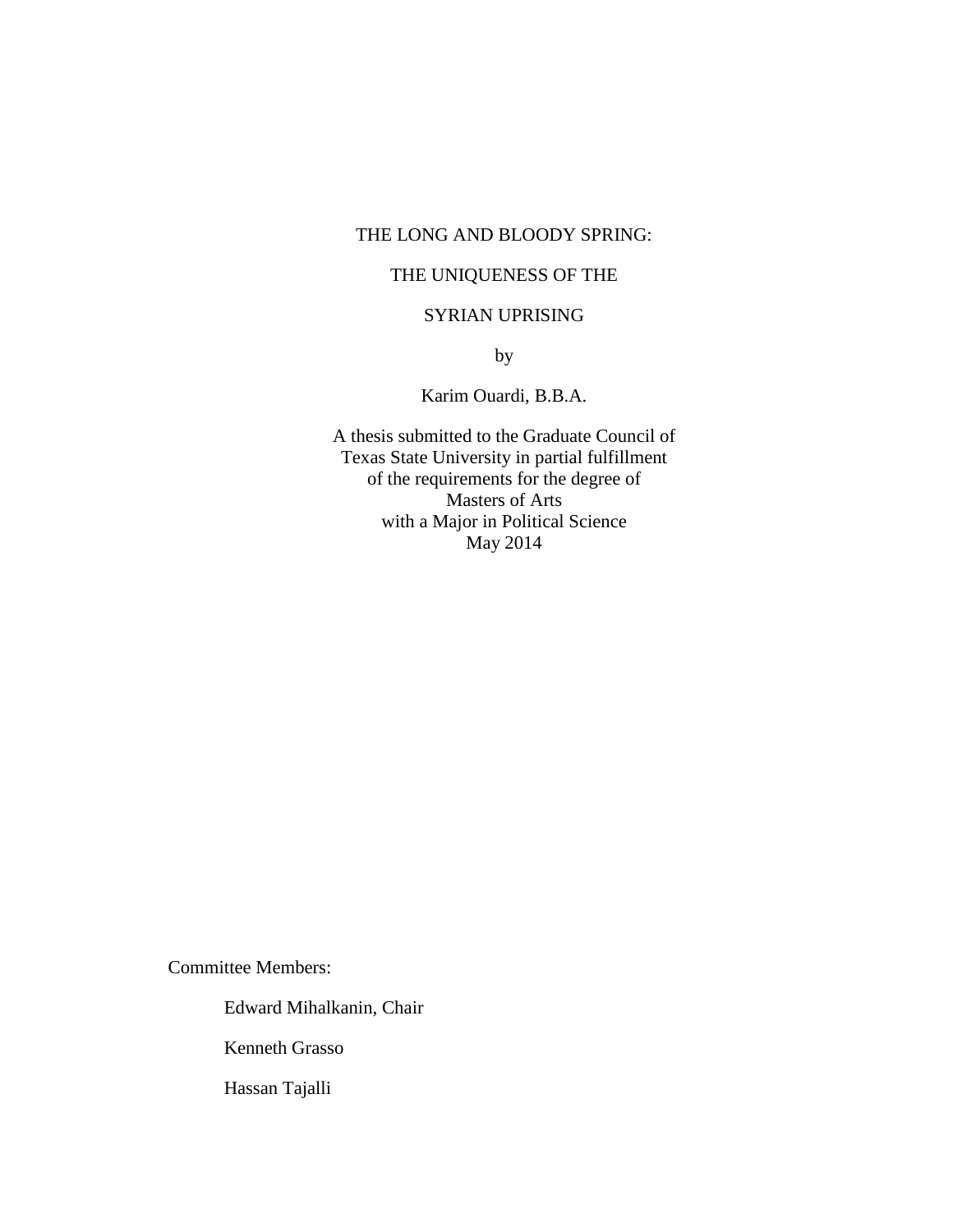# THE LONG AND BLOODY SPRING:

# THE UNIQUENESS OF THE

# SYRIAN UPRISING

by

Karim Ouardi, B.B.A.

A thesis submitted to the Graduate Council of
Texas State University in partial fulfillment
of the requirements for the degree of
Masters of Arts
with a Major in Political Science
May 2014

Committee Members:

Edward Mihalkanin, Chair

Kenneth Grasso

Hassan Tajalli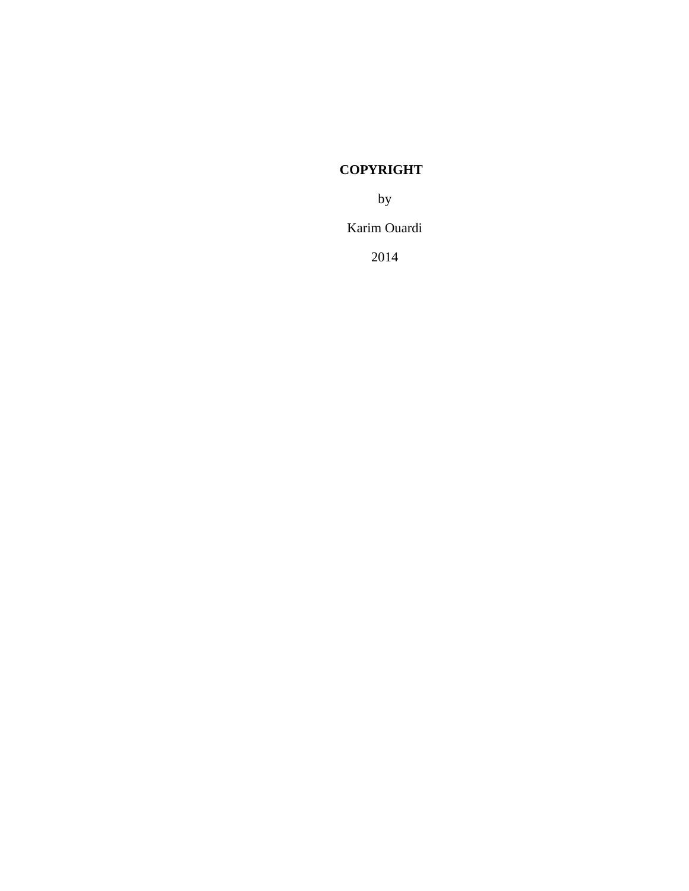**COPYRIGHT**

by

Karim Ouardi

2014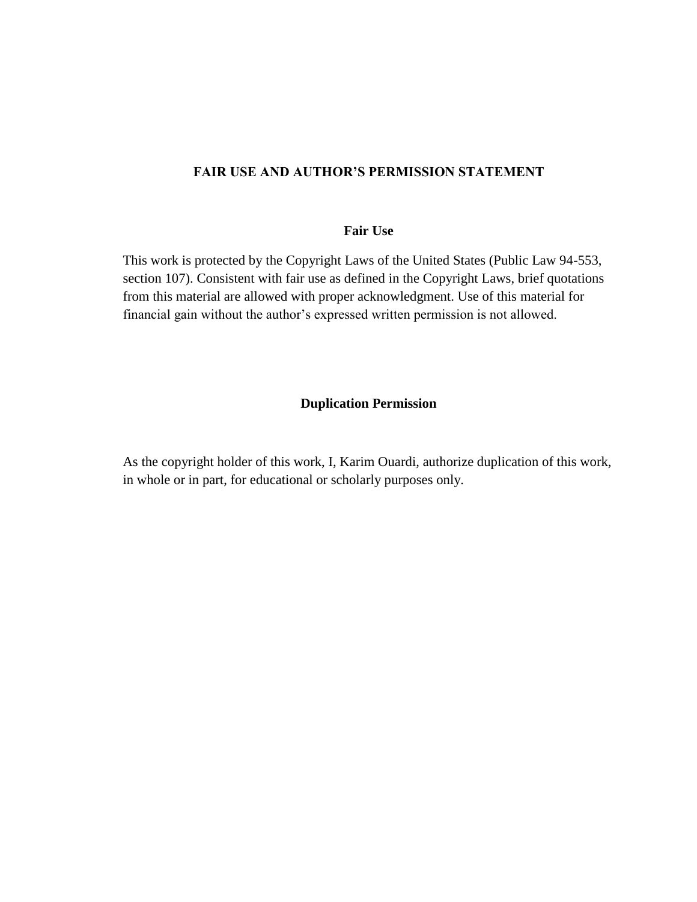## FAIR USE AND AUTHOR'S PERMISSION STATEMENT

### Fair Use

This work is protected by the Copyright Laws of the United States (Public Law 94-553, section 107). Consistent with fair use as defined in the Copyright Laws, brief quotations from this material are allowed with proper acknowledgment. Use of this material for financial gain without the author's expressed written permission is not allowed.

### Duplication Permission

As the copyright holder of this work, I, Karim Ouardi, authorize duplication of this work, in whole or in part, for educational or scholarly purposes only.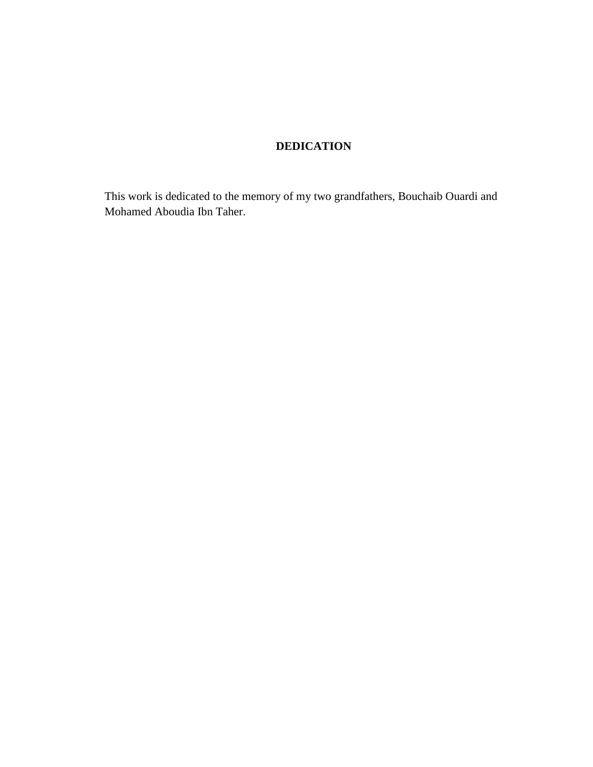# DEDICATION

This work is dedicated to the memory of my two grandfathers, Bouchaib Ouardi and Mohamed Aboudia Ibn Taher.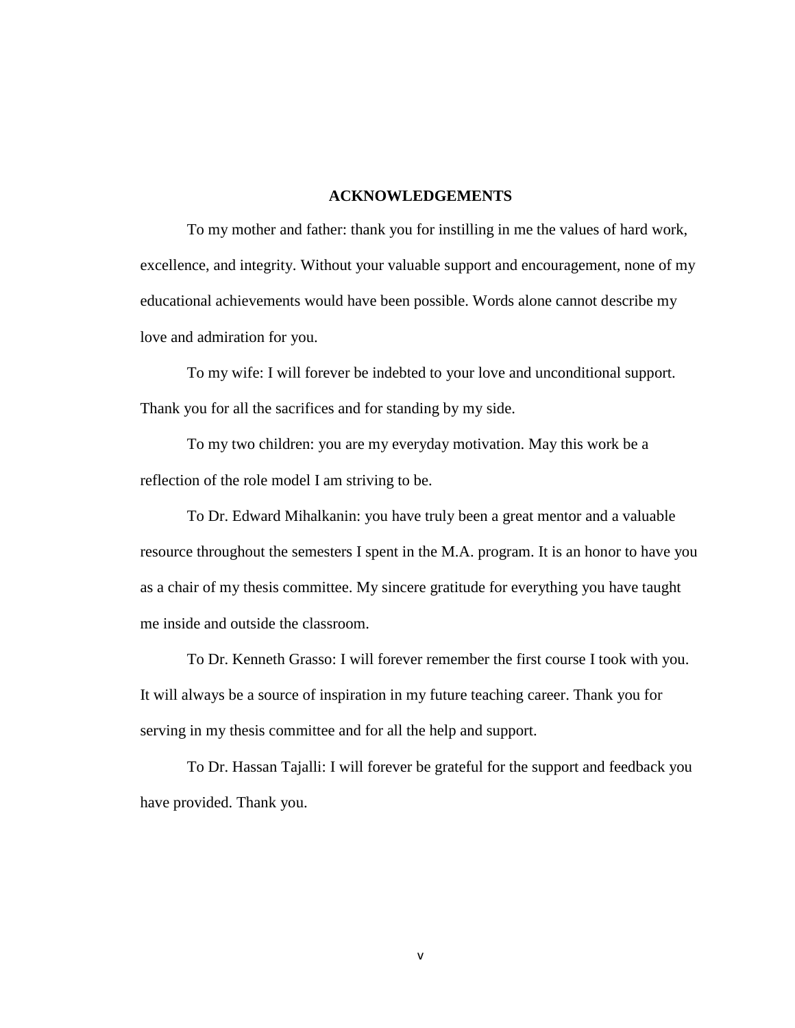## ACKNOWLEDGEMENTS

To my mother and father: thank you for instilling in me the values of hard work, excellence, and integrity. Without your valuable support and encouragement, none of my educational achievements would have been possible. Words alone cannot describe my love and admiration for you.

To my wife: I will forever be indebted to your love and unconditional support. Thank you for all the sacrifices and for standing by my side.

To my two children: you are my everyday motivation. May this work be a reflection of the role model I am striving to be.

To Dr. Edward Mihalkanin: you have truly been a great mentor and a valuable resource throughout the semesters I spent in the M.A. program. It is an honor to have you as a chair of my thesis committee. My sincere gratitude for everything you have taught me inside and outside the classroom.

To Dr. Kenneth Grasso: I will forever remember the first course I took with you. It will always be a source of inspiration in my future teaching career. Thank you for serving in my thesis committee and for all the help and support.

To Dr. Hassan Tajalli: I will forever be grateful for the support and feedback you have provided. Thank you.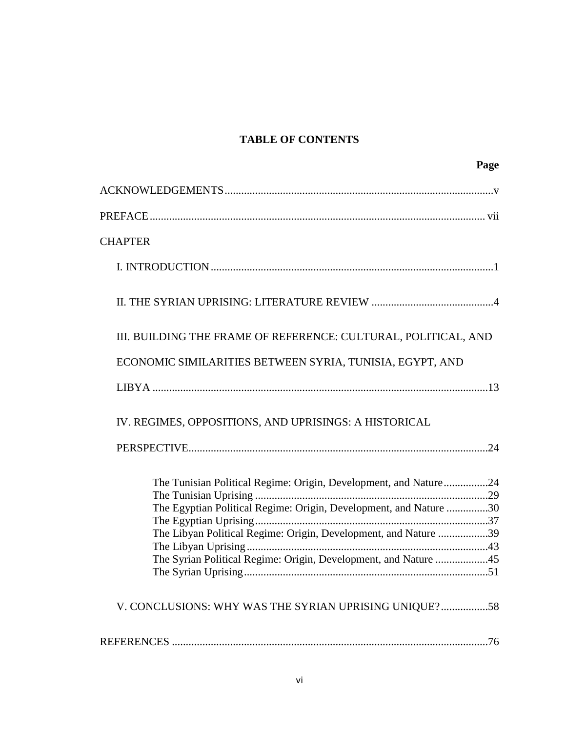# TABLE OF CONTENTS

| | Page |
|---|---|
| ACKNOWLEDGEMENTS | v |
| PREFACE | vii |
| CHAPTER | |
| I. INTRODUCTION | 1 |
| II. THE SYRIAN UPRISING: LITERATURE REVIEW | 4 |
| III. BUILDING THE FRAME OF REFERENCE: CULTURAL, POLITICAL, AND ECONOMIC SIMILARITIES BETWEEN SYRIA, TUNISIA, EGYPT, AND LIBYA | 13 |
| IV. REGIMES, OPPOSITIONS, AND UPRISINGS: A HISTORICAL PERSPECTIVE | 24 |
| The Tunisian Political Regime: Origin, Development, and Nature | 24 |
| The Tunisian Uprising | 29 |
| The Egyptian Political Regime: Origin, Development, and Nature | 30 |
| The Egyptian Uprising | 37 |
| The Libyan Political Regime: Origin, Development, and Nature | 39 |
| The Libyan Uprising | 43 |
| The Syrian Political Regime: Origin, Development, and Nature | 45 |
| The Syrian Uprising | 51 |
| V. CONCLUSIONS: WHY WAS THE SYRIAN UPRISING UNIQUE? | 58 |
| REFERENCES | 76 |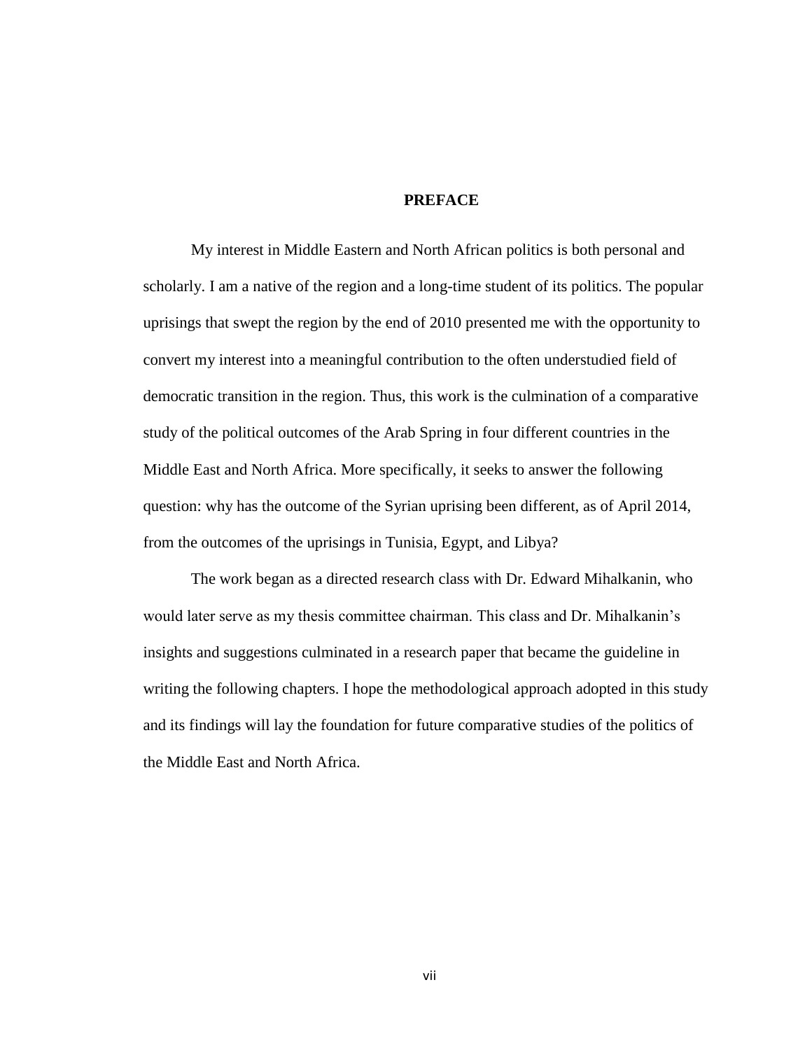# PREFACE

My interest in Middle Eastern and North African politics is both personal and scholarly. I am a native of the region and a long-time student of its politics. The popular uprisings that swept the region by the end of 2010 presented me with the opportunity to convert my interest into a meaningful contribution to the often understudied field of democratic transition in the region. Thus, this work is the culmination of a comparative study of the political outcomes of the Arab Spring in four different countries in the Middle East and North Africa. More specifically, it seeks to answer the following question: why has the outcome of the Syrian uprising been different, as of April 2014, from the outcomes of the uprisings in Tunisia, Egypt, and Libya?

The work began as a directed research class with Dr. Edward Mihalkanin, who would later serve as my thesis committee chairman. This class and Dr. Mihalkanin's insights and suggestions culminated in a research paper that became the guideline in writing the following chapters. I hope the methodological approach adopted in this study and its findings will lay the foundation for future comparative studies of the politics of the Middle East and North Africa.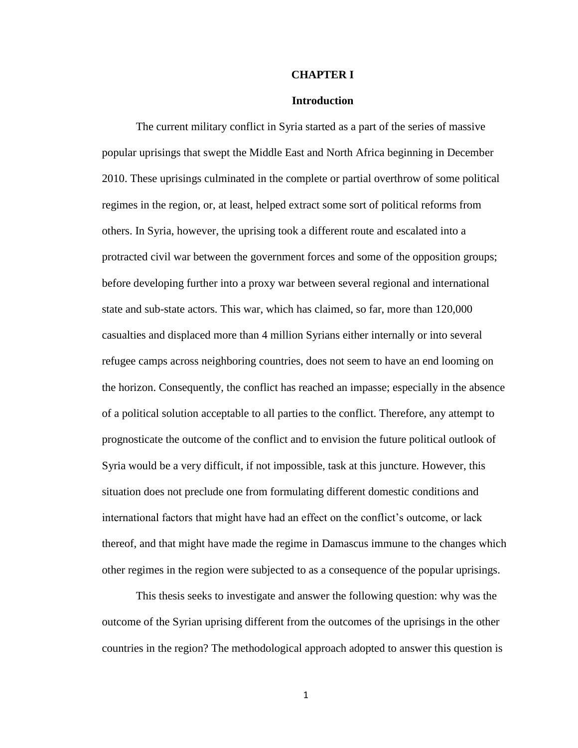# CHAPTER I

## Introduction

The current military conflict in Syria started as a part of the series of massive popular uprisings that swept the Middle East and North Africa beginning in December 2010. These uprisings culminated in the complete or partial overthrow of some political regimes in the region, or, at least, helped extract some sort of political reforms from others. In Syria, however, the uprising took a different route and escalated into a protracted civil war between the government forces and some of the opposition groups; before developing further into a proxy war between several regional and international state and sub-state actors. This war, which has claimed, so far, more than 120,000 casualties and displaced more than 4 million Syrians either internally or into several refugee camps across neighboring countries, does not seem to have an end looming on the horizon. Consequently, the conflict has reached an impasse; especially in the absence of a political solution acceptable to all parties to the conflict. Therefore, any attempt to prognosticate the outcome of the conflict and to envision the future political outlook of Syria would be a very difficult, if not impossible, task at this juncture. However, this situation does not preclude one from formulating different domestic conditions and international factors that might have had an effect on the conflict's outcome, or lack thereof, and that might have made the regime in Damascus immune to the changes which other regimes in the region were subjected to as a consequence of the popular uprisings.

This thesis seeks to investigate and answer the following question: why was the outcome of the Syrian uprising different from the outcomes of the uprisings in the other countries in the region? The methodological approach adopted to answer this question is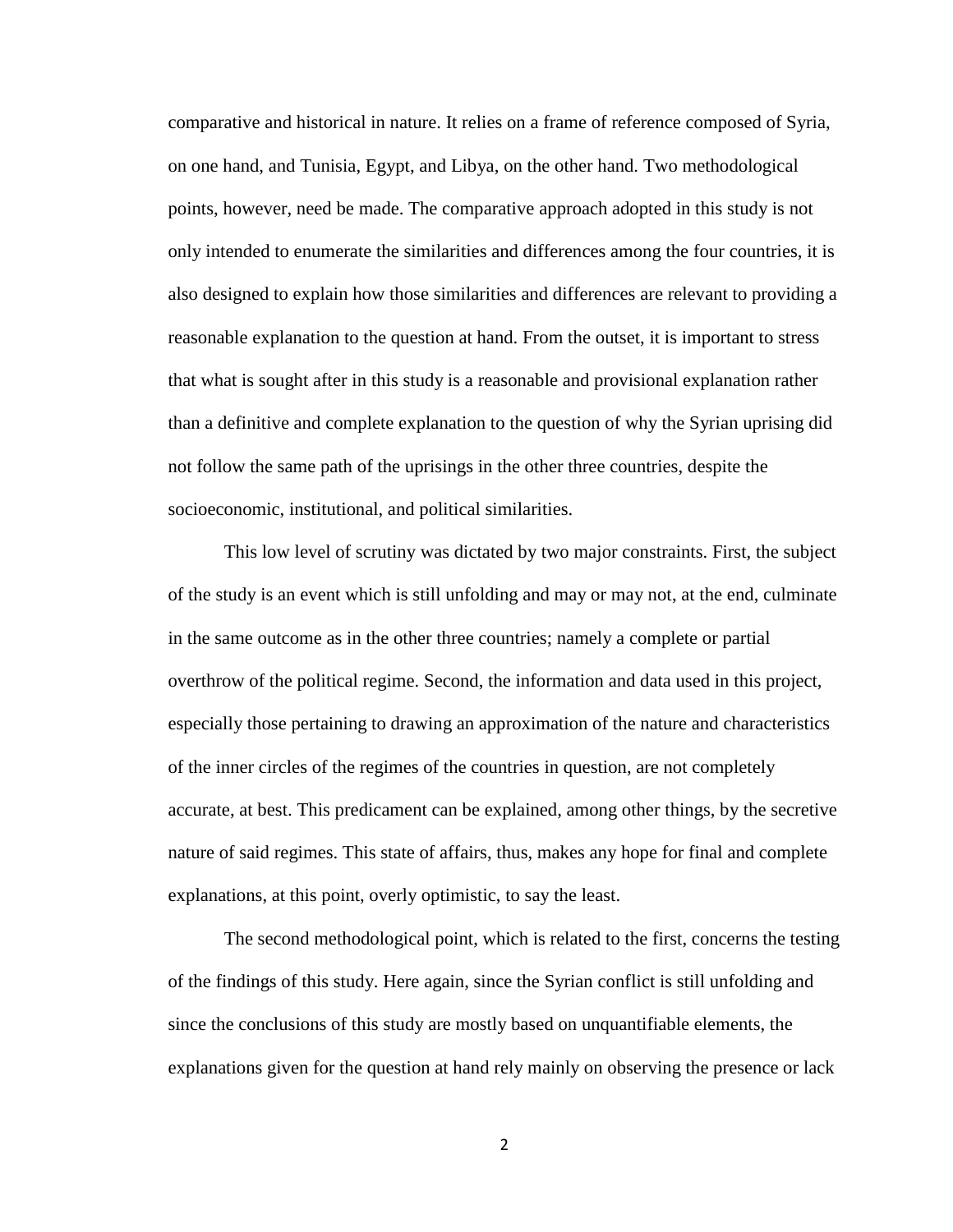comparative and historical in nature. It relies on a frame of reference composed of Syria, on one hand, and Tunisia, Egypt, and Libya, on the other hand. Two methodological points, however, need be made. The comparative approach adopted in this study is not only intended to enumerate the similarities and differences among the four countries, it is also designed to explain how those similarities and differences are relevant to providing a reasonable explanation to the question at hand. From the outset, it is important to stress that what is sought after in this study is a reasonable and provisional explanation rather than a definitive and complete explanation to the question of why the Syrian uprising did not follow the same path of the uprisings in the other three countries, despite the socioeconomic, institutional, and political similarities.

This low level of scrutiny was dictated by two major constraints. First, the subject of the study is an event which is still unfolding and may or may not, at the end, culminate in the same outcome as in the other three countries; namely a complete or partial overthrow of the political regime. Second, the information and data used in this project, especially those pertaining to drawing an approximation of the nature and characteristics of the inner circles of the regimes of the countries in question, are not completely accurate, at best. This predicament can be explained, among other things, by the secretive nature of said regimes. This state of affairs, thus, makes any hope for final and complete explanations, at this point, overly optimistic, to say the least.

The second methodological point, which is related to the first, concerns the testing of the findings of this study. Here again, since the Syrian conflict is still unfolding and since the conclusions of this study are mostly based on unquantifiable elements, the explanations given for the question at hand rely mainly on observing the presence or lack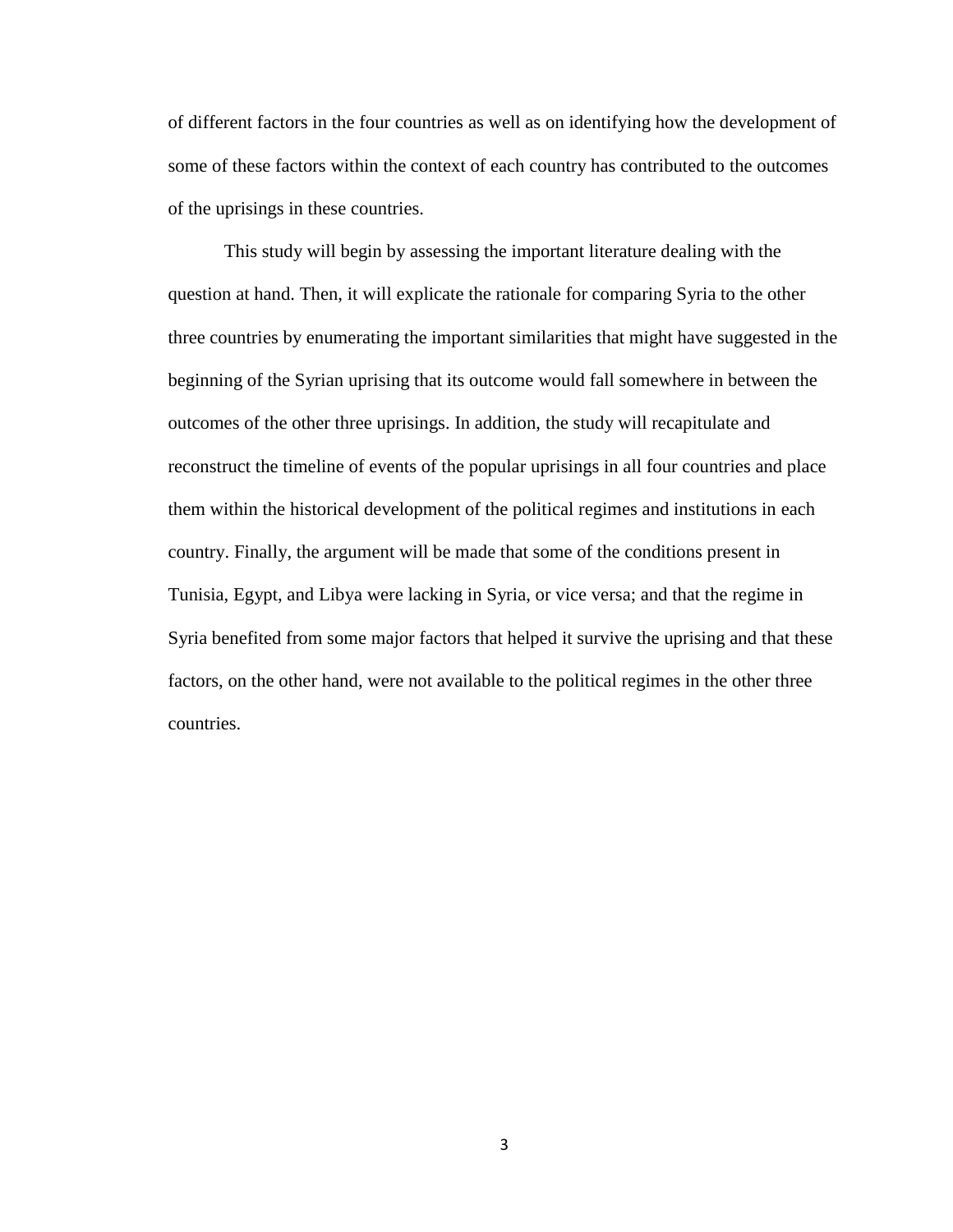of different factors in the four countries as well as on identifying how the development of some of these factors within the context of each country has contributed to the outcomes of the uprisings in these countries.

This study will begin by assessing the important literature dealing with the question at hand. Then, it will explicate the rationale for comparing Syria to the other three countries by enumerating the important similarities that might have suggested in the beginning of the Syrian uprising that its outcome would fall somewhere in between the outcomes of the other three uprisings. In addition, the study will recapitulate and reconstruct the timeline of events of the popular uprisings in all four countries and place them within the historical development of the political regimes and institutions in each country. Finally, the argument will be made that some of the conditions present in Tunisia, Egypt, and Libya were lacking in Syria, or vice versa; and that the regime in Syria benefited from some major factors that helped it survive the uprising and that these factors, on the other hand, were not available to the political regimes in the other three countries.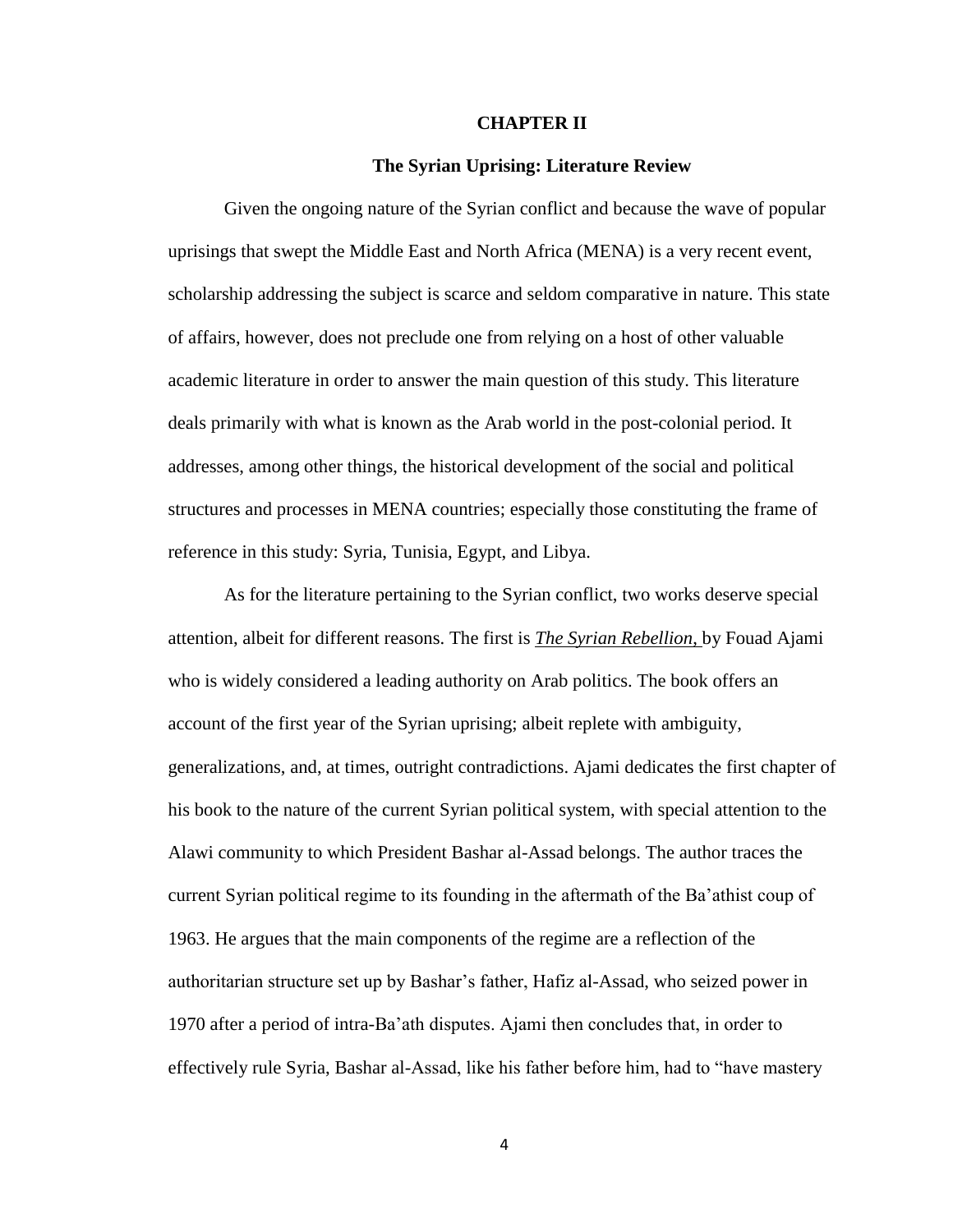# CHAPTER II

## The Syrian Uprising: Literature Review

Given the ongoing nature of the Syrian conflict and because the wave of popular uprisings that swept the Middle East and North Africa (MENA) is a very recent event, scholarship addressing the subject is scarce and seldom comparative in nature. This state of affairs, however, does not preclude one from relying on a host of other valuable academic literature in order to answer the main question of this study. This literature deals primarily with what is known as the Arab world in the post-colonial period. It addresses, among other things, the historical development of the social and political structures and processes in MENA countries; especially those constituting the frame of reference in this study: Syria, Tunisia, Egypt, and Libya.

As for the literature pertaining to the Syrian conflict, two works deserve special attention, albeit for different reasons. The first is ***The Syrian Rebellion,*** by Fouad Ajami who is widely considered a leading authority on Arab politics. The book offers an account of the first year of the Syrian uprising; albeit replete with ambiguity, generalizations, and, at times, outright contradictions. Ajami dedicates the first chapter of his book to the nature of the current Syrian political system, with special attention to the Alawi community to which President Bashar al-Assad belongs. The author traces the current Syrian political regime to its founding in the aftermath of the Ba'athist coup of 1963. He argues that the main components of the regime are a reflection of the authoritarian structure set up by Bashar's father, Hafiz al-Assad, who seized power in 1970 after a period of intra-Ba'ath disputes. Ajami then concludes that, in order to effectively rule Syria, Bashar al-Assad, like his father before him, had to "have mastery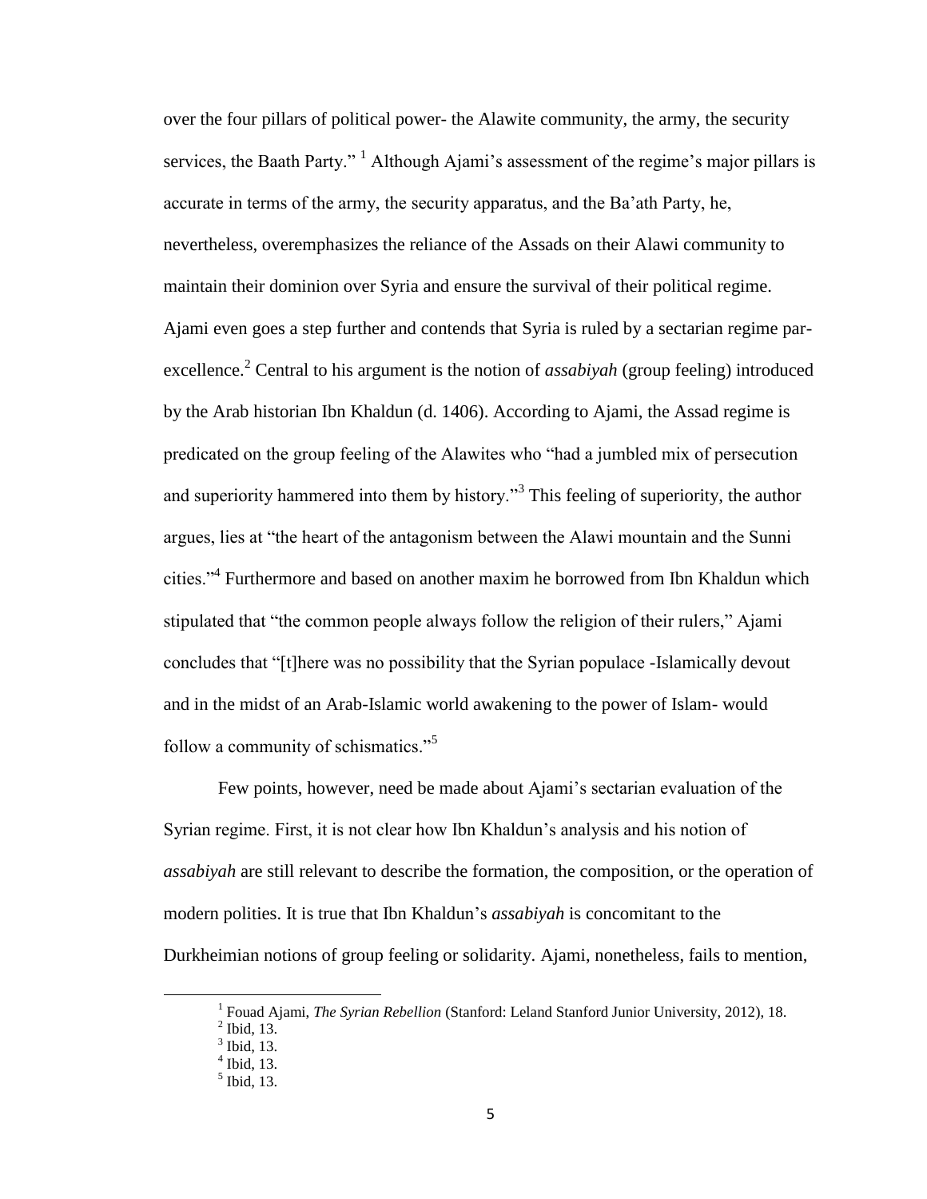over the four pillars of political power- the Alawite community, the army, the security services, the Baath Party." [1] Although Ajami's assessment of the regime's major pillars is accurate in terms of the army, the security apparatus, and the Ba'ath Party, he, nevertheless, overemphasizes the reliance of the Assads on their Alawi community to maintain their dominion over Syria and ensure the survival of their political regime. Ajami even goes a step further and contends that Syria is ruled by a sectarian regime par-excellence.[2] Central to his argument is the notion of *assabiyah* (group feeling) introduced by the Arab historian Ibn Khaldun (d. 1406). According to Ajami, the Assad regime is predicated on the group feeling of the Alawites who "had a jumbled mix of persecution and superiority hammered into them by history."[3] This feeling of superiority, the author argues, lies at "the heart of the antagonism between the Alawi mountain and the Sunni cities."[4] Furthermore and based on another maxim he borrowed from Ibn Khaldun which stipulated that "the common people always follow the religion of their rulers," Ajami concludes that "[t]here was no possibility that the Syrian populace -Islamically devout and in the midst of an Arab-Islamic world awakening to the power of Islam- would follow a community of schismatics."[5]

Few points, however, need be made about Ajami's sectarian evaluation of the Syrian regime. First, it is not clear how Ibn Khaldun's analysis and his notion of *assabiyah* are still relevant to describe the formation, the composition, or the operation of modern polities. It is true that Ibn Khaldun's *assabiyah* is concomitant to the Durkheimian notions of group feeling or solidarity. Ajami, nonetheless, fails to mention,

---

[1] Fouad Ajami, *The Syrian Rebellion* (Stanford: Leland Stanford Junior University, 2012), 18.
[2] Ibid, 13.
[3] Ibid, 13.
[4] Ibid, 13.
[5] Ibid, 13.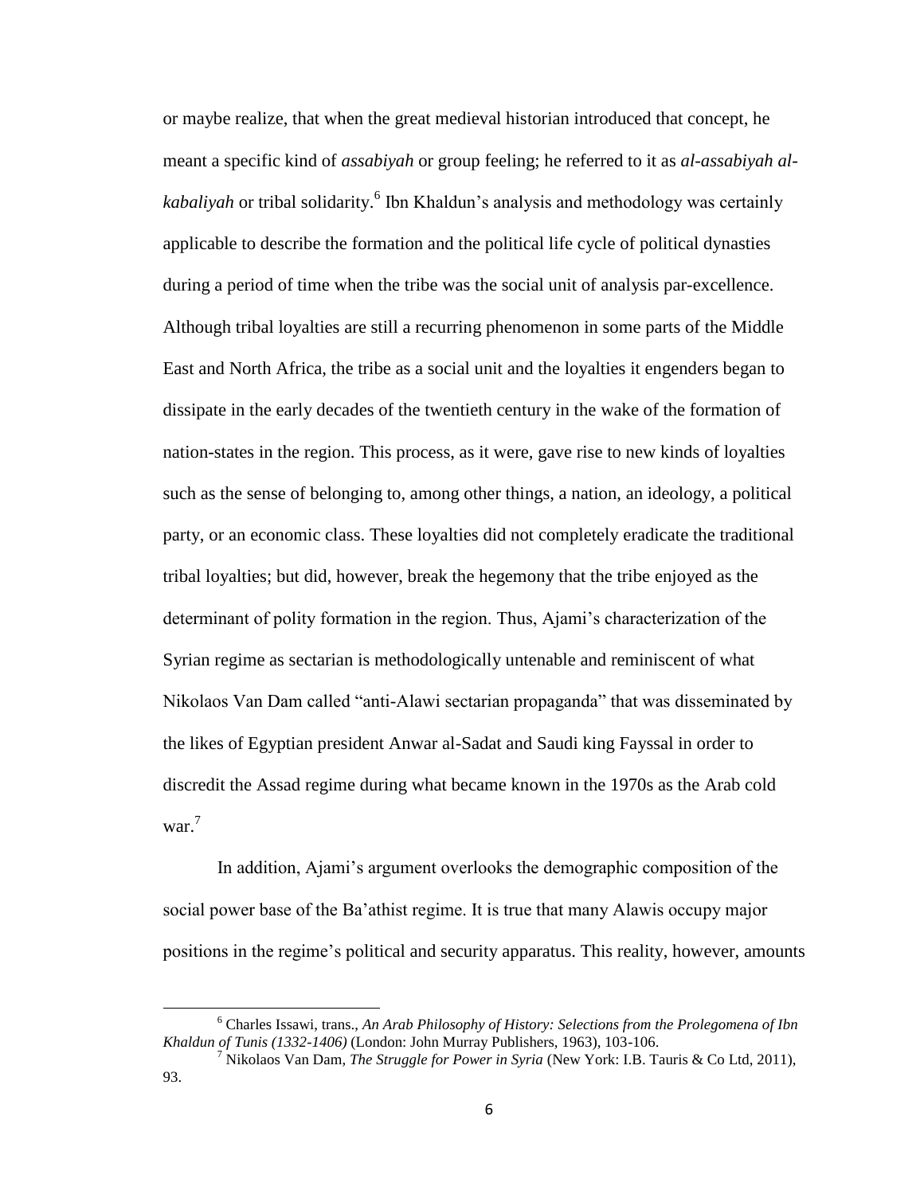or maybe realize, that when the great medieval historian introduced that concept, he meant a specific kind of *assabiyah* or group feeling; he referred to it as *al-assabiyah al-kabaliyah* or tribal solidarity.[6] Ibn Khaldun's analysis and methodology was certainly applicable to describe the formation and the political life cycle of political dynasties during a period of time when the tribe was the social unit of analysis par-excellence. Although tribal loyalties are still a recurring phenomenon in some parts of the Middle East and North Africa, the tribe as a social unit and the loyalties it engenders began to dissipate in the early decades of the twentieth century in the wake of the formation of nation-states in the region. This process, as it were, gave rise to new kinds of loyalties such as the sense of belonging to, among other things, a nation, an ideology, a political party, or an economic class. These loyalties did not completely eradicate the traditional tribal loyalties; but did, however, break the hegemony that the tribe enjoyed as the determinant of polity formation in the region. Thus, Ajami's characterization of the Syrian regime as sectarian is methodologically untenable and reminiscent of what Nikolaos Van Dam called "anti-Alawi sectarian propaganda" that was disseminated by the likes of Egyptian president Anwar al-Sadat and Saudi king Fayssal in order to discredit the Assad regime during what became known in the 1970s as the Arab cold war.[7]

In addition, Ajami's argument overlooks the demographic composition of the social power base of the Ba'athist regime. It is true that many Alawis occupy major positions in the regime's political and security apparatus. This reality, however, amounts

---

[6] Charles Issawi, trans., *An Arab Philosophy of History: Selections from the Prolegomena of Ibn Khaldun of Tunis (1332-1406)* (London: John Murray Publishers, 1963), 103-106.

[7] Nikolaos Van Dam, *The Struggle for Power in Syria* (New York: I.B. Tauris & Co Ltd, 2011), 93.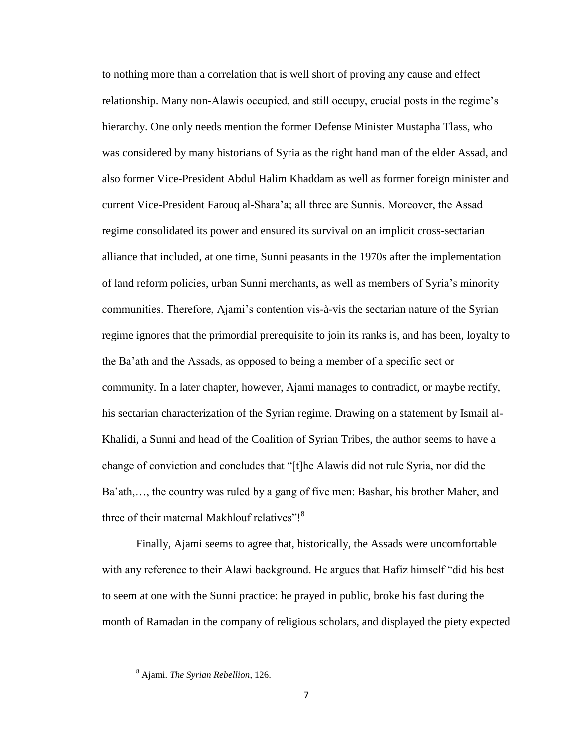to nothing more than a correlation that is well short of proving any cause and effect relationship. Many non-Alawis occupied, and still occupy, crucial posts in the regime's hierarchy. One only needs mention the former Defense Minister Mustapha Tlass, who was considered by many historians of Syria as the right hand man of the elder Assad, and also former Vice-President Abdul Halim Khaddam as well as former foreign minister and current Vice-President Farouq al-Shara'a; all three are Sunnis. Moreover, the Assad regime consolidated its power and ensured its survival on an implicit cross-sectarian alliance that included, at one time, Sunni peasants in the 1970s after the implementation of land reform policies, urban Sunni merchants, as well as members of Syria's minority communities. Therefore, Ajami's contention vis-à-vis the sectarian nature of the Syrian regime ignores that the primordial prerequisite to join its ranks is, and has been, loyalty to the Ba'ath and the Assads, as opposed to being a member of a specific sect or community. In a later chapter, however, Ajami manages to contradict, or maybe rectify, his sectarian characterization of the Syrian regime. Drawing on a statement by Ismail al-Khalidi, a Sunni and head of the Coalition of Syrian Tribes, the author seems to have a change of conviction and concludes that "[t]he Alawis did not rule Syria, nor did the Ba'ath,…, the country was ruled by a gang of five men: Bashar, his brother Maher, and three of their maternal Makhlouf relatives"![8]

Finally, Ajami seems to agree that, historically, the Assads were uncomfortable with any reference to their Alawi background. He argues that Hafiz himself "did his best to seem at one with the Sunni practice: he prayed in public, broke his fast during the month of Ramadan in the company of religious scholars, and displayed the piety expected

[8] Ajami. *The Syrian Rebellion*, 126.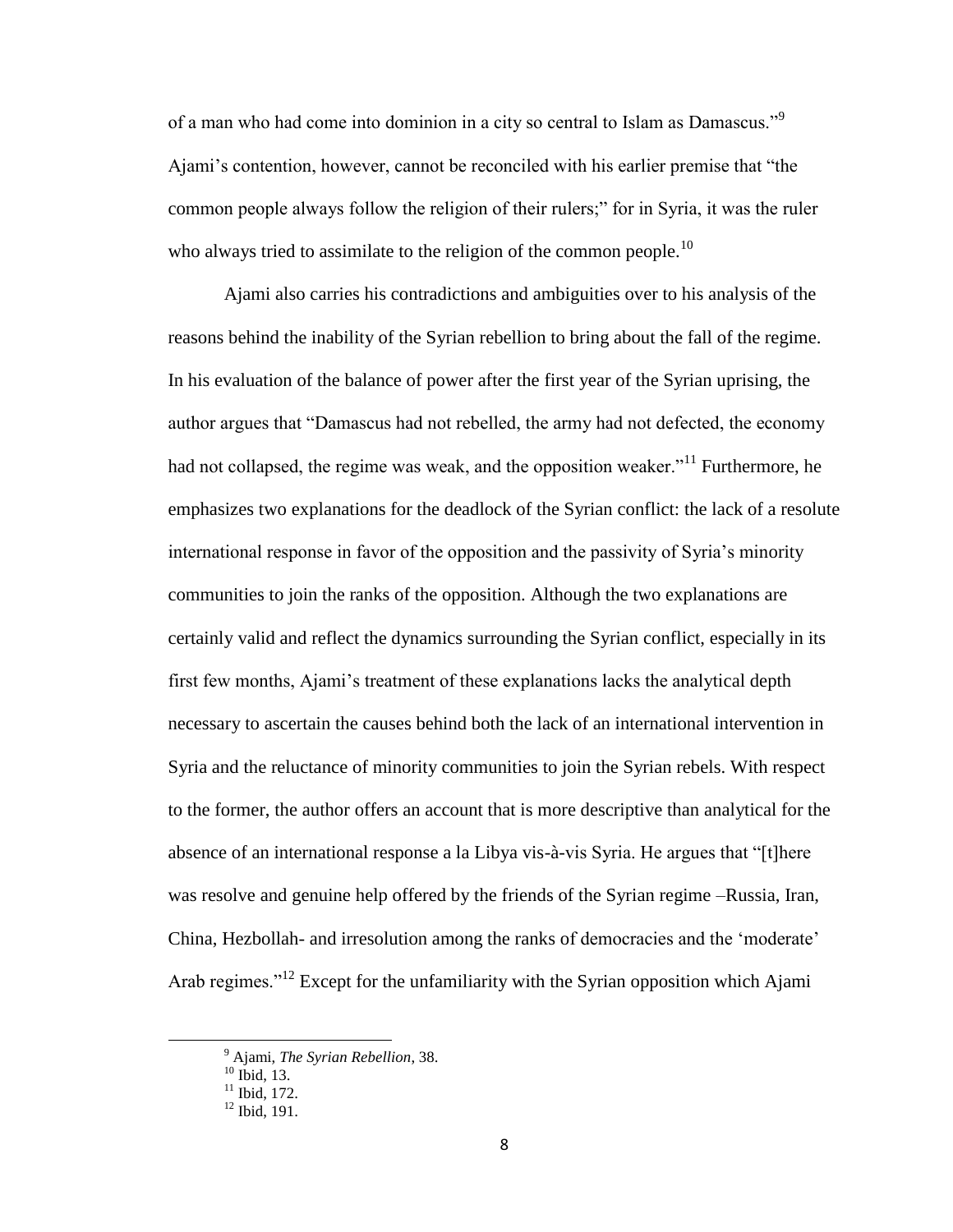of a man who had come into dominion in a city so central to Islam as Damascus."[9] Ajami's contention, however, cannot be reconciled with his earlier premise that "the common people always follow the religion of their rulers;" for in Syria, it was the ruler who always tried to assimilate to the religion of the common people.[10]

Ajami also carries his contradictions and ambiguities over to his analysis of the reasons behind the inability of the Syrian rebellion to bring about the fall of the regime. In his evaluation of the balance of power after the first year of the Syrian uprising, the author argues that "Damascus had not rebelled, the army had not defected, the economy had not collapsed, the regime was weak, and the opposition weaker."[11] Furthermore, he emphasizes two explanations for the deadlock of the Syrian conflict: the lack of a resolute international response in favor of the opposition and the passivity of Syria's minority communities to join the ranks of the opposition. Although the two explanations are certainly valid and reflect the dynamics surrounding the Syrian conflict, especially in its first few months, Ajami's treatment of these explanations lacks the analytical depth necessary to ascertain the causes behind both the lack of an international intervention in Syria and the reluctance of minority communities to join the Syrian rebels. With respect to the former, the author offers an account that is more descriptive than analytical for the absence of an international response a la Libya vis-à-vis Syria. He argues that "[t]here was resolve and genuine help offered by the friends of the Syrian regime –Russia, Iran, China, Hezbollah- and irresolution among the ranks of democracies and the 'moderate' Arab regimes."[12] Except for the unfamiliarity with the Syrian opposition which Ajami

[9] Ajami, *The Syrian Rebellion*, 38.
[10] Ibid, 13.
[11] Ibid, 172.
[12] Ibid, 191.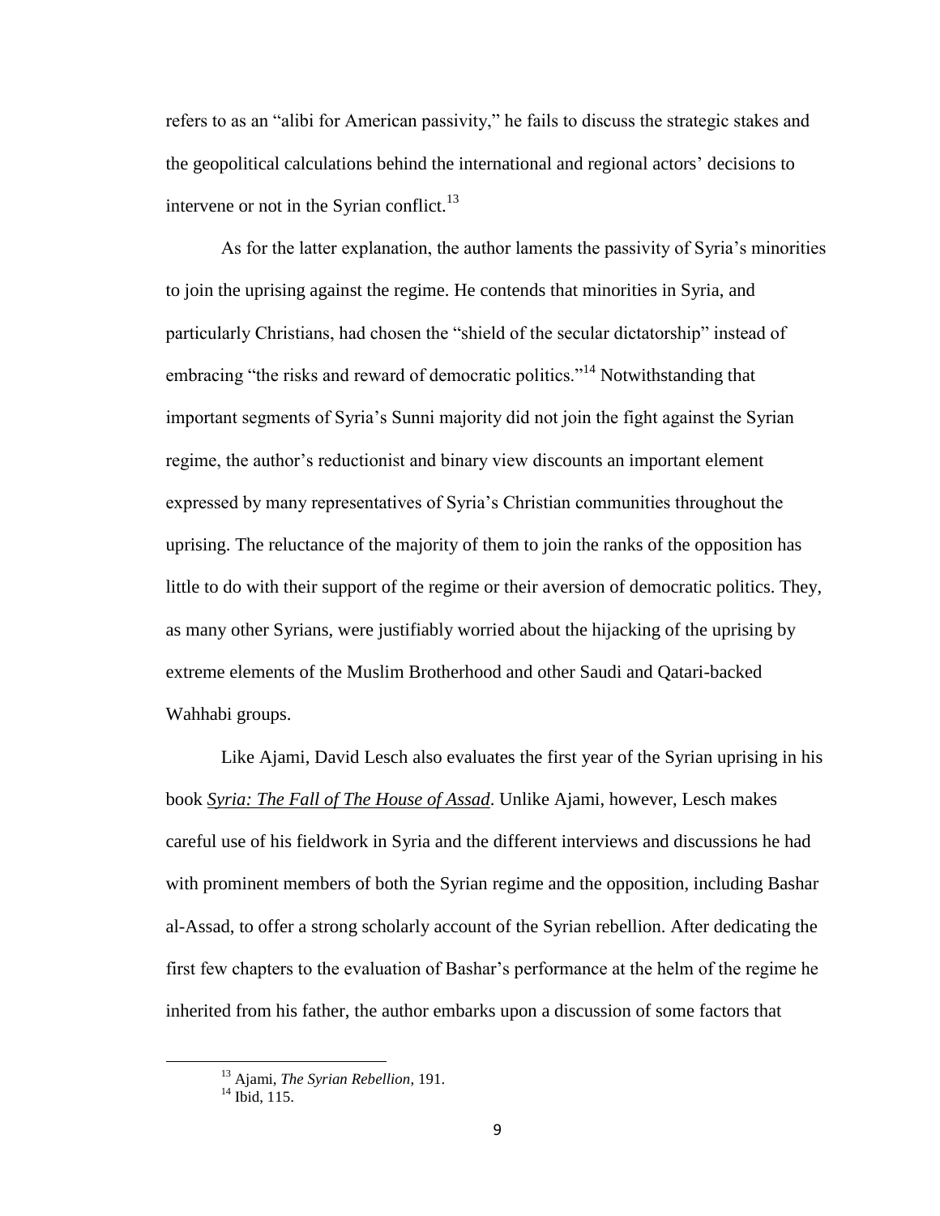refers to as an "alibi for American passivity," he fails to discuss the strategic stakes and the geopolitical calculations behind the international and regional actors' decisions to intervene or not in the Syrian conflict.[13]

As for the latter explanation, the author laments the passivity of Syria's minorities to join the uprising against the regime. He contends that minorities in Syria, and particularly Christians, had chosen the "shield of the secular dictatorship" instead of embracing "the risks and reward of democratic politics."[14] Notwithstanding that important segments of Syria's Sunni majority did not join the fight against the Syrian regime, the author's reductionist and binary view discounts an important element expressed by many representatives of Syria's Christian communities throughout the uprising. The reluctance of the majority of them to join the ranks of the opposition has little to do with their support of the regime or their aversion of democratic politics. They, as many other Syrians, were justifiably worried about the hijacking of the uprising by extreme elements of the Muslim Brotherhood and other Saudi and Qatari-backed Wahhabi groups.

Like Ajami, David Lesch also evaluates the first year of the Syrian uprising in his book *Syria: The Fall of The House of Assad*. Unlike Ajami, however, Lesch makes careful use of his fieldwork in Syria and the different interviews and discussions he had with prominent members of both the Syrian regime and the opposition, including Bashar al-Assad, to offer a strong scholarly account of the Syrian rebellion. After dedicating the first few chapters to the evaluation of Bashar's performance at the helm of the regime he inherited from his father, the author embarks upon a discussion of some factors that

[13] Ajami, *The Syrian Rebellion*, 191.

[14] Ibid, 115.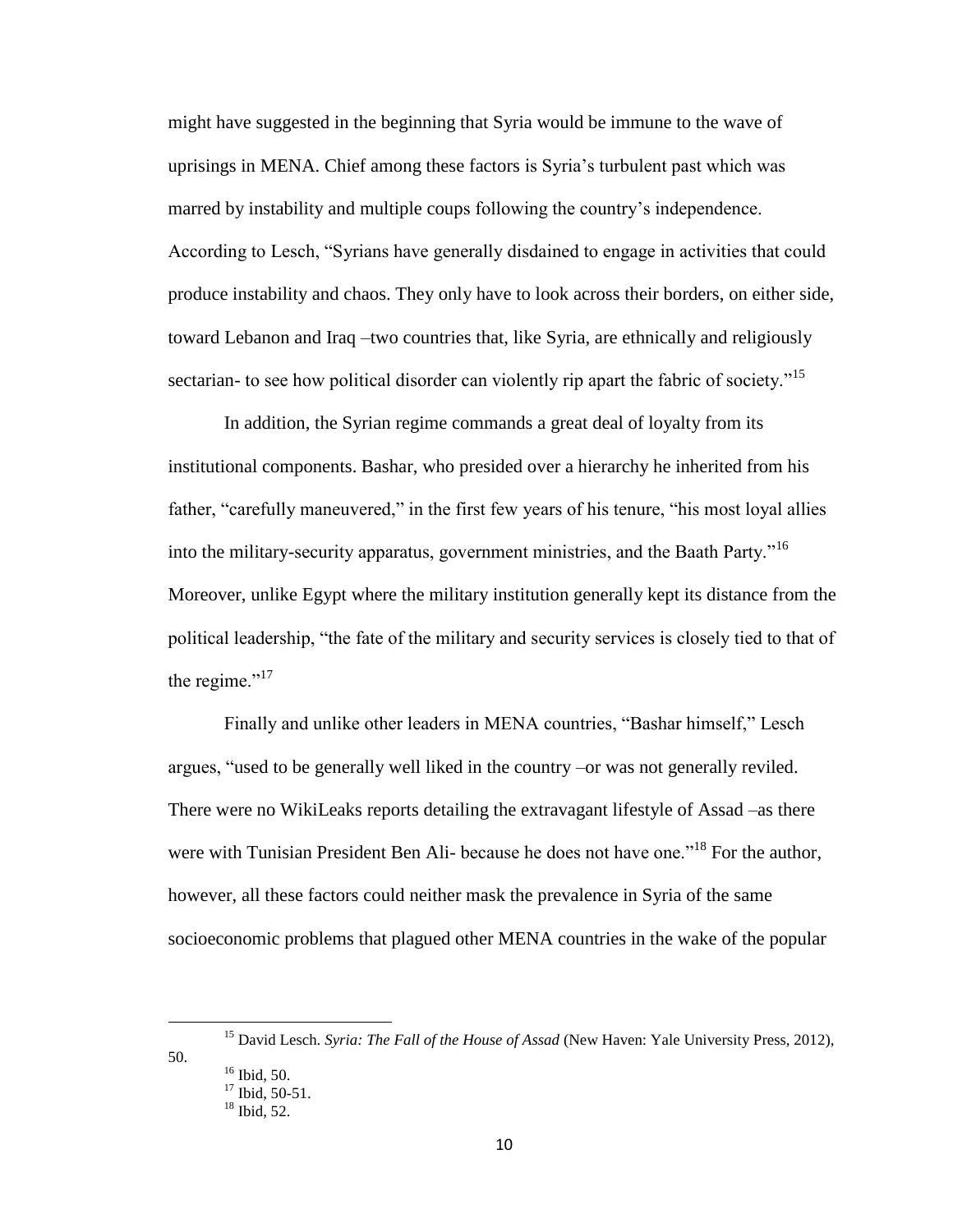might have suggested in the beginning that Syria would be immune to the wave of uprisings in MENA. Chief among these factors is Syria's turbulent past which was marred by instability and multiple coups following the country's independence. According to Lesch, "Syrians have generally disdained to engage in activities that could produce instability and chaos. They only have to look across their borders, on either side, toward Lebanon and Iraq –two countries that, like Syria, are ethnically and religiously sectarian- to see how political disorder can violently rip apart the fabric of society."[15]

In addition, the Syrian regime commands a great deal of loyalty from its institutional components. Bashar, who presided over a hierarchy he inherited from his father, "carefully maneuvered," in the first few years of his tenure, "his most loyal allies into the military-security apparatus, government ministries, and the Baath Party."[16] Moreover, unlike Egypt where the military institution generally kept its distance from the political leadership, "the fate of the military and security services is closely tied to that of the regime."[17]

Finally and unlike other leaders in MENA countries, "Bashar himself," Lesch argues, "used to be generally well liked in the country –or was not generally reviled. There were no WikiLeaks reports detailing the extravagant lifestyle of Assad –as there were with Tunisian President Ben Ali- because he does not have one."[18] For the author, however, all these factors could neither mask the prevalence in Syria of the same socioeconomic problems that plagued other MENA countries in the wake of the popular

---

[15] David Lesch. *Syria: The Fall of the House of Assad* (New Haven: Yale University Press, 2012), 50.

[16] Ibid, 50.

[17] Ibid, 50-51.

[18] Ibid, 52.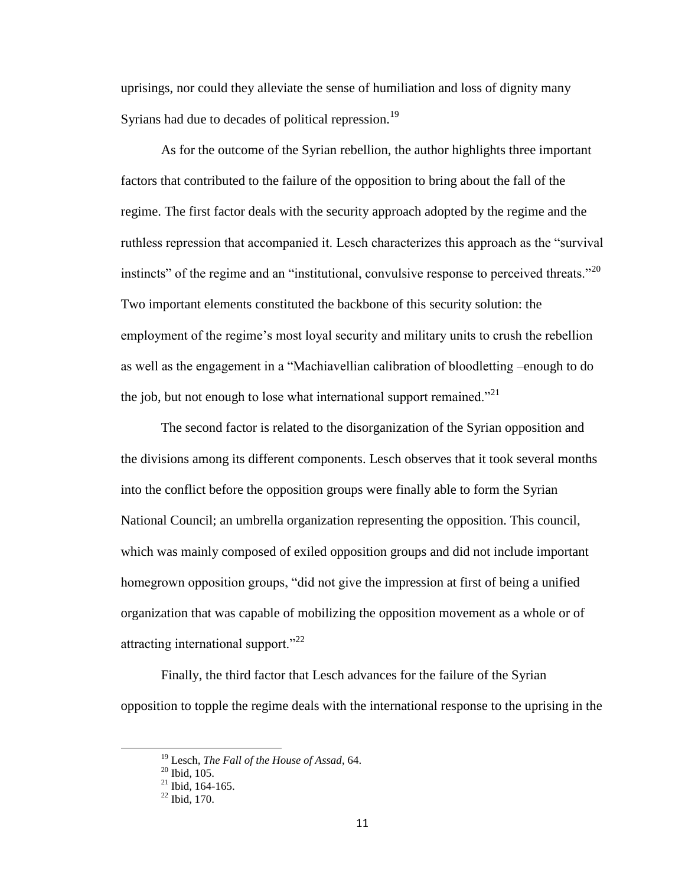uprisings, nor could they alleviate the sense of humiliation and loss of dignity many Syrians had due to decades of political repression.[19]

As for the outcome of the Syrian rebellion, the author highlights three important factors that contributed to the failure of the opposition to bring about the fall of the regime. The first factor deals with the security approach adopted by the regime and the ruthless repression that accompanied it. Lesch characterizes this approach as the "survival instincts" of the regime and an "institutional, convulsive response to perceived threats."[20] Two important elements constituted the backbone of this security solution: the employment of the regime's most loyal security and military units to crush the rebellion as well as the engagement in a "Machiavellian calibration of bloodletting –enough to do the job, but not enough to lose what international support remained."[21]

The second factor is related to the disorganization of the Syrian opposition and the divisions among its different components. Lesch observes that it took several months into the conflict before the opposition groups were finally able to form the Syrian National Council; an umbrella organization representing the opposition. This council, which was mainly composed of exiled opposition groups and did not include important homegrown opposition groups, "did not give the impression at first of being a unified organization that was capable of mobilizing the opposition movement as a whole or of attracting international support."[22]

Finally, the third factor that Lesch advances for the failure of the Syrian opposition to topple the regime deals with the international response to the uprising in the

---

[19] Lesch, *The Fall of the House of Assad*, 64.

[20] Ibid, 105.

[21] Ibid, 164-165.

[22] Ibid, 170.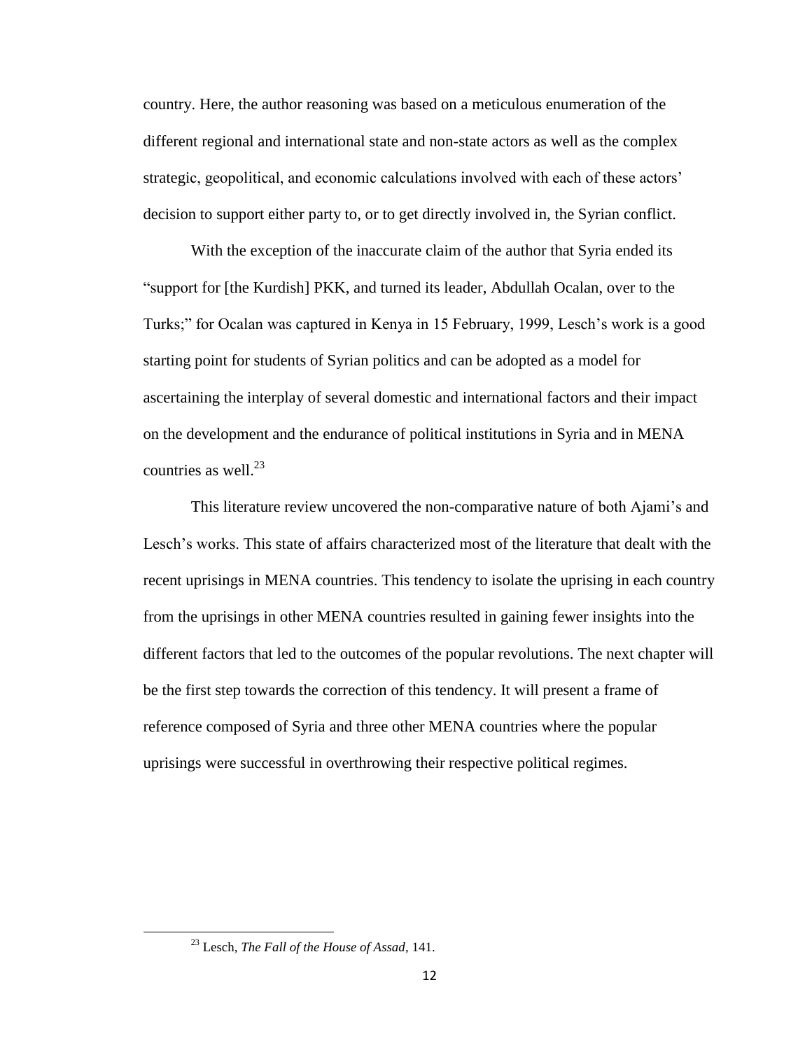country. Here, the author reasoning was based on a meticulous enumeration of the different regional and international state and non-state actors as well as the complex strategic, geopolitical, and economic calculations involved with each of these actors' decision to support either party to, or to get directly involved in, the Syrian conflict.

With the exception of the inaccurate claim of the author that Syria ended its "support for [the Kurdish] PKK, and turned its leader, Abdullah Ocalan, over to the Turks;" for Ocalan was captured in Kenya in 15 February, 1999, Lesch's work is a good starting point for students of Syrian politics and can be adopted as a model for ascertaining the interplay of several domestic and international factors and their impact on the development and the endurance of political institutions in Syria and in MENA countries as well.[23]

This literature review uncovered the non-comparative nature of both Ajami's and Lesch's works. This state of affairs characterized most of the literature that dealt with the recent uprisings in MENA countries. This tendency to isolate the uprising in each country from the uprisings in other MENA countries resulted in gaining fewer insights into the different factors that led to the outcomes of the popular revolutions. The next chapter will be the first step towards the correction of this tendency. It will present a frame of reference composed of Syria and three other MENA countries where the popular uprisings were successful in overthrowing their respective political regimes.

[23] Lesch, *The Fall of the House of Assad*, 141.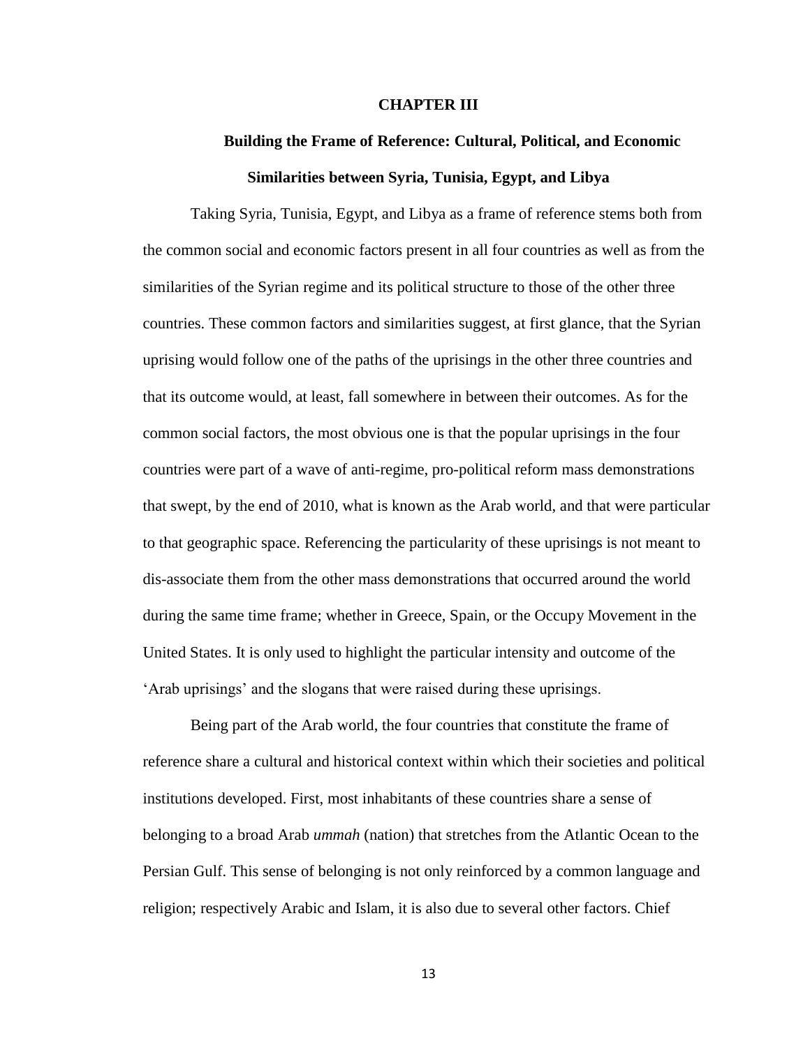# CHAPTER III

## Building the Frame of Reference: Cultural, Political, and Economic Similarities between Syria, Tunisia, Egypt, and Libya

Taking Syria, Tunisia, Egypt, and Libya as a frame of reference stems both from the common social and economic factors present in all four countries as well as from the similarities of the Syrian regime and its political structure to those of the other three countries. These common factors and similarities suggest, at first glance, that the Syrian uprising would follow one of the paths of the uprisings in the other three countries and that its outcome would, at least, fall somewhere in between their outcomes. As for the common social factors, the most obvious one is that the popular uprisings in the four countries were part of a wave of anti-regime, pro-political reform mass demonstrations that swept, by the end of 2010, what is known as the Arab world, and that were particular to that geographic space. Referencing the particularity of these uprisings is not meant to dis-associate them from the other mass demonstrations that occurred around the world during the same time frame; whether in Greece, Spain, or the Occupy Movement in the United States. It is only used to highlight the particular intensity and outcome of the 'Arab uprisings' and the slogans that were raised during these uprisings.

Being part of the Arab world, the four countries that constitute the frame of reference share a cultural and historical context within which their societies and political institutions developed. First, most inhabitants of these countries share a sense of belonging to a broad Arab *ummah* (nation) that stretches from the Atlantic Ocean to the Persian Gulf. This sense of belonging is not only reinforced by a common language and religion; respectively Arabic and Islam, it is also due to several other factors. Chief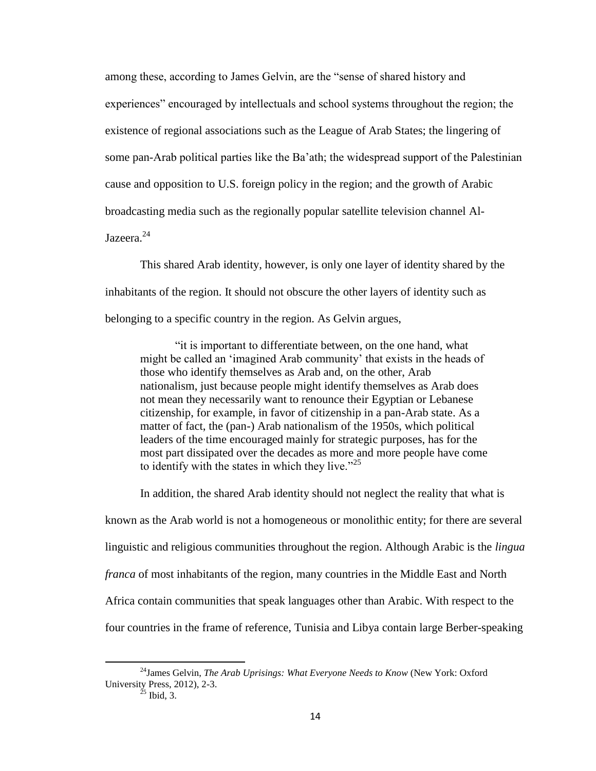among these, according to James Gelvin, are the "sense of shared history and experiences" encouraged by intellectuals and school systems throughout the region; the existence of regional associations such as the League of Arab States; the lingering of some pan-Arab political parties like the Ba'ath; the widespread support of the Palestinian cause and opposition to U.S. foreign policy in the region; and the growth of Arabic broadcasting media such as the regionally popular satellite television channel Al-Jazeera.[24]

This shared Arab identity, however, is only one layer of identity shared by the inhabitants of the region. It should not obscure the other layers of identity such as belonging to a specific country in the region. As Gelvin argues,

> "it is important to differentiate between, on the one hand, what might be called an 'imagined Arab community' that exists in the heads of those who identify themselves as Arab and, on the other, Arab nationalism, just because people might identify themselves as Arab does not mean they necessarily want to renounce their Egyptian or Lebanese citizenship, for example, in favor of citizenship in a pan-Arab state. As a matter of fact, the (pan-) Arab nationalism of the 1950s, which political leaders of the time encouraged mainly for strategic purposes, has for the most part dissipated over the decades as more and more people have come to identify with the states in which they live."[25]

In addition, the shared Arab identity should not neglect the reality that what is known as the Arab world is not a homogeneous or monolithic entity; for there are several linguistic and religious communities throughout the region. Although Arabic is the *lingua franca* of most inhabitants of the region, many countries in the Middle East and North Africa contain communities that speak languages other than Arabic. With respect to the four countries in the frame of reference, Tunisia and Libya contain large Berber-speaking

---

[24] James Gelvin, *The Arab Uprisings: What Everyone Needs to Know* (New York: Oxford University Press, 2012), 2-3.

[25] Ibid, 3.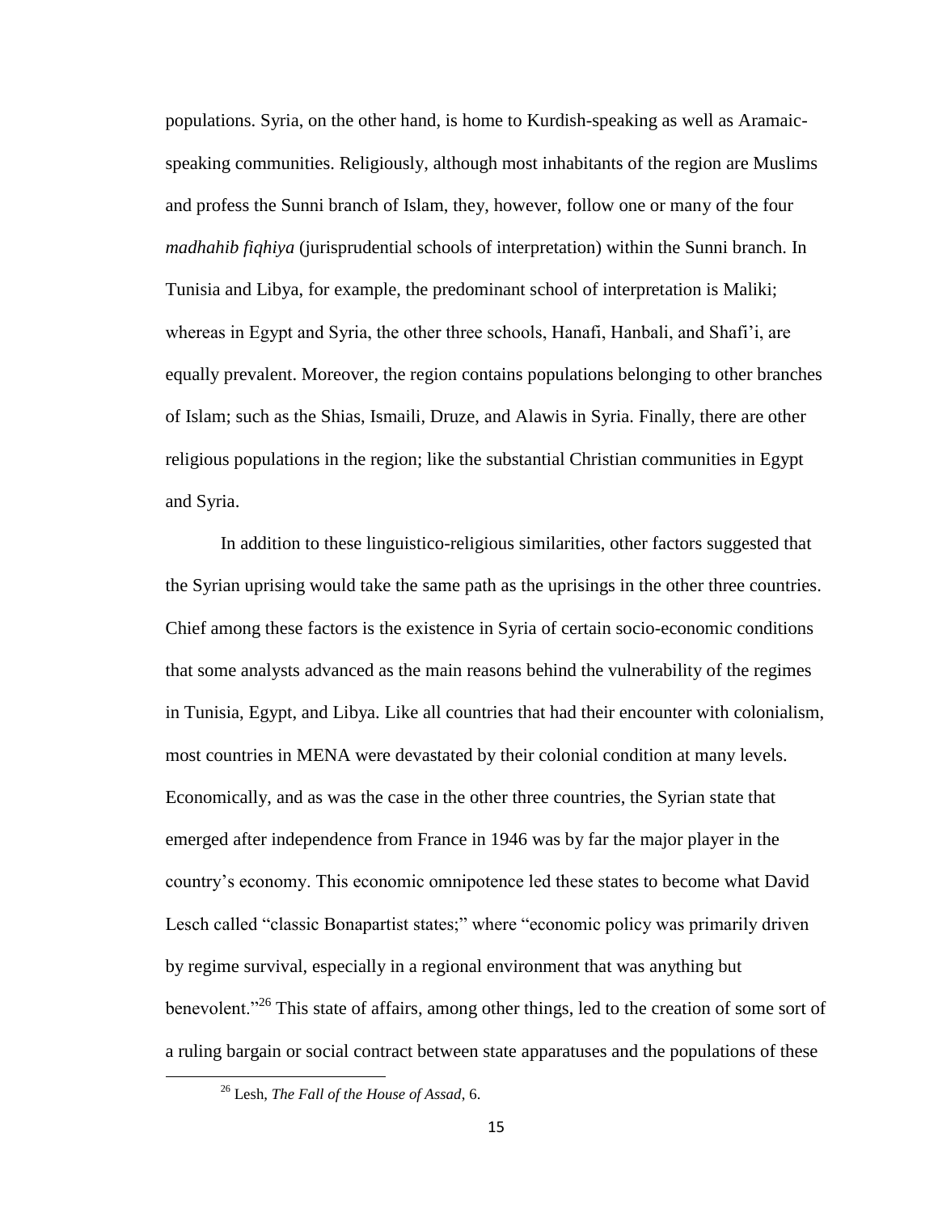populations. Syria, on the other hand, is home to Kurdish-speaking as well as Aramaic-speaking communities. Religiously, although most inhabitants of the region are Muslims and profess the Sunni branch of Islam, they, however, follow one or many of the four *madhahib fiqhiya* (jurisprudential schools of interpretation) within the Sunni branch. In Tunisia and Libya, for example, the predominant school of interpretation is Maliki; whereas in Egypt and Syria, the other three schools, Hanafi, Hanbali, and Shafi'i, are equally prevalent. Moreover, the region contains populations belonging to other branches of Islam; such as the Shias, Ismaili, Druze, and Alawis in Syria. Finally, there are other religious populations in the region; like the substantial Christian communities in Egypt and Syria.

In addition to these linguistico-religious similarities, other factors suggested that the Syrian uprising would take the same path as the uprisings in the other three countries. Chief among these factors is the existence in Syria of certain socio-economic conditions that some analysts advanced as the main reasons behind the vulnerability of the regimes in Tunisia, Egypt, and Libya. Like all countries that had their encounter with colonialism, most countries in MENA were devastated by their colonial condition at many levels. Economically, and as was the case in the other three countries, the Syrian state that emerged after independence from France in 1946 was by far the major player in the country's economy. This economic omnipotence led these states to become what David Lesch called "classic Bonapartist states;" where "economic policy was primarily driven by regime survival, especially in a regional environment that was anything but benevolent."[26] This state of affairs, among other things, led to the creation of some sort of a ruling bargain or social contract between state apparatuses and the populations of these

[26] Lesh, *The Fall of the House of Assad*, 6.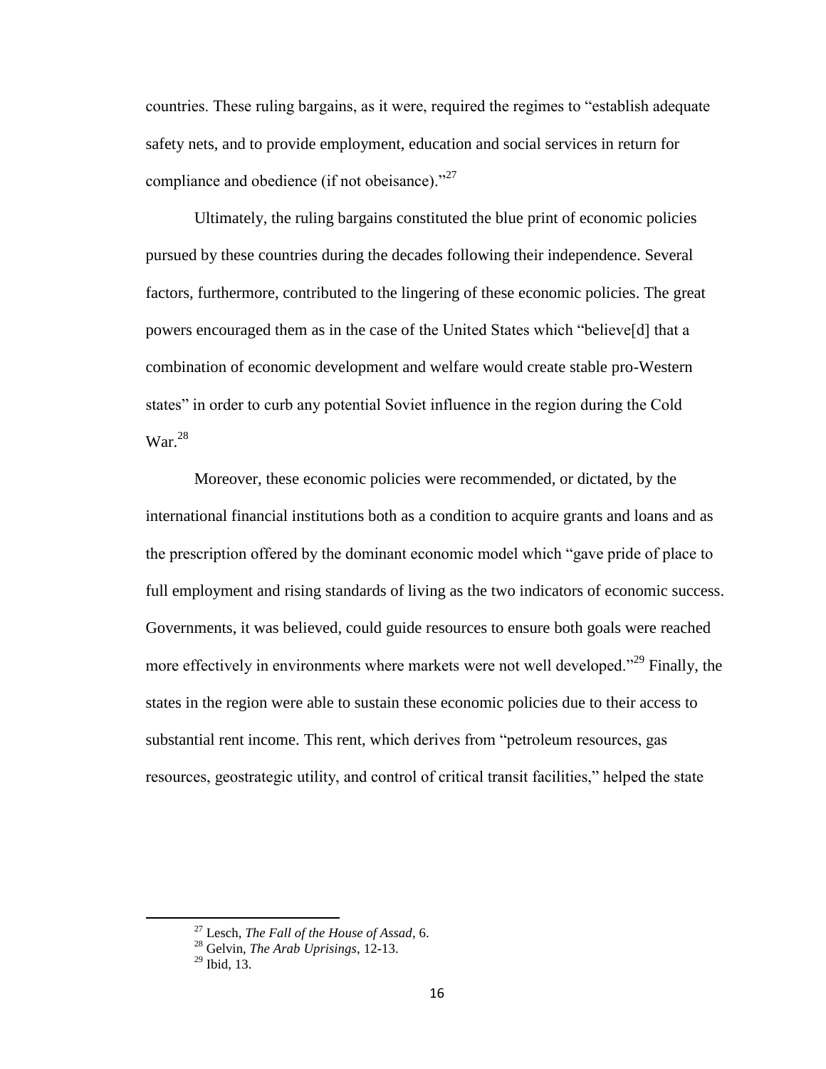countries. These ruling bargains, as it were, required the regimes to "establish adequate safety nets, and to provide employment, education and social services in return for compliance and obedience (if not obeisance)."[27]

Ultimately, the ruling bargains constituted the blue print of economic policies pursued by these countries during the decades following their independence. Several factors, furthermore, contributed to the lingering of these economic policies. The great powers encouraged them as in the case of the United States which "believe[d] that a combination of economic development and welfare would create stable pro-Western states" in order to curb any potential Soviet influence in the region during the Cold War.[28]

Moreover, these economic policies were recommended, or dictated, by the international financial institutions both as a condition to acquire grants and loans and as the prescription offered by the dominant economic model which "gave pride of place to full employment and rising standards of living as the two indicators of economic success. Governments, it was believed, could guide resources to ensure both goals were reached more effectively in environments where markets were not well developed."[29] Finally, the states in the region were able to sustain these economic policies due to their access to substantial rent income. This rent, which derives from "petroleum resources, gas resources, geostrategic utility, and control of critical transit facilities," helped the state

---

[27] Lesch, *The Fall of the House of Assad*, 6.

[28] Gelvin, *The Arab Uprisings*, 12-13.

[29] Ibid, 13.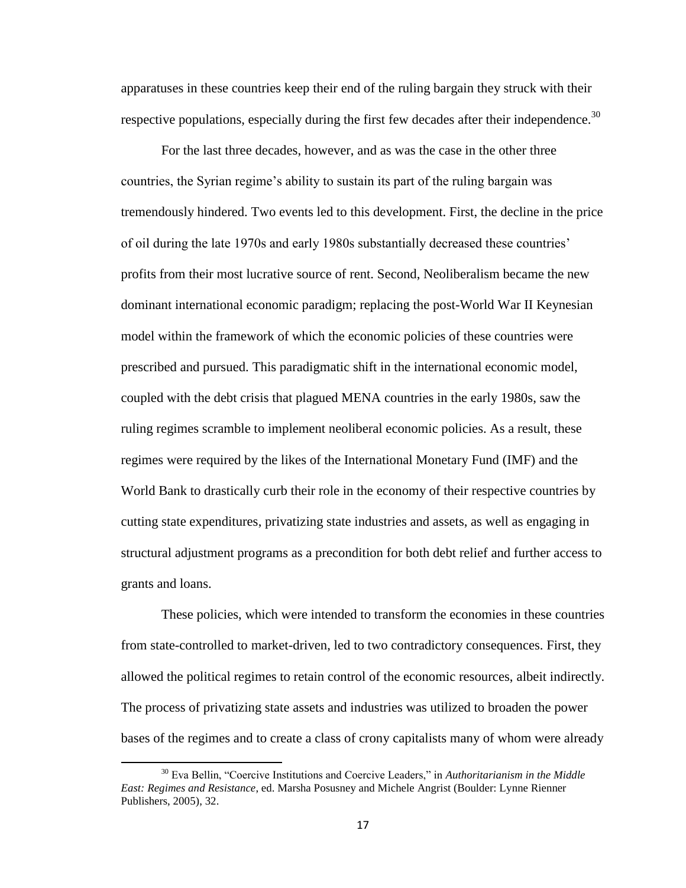apparatuses in these countries keep their end of the ruling bargain they struck with their respective populations, especially during the first few decades after their independence.[30]

For the last three decades, however, and as was the case in the other three countries, the Syrian regime's ability to sustain its part of the ruling bargain was tremendously hindered. Two events led to this development. First, the decline in the price of oil during the late 1970s and early 1980s substantially decreased these countries' profits from their most lucrative source of rent. Second, Neoliberalism became the new dominant international economic paradigm; replacing the post-World War II Keynesian model within the framework of which the economic policies of these countries were prescribed and pursued. This paradigmatic shift in the international economic model, coupled with the debt crisis that plagued MENA countries in the early 1980s, saw the ruling regimes scramble to implement neoliberal economic policies. As a result, these regimes were required by the likes of the International Monetary Fund (IMF) and the World Bank to drastically curb their role in the economy of their respective countries by cutting state expenditures, privatizing state industries and assets, as well as engaging in structural adjustment programs as a precondition for both debt relief and further access to grants and loans.

These policies, which were intended to transform the economies in these countries from state-controlled to market-driven, led to two contradictory consequences. First, they allowed the political regimes to retain control of the economic resources, albeit indirectly. The process of privatizing state assets and industries was utilized to broaden the power bases of the regimes and to create a class of crony capitalists many of whom were already

---

[30] Eva Bellin, "Coercive Institutions and Coercive Leaders," in *Authoritarianism in the Middle East: Regimes and Resistance*, ed. Marsha Posusney and Michele Angrist (Boulder: Lynne Rienner Publishers, 2005), 32.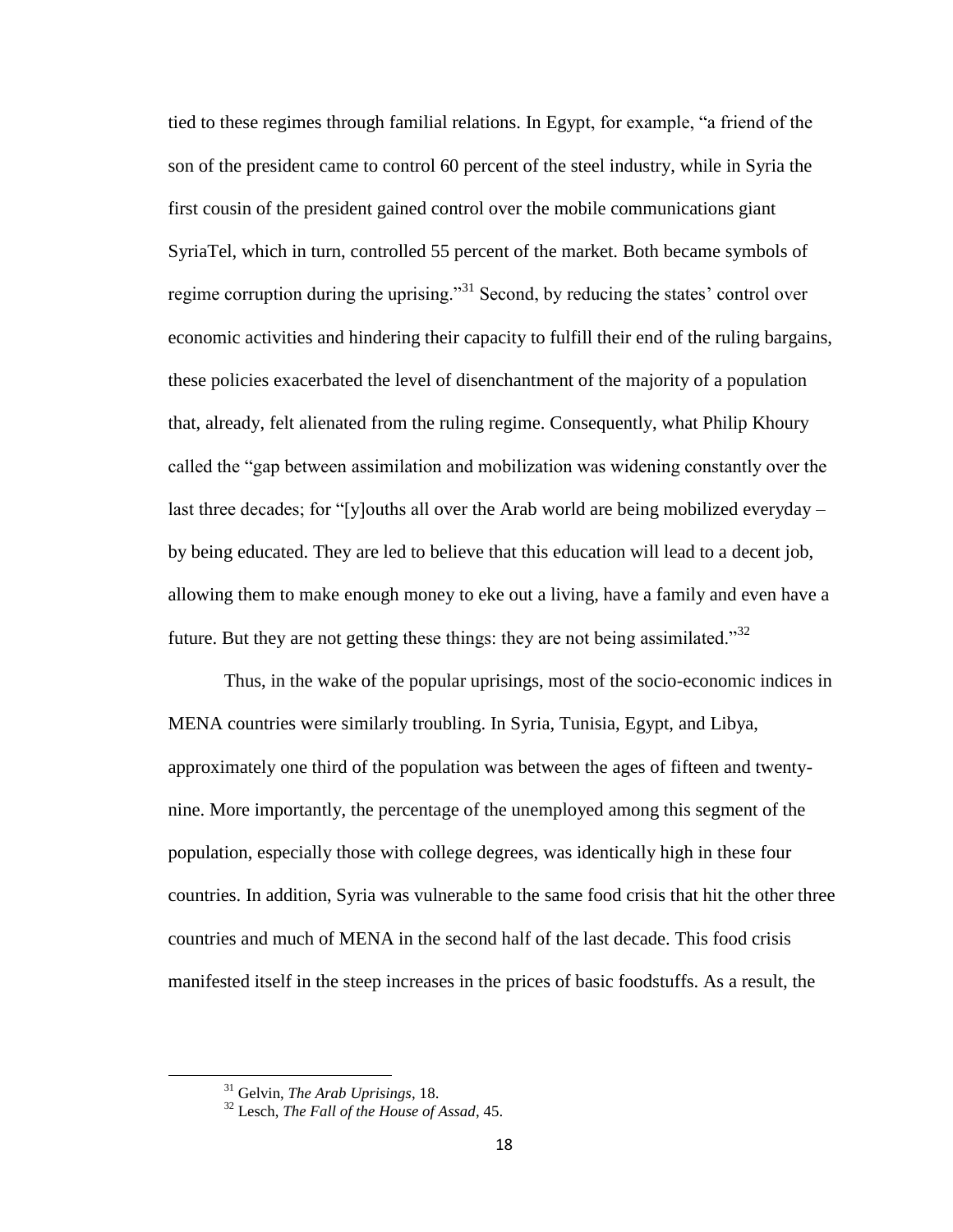tied to these regimes through familial relations. In Egypt, for example, "a friend of the son of the president came to control 60 percent of the steel industry, while in Syria the first cousin of the president gained control over the mobile communications giant SyriaTel, which in turn, controlled 55 percent of the market. Both became symbols of regime corruption during the uprising."[31] Second, by reducing the states' control over economic activities and hindering their capacity to fulfill their end of the ruling bargains, these policies exacerbated the level of disenchantment of the majority of a population that, already, felt alienated from the ruling regime. Consequently, what Philip Khoury called the "gap between assimilation and mobilization was widening constantly over the last three decades; for "[y]ouths all over the Arab world are being mobilized everyday – by being educated. They are led to believe that this education will lead to a decent job, allowing them to make enough money to eke out a living, have a family and even have a future. But they are not getting these things: they are not being assimilated."[32]

Thus, in the wake of the popular uprisings, most of the socio-economic indices in MENA countries were similarly troubling. In Syria, Tunisia, Egypt, and Libya, approximately one third of the population was between the ages of fifteen and twenty-nine. More importantly, the percentage of the unemployed among this segment of the population, especially those with college degrees, was identically high in these four countries. In addition, Syria was vulnerable to the same food crisis that hit the other three countries and much of MENA in the second half of the last decade. This food crisis manifested itself in the steep increases in the prices of basic foodstuffs. As a result, the

---

[31] Gelvin, *The Arab Uprisings*, 18.

[32] Lesch, *The Fall of the House of Assad*, 45.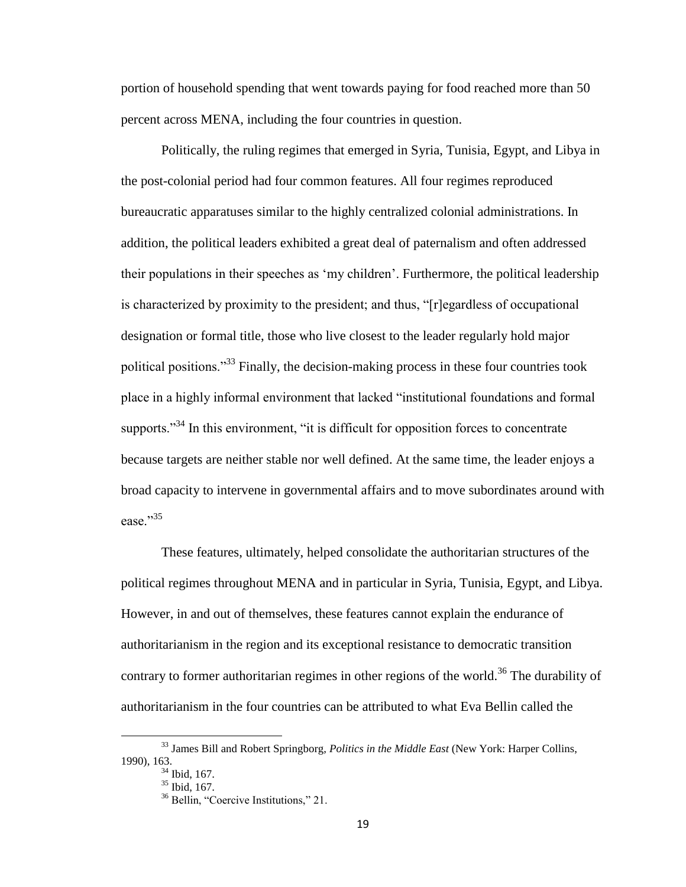portion of household spending that went towards paying for food reached more than 50 percent across MENA, including the four countries in question.

Politically, the ruling regimes that emerged in Syria, Tunisia, Egypt, and Libya in the post-colonial period had four common features. All four regimes reproduced bureaucratic apparatuses similar to the highly centralized colonial administrations. In addition, the political leaders exhibited a great deal of paternalism and often addressed their populations in their speeches as 'my children'. Furthermore, the political leadership is characterized by proximity to the president; and thus, "[r]egardless of occupational designation or formal title, those who live closest to the leader regularly hold major political positions."[33] Finally, the decision-making process in these four countries took place in a highly informal environment that lacked "institutional foundations and formal supports."[34] In this environment, "it is difficult for opposition forces to concentrate because targets are neither stable nor well defined. At the same time, the leader enjoys a broad capacity to intervene in governmental affairs and to move subordinates around with ease."[35]

These features, ultimately, helped consolidate the authoritarian structures of the political regimes throughout MENA and in particular in Syria, Tunisia, Egypt, and Libya. However, in and out of themselves, these features cannot explain the endurance of authoritarianism in the region and its exceptional resistance to democratic transition contrary to former authoritarian regimes in other regions of the world.[36] The durability of authoritarianism in the four countries can be attributed to what Eva Bellin called the

---

[33] James Bill and Robert Springborg, *Politics in the Middle East* (New York: Harper Collins, 1990), 163.

[34] Ibid, 167.

[35] Ibid, 167.

[36] Bellin, "Coercive Institutions," 21.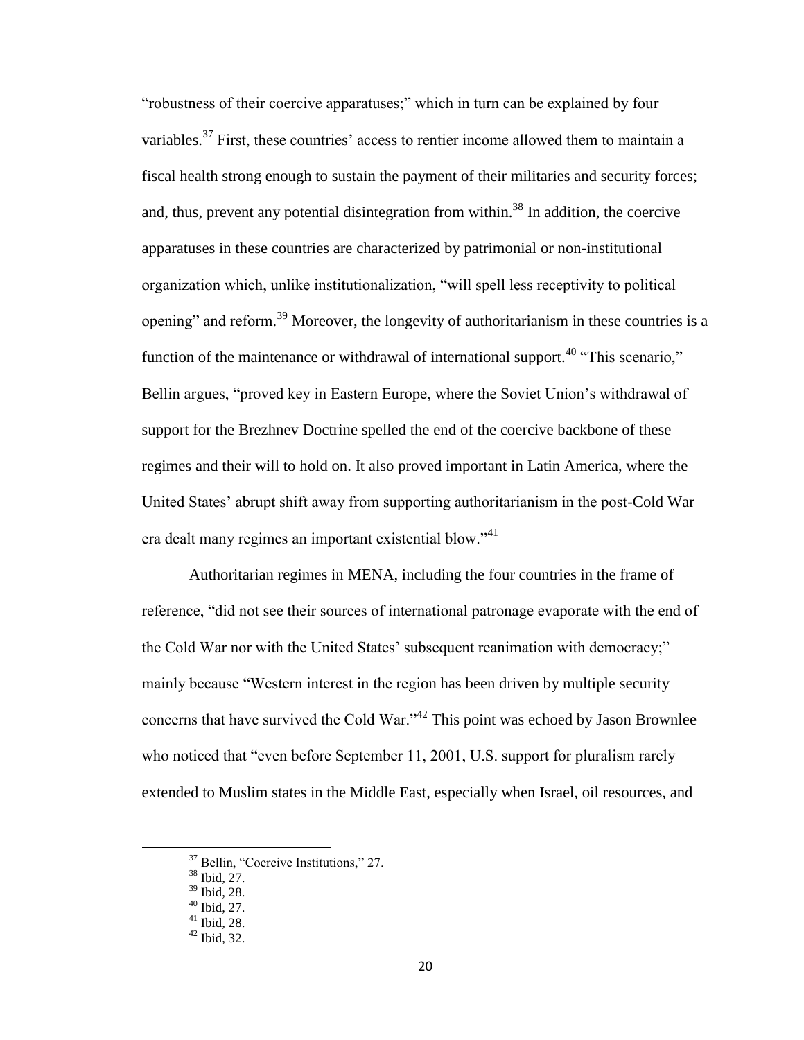"robustness of their coercive apparatuses;" which in turn can be explained by four variables.[37] First, these countries' access to rentier income allowed them to maintain a fiscal health strong enough to sustain the payment of their militaries and security forces; and, thus, prevent any potential disintegration from within.[38] In addition, the coercive apparatuses in these countries are characterized by patrimonial or non-institutional organization which, unlike institutionalization, "will spell less receptivity to political opening" and reform.[39] Moreover, the longevity of authoritarianism in these countries is a function of the maintenance or withdrawal of international support.[40] "This scenario," Bellin argues, "proved key in Eastern Europe, where the Soviet Union's withdrawal of support for the Brezhnev Doctrine spelled the end of the coercive backbone of these regimes and their will to hold on. It also proved important in Latin America, where the United States' abrupt shift away from supporting authoritarianism in the post-Cold War era dealt many regimes an important existential blow."[41]

Authoritarian regimes in MENA, including the four countries in the frame of reference, "did not see their sources of international patronage evaporate with the end of the Cold War nor with the United States' subsequent reanimation with democracy;" mainly because "Western interest in the region has been driven by multiple security concerns that have survived the Cold War."[42] This point was echoed by Jason Brownlee who noticed that "even before September 11, 2001, U.S. support for pluralism rarely extended to Muslim states in the Middle East, especially when Israel, oil resources, and

[37] Bellin, "Coercive Institutions," 27.

[38] Ibid, 27.

[39] Ibid, 28.

[40] Ibid, 27.

[41] Ibid, 28.

[42] Ibid, 32.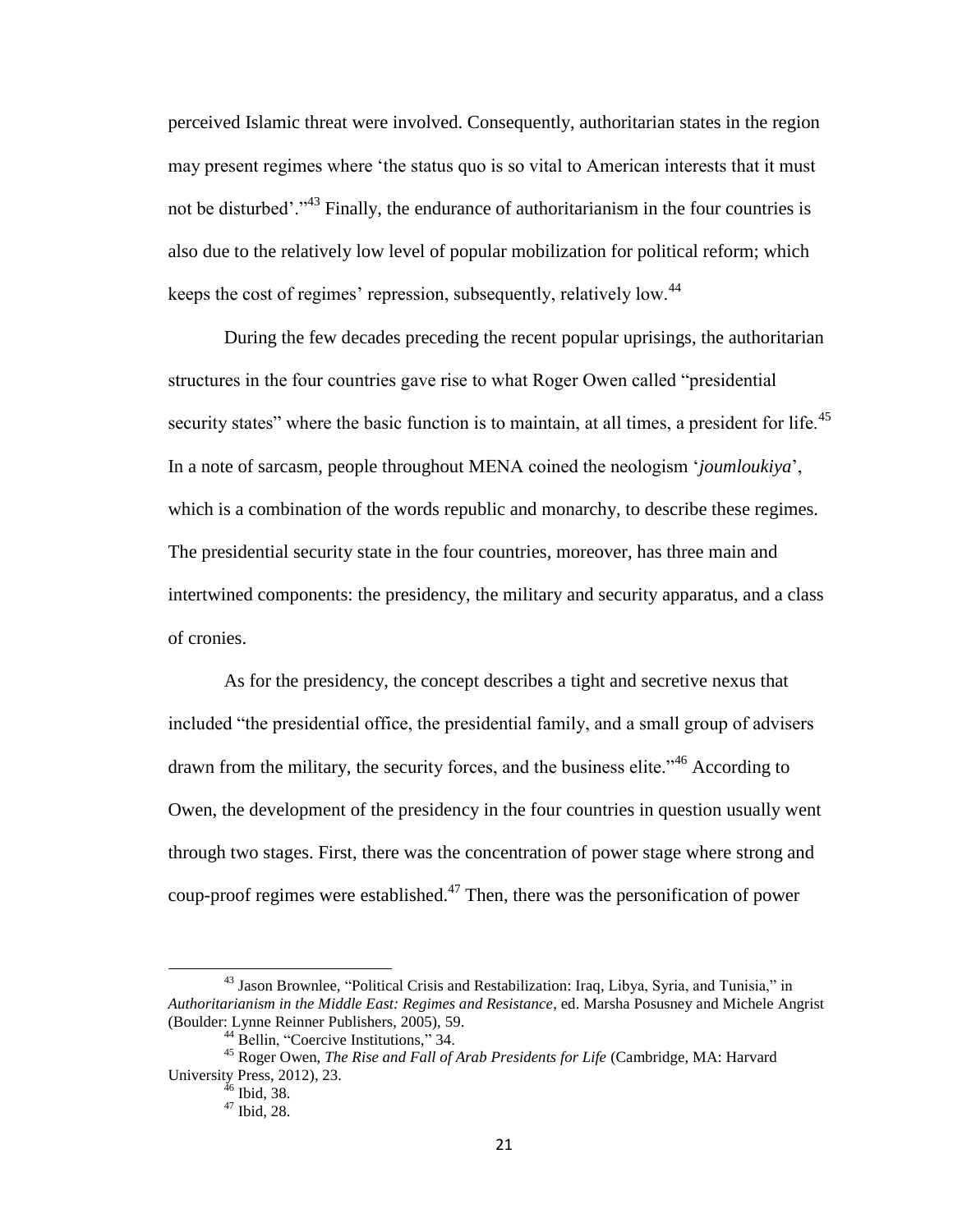perceived Islamic threat were involved. Consequently, authoritarian states in the region may present regimes where 'the status quo is so vital to American interests that it must not be disturbed'."[43] Finally, the endurance of authoritarianism in the four countries is also due to the relatively low level of popular mobilization for political reform; which keeps the cost of regimes' repression, subsequently, relatively low.[44]

During the few decades preceding the recent popular uprisings, the authoritarian structures in the four countries gave rise to what Roger Owen called "presidential security states" where the basic function is to maintain, at all times, a president for life.[45] In a note of sarcasm, people throughout MENA coined the neologism '*joumloukiya*', which is a combination of the words republic and monarchy, to describe these regimes. The presidential security state in the four countries, moreover, has three main and intertwined components: the presidency, the military and security apparatus, and a class of cronies.

As for the presidency, the concept describes a tight and secretive nexus that included "the presidential office, the presidential family, and a small group of advisers drawn from the military, the security forces, and the business elite."[46] According to Owen, the development of the presidency in the four countries in question usually went through two stages. First, there was the concentration of power stage where strong and coup-proof regimes were established.[47] Then, there was the personification of power

---

[43] Jason Brownlee, "Political Crisis and Restabilization: Iraq, Libya, Syria, and Tunisia," in *Authoritarianism in the Middle East: Regimes and Resistance*, ed. Marsha Posusney and Michele Angrist (Boulder: Lynne Reinner Publishers, 2005), 59.

[44] Bellin, "Coercive Institutions," 34.

[45] Roger Owen, *The Rise and Fall of Arab Presidents for Life* (Cambridge, MA: Harvard University Press, 2012), 23.

[46] Ibid, 38.

[47] Ibid, 28.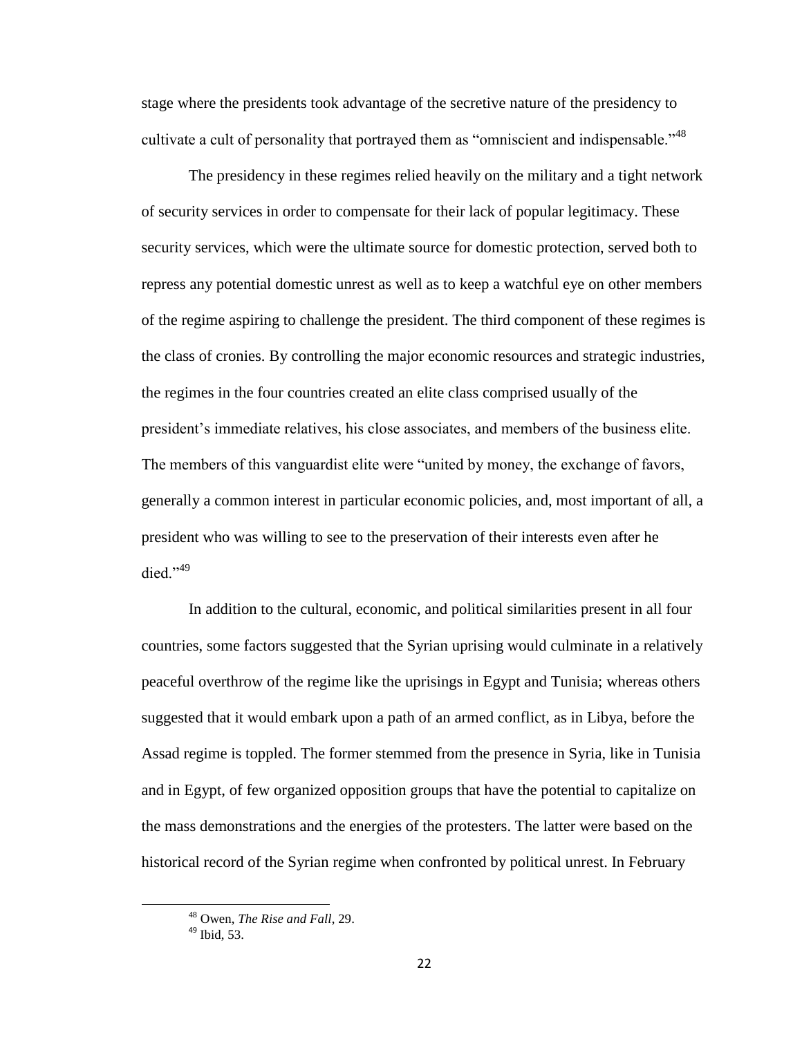stage where the presidents took advantage of the secretive nature of the presidency to cultivate a cult of personality that portrayed them as "omniscient and indispensable."[48]

The presidency in these regimes relied heavily on the military and a tight network of security services in order to compensate for their lack of popular legitimacy. These security services, which were the ultimate source for domestic protection, served both to repress any potential domestic unrest as well as to keep a watchful eye on other members of the regime aspiring to challenge the president. The third component of these regimes is the class of cronies. By controlling the major economic resources and strategic industries, the regimes in the four countries created an elite class comprised usually of the president's immediate relatives, his close associates, and members of the business elite. The members of this vanguardist elite were "united by money, the exchange of favors, generally a common interest in particular economic policies, and, most important of all, a president who was willing to see to the preservation of their interests even after he died."[49]

In addition to the cultural, economic, and political similarities present in all four countries, some factors suggested that the Syrian uprising would culminate in a relatively peaceful overthrow of the regime like the uprisings in Egypt and Tunisia; whereas others suggested that it would embark upon a path of an armed conflict, as in Libya, before the Assad regime is toppled. The former stemmed from the presence in Syria, like in Tunisia and in Egypt, of few organized opposition groups that have the potential to capitalize on the mass demonstrations and the energies of the protesters. The latter were based on the historical record of the Syrian regime when confronted by political unrest. In February

---

[48] Owen, *The Rise and Fall*, 29.

[49] Ibid, 53.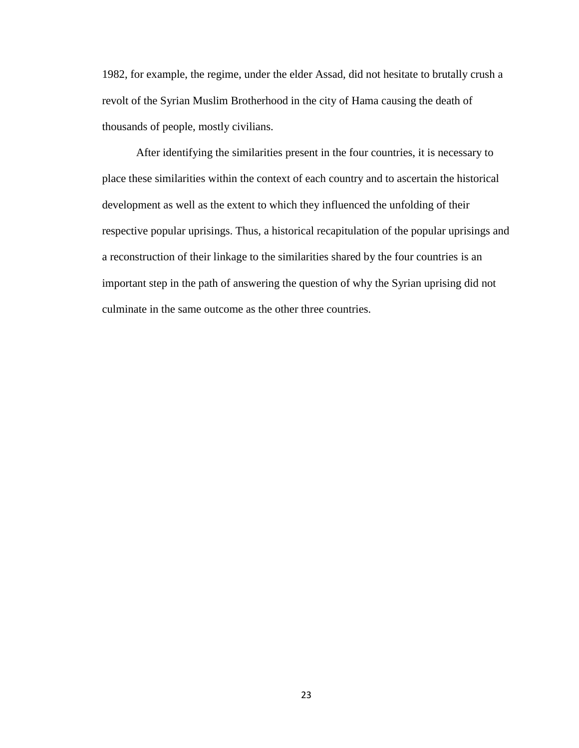1982, for example, the regime, under the elder Assad, did not hesitate to brutally crush a revolt of the Syrian Muslim Brotherhood in the city of Hama causing the death of thousands of people, mostly civilians.

After identifying the similarities present in the four countries, it is necessary to place these similarities within the context of each country and to ascertain the historical development as well as the extent to which they influenced the unfolding of their respective popular uprisings. Thus, a historical recapitulation of the popular uprisings and a reconstruction of their linkage to the similarities shared by the four countries is an important step in the path of answering the question of why the Syrian uprising did not culminate in the same outcome as the other three countries.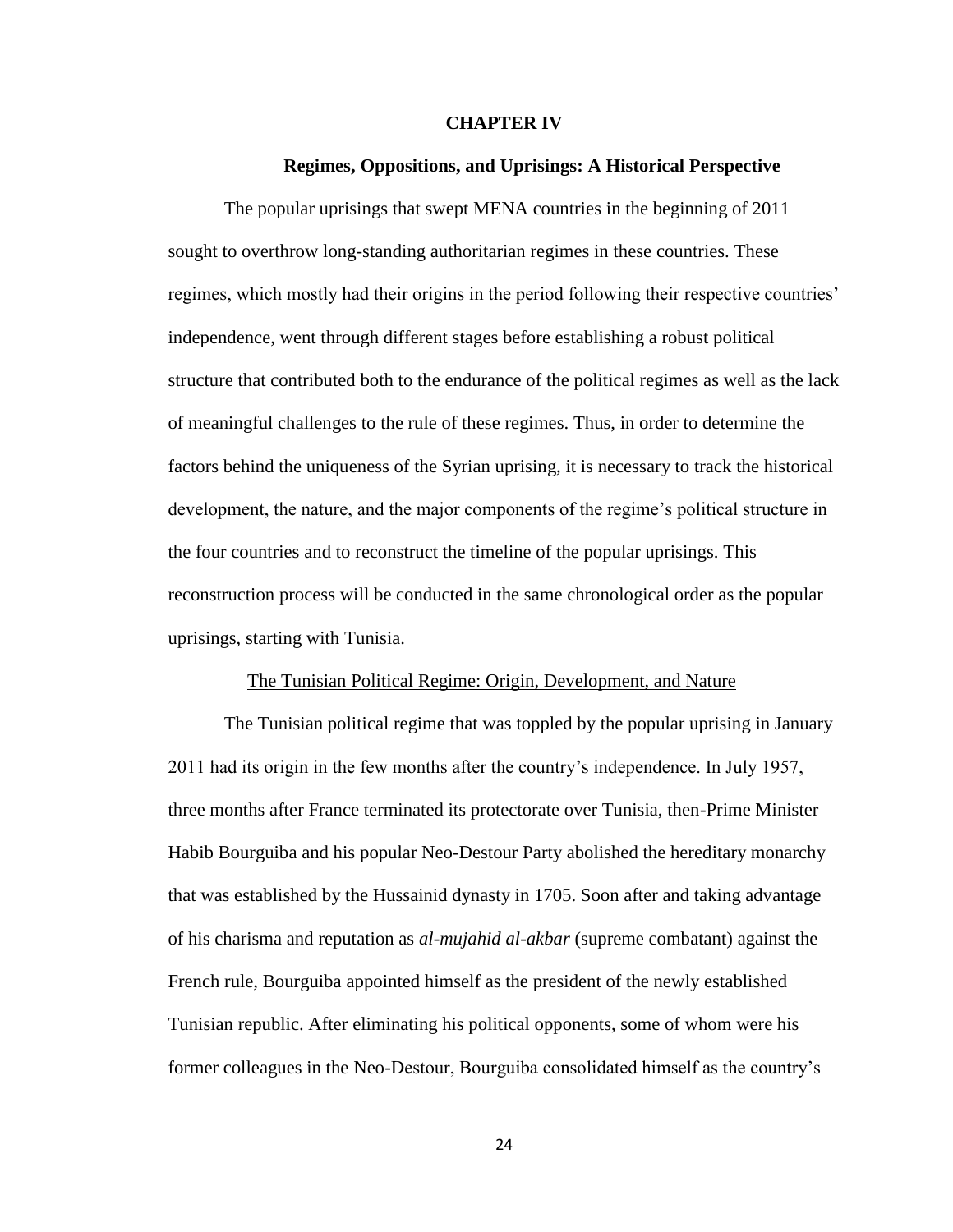# CHAPTER IV

## Regimes, Oppositions, and Uprisings: A Historical Perspective

The popular uprisings that swept MENA countries in the beginning of 2011 sought to overthrow long-standing authoritarian regimes in these countries. These regimes, which mostly had their origins in the period following their respective countries' independence, went through different stages before establishing a robust political structure that contributed both to the endurance of the political regimes as well as the lack of meaningful challenges to the rule of these regimes. Thus, in order to determine the factors behind the uniqueness of the Syrian uprising, it is necessary to track the historical development, the nature, and the major components of the regime's political structure in the four countries and to reconstruct the timeline of the popular uprisings. This reconstruction process will be conducted in the same chronological order as the popular uprisings, starting with Tunisia.

### The Tunisian Political Regime: Origin, Development, and Nature

The Tunisian political regime that was toppled by the popular uprising in January 2011 had its origin in the few months after the country's independence. In July 1957, three months after France terminated its protectorate over Tunisia, then-Prime Minister Habib Bourguiba and his popular Neo-Destour Party abolished the hereditary monarchy that was established by the Hussainid dynasty in 1705. Soon after and taking advantage of his charisma and reputation as *al-mujahid al-akbar* (supreme combatant) against the French rule, Bourguiba appointed himself as the president of the newly established Tunisian republic. After eliminating his political opponents, some of whom were his former colleagues in the Neo-Destour, Bourguiba consolidated himself as the country's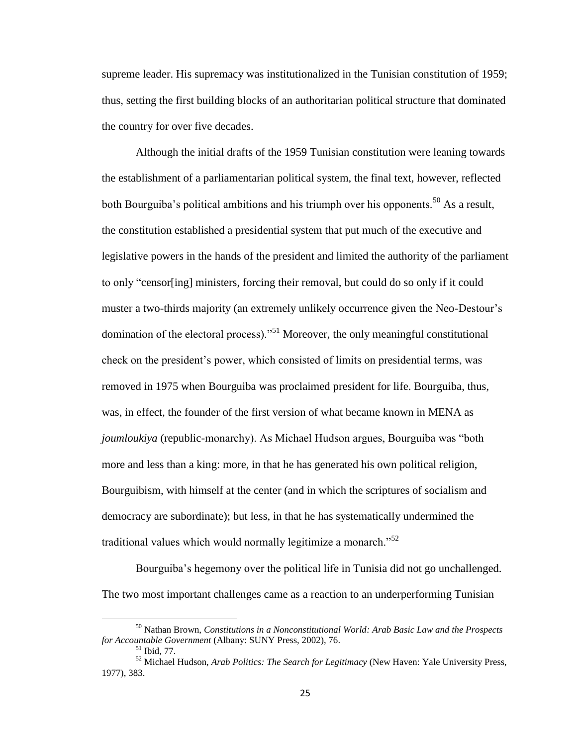supreme leader. His supremacy was institutionalized in the Tunisian constitution of 1959; thus, setting the first building blocks of an authoritarian political structure that dominated the country for over five decades.

Although the initial drafts of the 1959 Tunisian constitution were leaning towards the establishment of a parliamentarian political system, the final text, however, reflected both Bourguiba's political ambitions and his triumph over his opponents.[50] As a result, the constitution established a presidential system that put much of the executive and legislative powers in the hands of the president and limited the authority of the parliament to only "censor[ing] ministers, forcing their removal, but could do so only if it could muster a two-thirds majority (an extremely unlikely occurrence given the Neo-Destour's domination of the electoral process)."[51] Moreover, the only meaningful constitutional check on the president's power, which consisted of limits on presidential terms, was removed in 1975 when Bourguiba was proclaimed president for life. Bourguiba, thus, was, in effect, the founder of the first version of what became known in MENA as *joumloukiya* (republic-monarchy). As Michael Hudson argues, Bourguiba was "both more and less than a king: more, in that he has generated his own political religion, Bourguibism, with himself at the center (and in which the scriptures of socialism and democracy are subordinate); but less, in that he has systematically undermined the traditional values which would normally legitimize a monarch."[52]

Bourguiba's hegemony over the political life in Tunisia did not go unchallenged. The two most important challenges came as a reaction to an underperforming Tunisian

---

[50] Nathan Brown, *Constitutions in a Nonconstitutional World: Arab Basic Law and the Prospects for Accountable Government* (Albany: SUNY Press, 2002), 76.

[51] Ibid, 77.

[52] Michael Hudson, *Arab Politics: The Search for Legitimacy* (New Haven: Yale University Press, 1977), 383.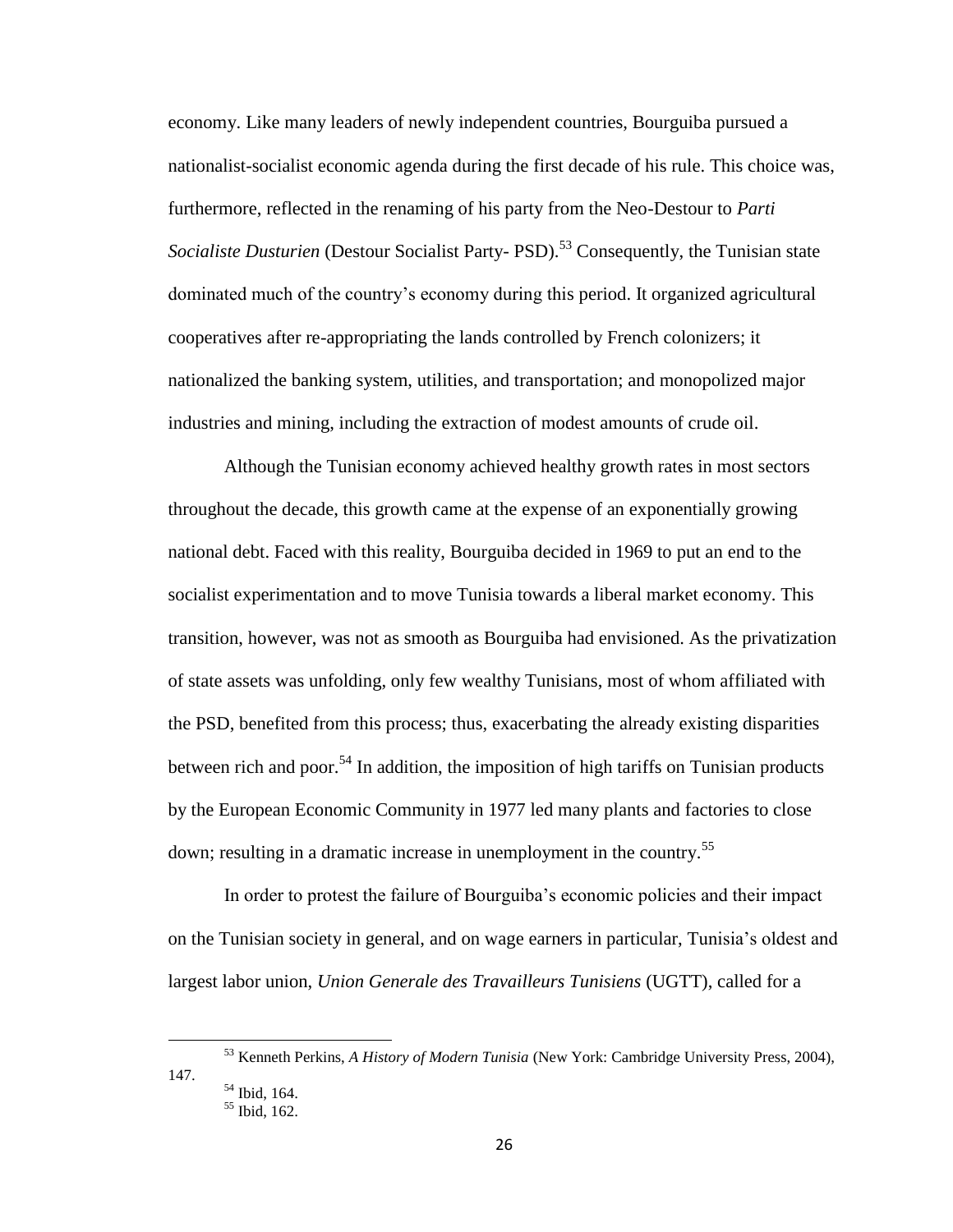economy. Like many leaders of newly independent countries, Bourguiba pursued a nationalist-socialist economic agenda during the first decade of his rule. This choice was, furthermore, reflected in the renaming of his party from the Neo-Destour to *Parti Socialiste Dusturien* (Destour Socialist Party- PSD).[53] Consequently, the Tunisian state dominated much of the country's economy during this period. It organized agricultural cooperatives after re-appropriating the lands controlled by French colonizers; it nationalized the banking system, utilities, and transportation; and monopolized major industries and mining, including the extraction of modest amounts of crude oil.

Although the Tunisian economy achieved healthy growth rates in most sectors throughout the decade, this growth came at the expense of an exponentially growing national debt. Faced with this reality, Bourguiba decided in 1969 to put an end to the socialist experimentation and to move Tunisia towards a liberal market economy. This transition, however, was not as smooth as Bourguiba had envisioned. As the privatization of state assets was unfolding, only few wealthy Tunisians, most of whom affiliated with the PSD, benefited from this process; thus, exacerbating the already existing disparities between rich and poor.[54] In addition, the imposition of high tariffs on Tunisian products by the European Economic Community in 1977 led many plants and factories to close down; resulting in a dramatic increase in unemployment in the country.[55]

In order to protest the failure of Bourguiba's economic policies and their impact on the Tunisian society in general, and on wage earners in particular, Tunisia's oldest and largest labor union, *Union Generale des Travailleurs Tunisiens* (UGTT), called for a

---

[53] Kenneth Perkins, *A History of Modern Tunisia* (New York: Cambridge University Press, 2004), 147.

[54] Ibid, 164.

[55] Ibid, 162.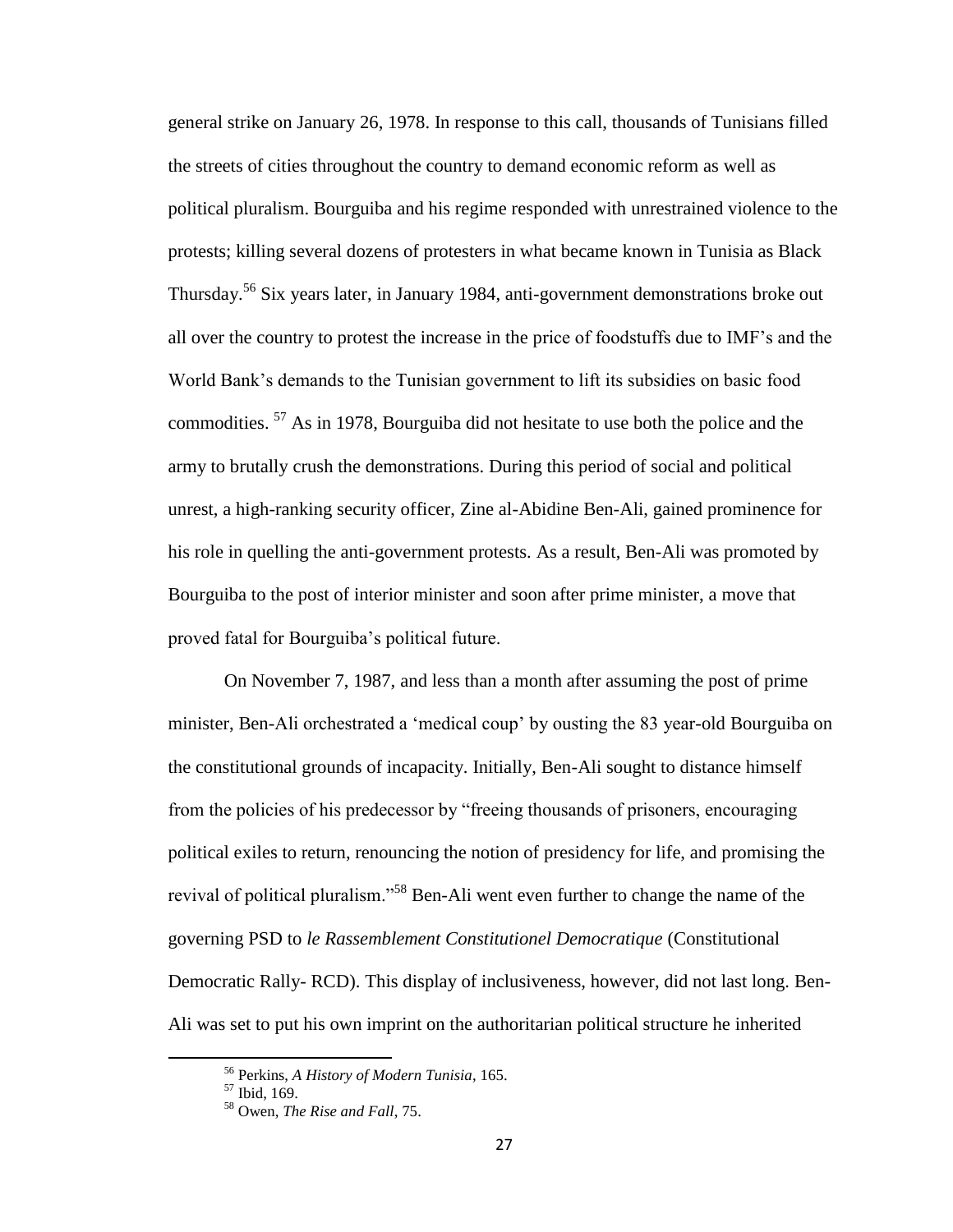general strike on January 26, 1978. In response to this call, thousands of Tunisians filled the streets of cities throughout the country to demand economic reform as well as political pluralism. Bourguiba and his regime responded with unrestrained violence to the protests; killing several dozens of protesters in what became known in Tunisia as Black Thursday.[56] Six years later, in January 1984, anti-government demonstrations broke out all over the country to protest the increase in the price of foodstuffs due to IMF's and the World Bank's demands to the Tunisian government to lift its subsidies on basic food commodities. [57] As in 1978, Bourguiba did not hesitate to use both the police and the army to brutally crush the demonstrations. During this period of social and political unrest, a high-ranking security officer, Zine al-Abidine Ben-Ali, gained prominence for his role in quelling the anti-government protests. As a result, Ben-Ali was promoted by Bourguiba to the post of interior minister and soon after prime minister, a move that proved fatal for Bourguiba's political future.

On November 7, 1987, and less than a month after assuming the post of prime minister, Ben-Ali orchestrated a 'medical coup' by ousting the 83 year-old Bourguiba on the constitutional grounds of incapacity. Initially, Ben-Ali sought to distance himself from the policies of his predecessor by "freeing thousands of prisoners, encouraging political exiles to return, renouncing the notion of presidency for life, and promising the revival of political pluralism."[58] Ben-Ali went even further to change the name of the governing PSD to *le Rassemblement Constitutionel Democratique* (Constitutional Democratic Rally- RCD). This display of inclusiveness, however, did not last long. Ben-Ali was set to put his own imprint on the authoritarian political structure he inherited

---

[56] Perkins, *A History of Modern Tunisia*, 165.

[57] Ibid, 169.

[58] Owen, *The Rise and Fall*, 75.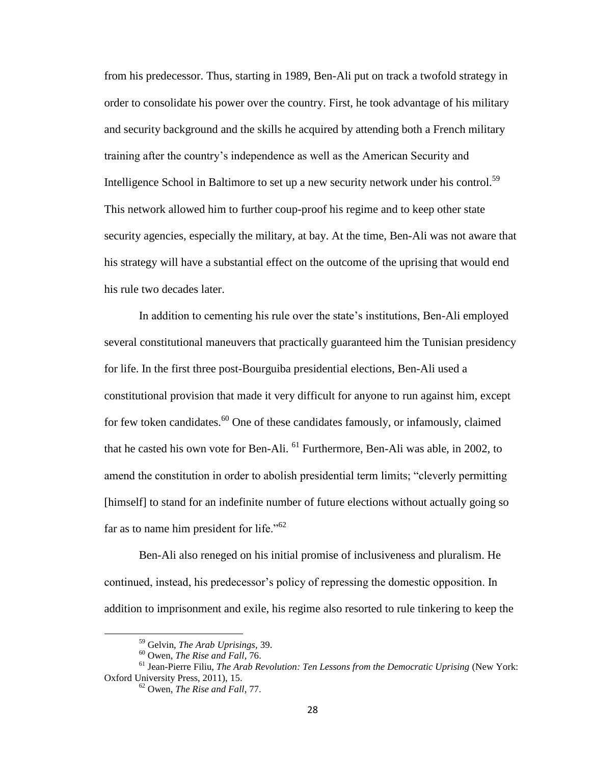from his predecessor. Thus, starting in 1989, Ben-Ali put on track a twofold strategy in order to consolidate his power over the country. First, he took advantage of his military and security background and the skills he acquired by attending both a French military training after the country's independence as well as the American Security and Intelligence School in Baltimore to set up a new security network under his control.[59] This network allowed him to further coup-proof his regime and to keep other state security agencies, especially the military, at bay. At the time, Ben-Ali was not aware that his strategy will have a substantial effect on the outcome of the uprising that would end his rule two decades later.

In addition to cementing his rule over the state's institutions, Ben-Ali employed several constitutional maneuvers that practically guaranteed him the Tunisian presidency for life. In the first three post-Bourguiba presidential elections, Ben-Ali used a constitutional provision that made it very difficult for anyone to run against him, except for few token candidates.[60] One of these candidates famously, or infamously, claimed that he casted his own vote for Ben-Ali. [61] Furthermore, Ben-Ali was able, in 2002, to amend the constitution in order to abolish presidential term limits; "cleverly permitting [himself] to stand for an indefinite number of future elections without actually going so far as to name him president for life."[62]

Ben-Ali also reneged on his initial promise of inclusiveness and pluralism. He continued, instead, his predecessor's policy of repressing the domestic opposition. In addition to imprisonment and exile, his regime also resorted to rule tinkering to keep the

---

[59] Gelvin, *The Arab Uprisings*, 39.

[60] Owen, *The Rise and Fall*, 76.

[61] Jean-Pierre Filiu, *The Arab Revolution: Ten Lessons from the Democratic Uprising* (New York: Oxford University Press, 2011), 15.

[62] Owen, *The Rise and Fall*, 77.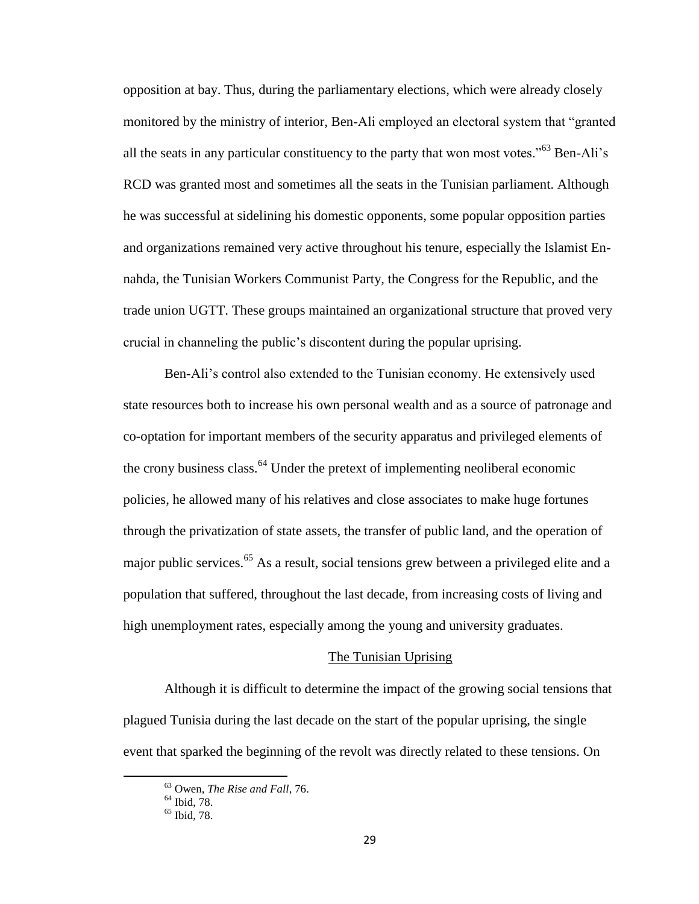opposition at bay. Thus, during the parliamentary elections, which were already closely monitored by the ministry of interior, Ben-Ali employed an electoral system that "granted all the seats in any particular constituency to the party that won most votes."[63] Ben-Ali's RCD was granted most and sometimes all the seats in the Tunisian parliament. Although he was successful at sidelining his domestic opponents, some popular opposition parties and organizations remained very active throughout his tenure, especially the Islamist En-nahda, the Tunisian Workers Communist Party, the Congress for the Republic, and the trade union UGTT. These groups maintained an organizational structure that proved very crucial in channeling the public's discontent during the popular uprising.

Ben-Ali's control also extended to the Tunisian economy. He extensively used state resources both to increase his own personal wealth and as a source of patronage and co-optation for important members of the security apparatus and privileged elements of the crony business class.[64] Under the pretext of implementing neoliberal economic policies, he allowed many of his relatives and close associates to make huge fortunes through the privatization of state assets, the transfer of public land, and the operation of major public services.[65] As a result, social tensions grew between a privileged elite and a population that suffered, throughout the last decade, from increasing costs of living and high unemployment rates, especially among the young and university graduates.

## The Tunisian Uprising

Although it is difficult to determine the impact of the growing social tensions that plagued Tunisia during the last decade on the start of the popular uprising, the single event that sparked the beginning of the revolt was directly related to these tensions. On

---

[63] Owen, *The Rise and Fall,* 76.

[64] Ibid, 78.

[65] Ibid, 78.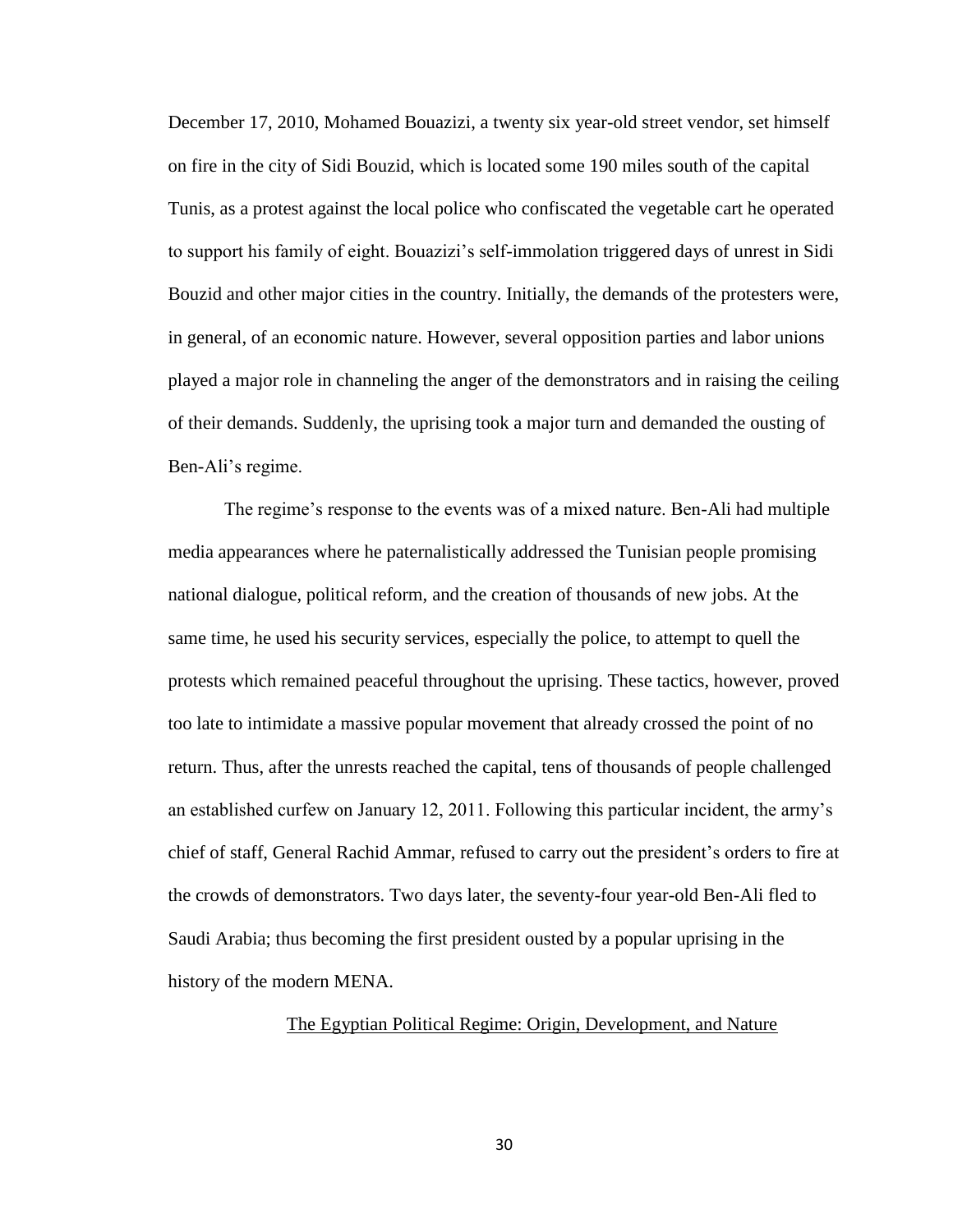December 17, 2010, Mohamed Bouazizi, a twenty six year-old street vendor, set himself on fire in the city of Sidi Bouzid, which is located some 190 miles south of the capital Tunis, as a protest against the local police who confiscated the vegetable cart he operated to support his family of eight. Bouazizi's self-immolation triggered days of unrest in Sidi Bouzid and other major cities in the country. Initially, the demands of the protesters were, in general, of an economic nature. However, several opposition parties and labor unions played a major role in channeling the anger of the demonstrators and in raising the ceiling of their demands. Suddenly, the uprising took a major turn and demanded the ousting of Ben-Ali's regime.

The regime's response to the events was of a mixed nature. Ben-Ali had multiple media appearances where he paternalistically addressed the Tunisian people promising national dialogue, political reform, and the creation of thousands of new jobs. At the same time, he used his security services, especially the police, to attempt to quell the protests which remained peaceful throughout the uprising. These tactics, however, proved too late to intimidate a massive popular movement that already crossed the point of no return. Thus, after the unrests reached the capital, tens of thousands of people challenged an established curfew on January 12, 2011. Following this particular incident, the army's chief of staff, General Rachid Ammar, refused to carry out the president's orders to fire at the crowds of demonstrators. Two days later, the seventy-four year-old Ben-Ali fled to Saudi Arabia; thus becoming the first president ousted by a popular uprising in the history of the modern MENA.

## The Egyptian Political Regime: Origin, Development, and Nature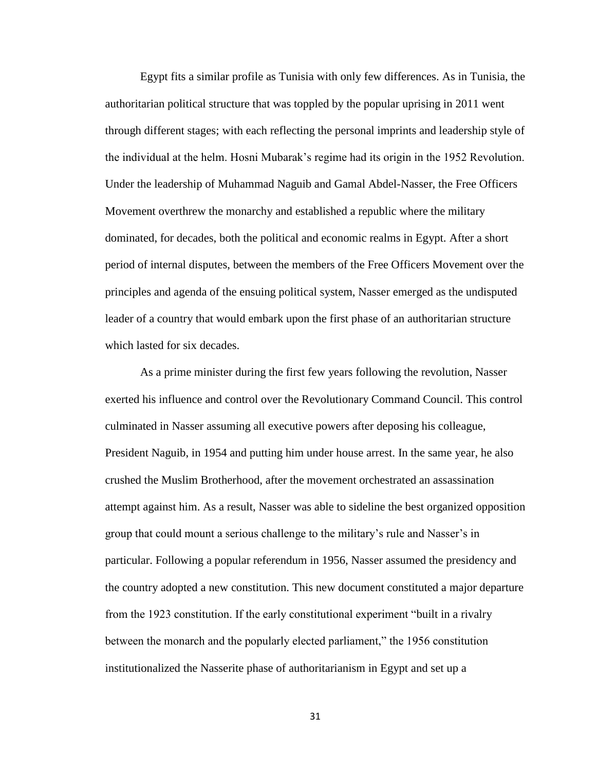Egypt fits a similar profile as Tunisia with only few differences. As in Tunisia, the authoritarian political structure that was toppled by the popular uprising in 2011 went through different stages; with each reflecting the personal imprints and leadership style of the individual at the helm. Hosni Mubarak's regime had its origin in the 1952 Revolution. Under the leadership of Muhammad Naguib and Gamal Abdel-Nasser, the Free Officers Movement overthrew the monarchy and established a republic where the military dominated, for decades, both the political and economic realms in Egypt. After a short period of internal disputes, between the members of the Free Officers Movement over the principles and agenda of the ensuing political system, Nasser emerged as the undisputed leader of a country that would embark upon the first phase of an authoritarian structure which lasted for six decades.

As a prime minister during the first few years following the revolution, Nasser exerted his influence and control over the Revolutionary Command Council. This control culminated in Nasser assuming all executive powers after deposing his colleague, President Naguib, in 1954 and putting him under house arrest. In the same year, he also crushed the Muslim Brotherhood, after the movement orchestrated an assassination attempt against him. As a result, Nasser was able to sideline the best organized opposition group that could mount a serious challenge to the military's rule and Nasser's in particular. Following a popular referendum in 1956, Nasser assumed the presidency and the country adopted a new constitution. This new document constituted a major departure from the 1923 constitution. If the early constitutional experiment "built in a rivalry between the monarch and the popularly elected parliament," the 1956 constitution institutionalized the Nasserite phase of authoritarianism in Egypt and set up a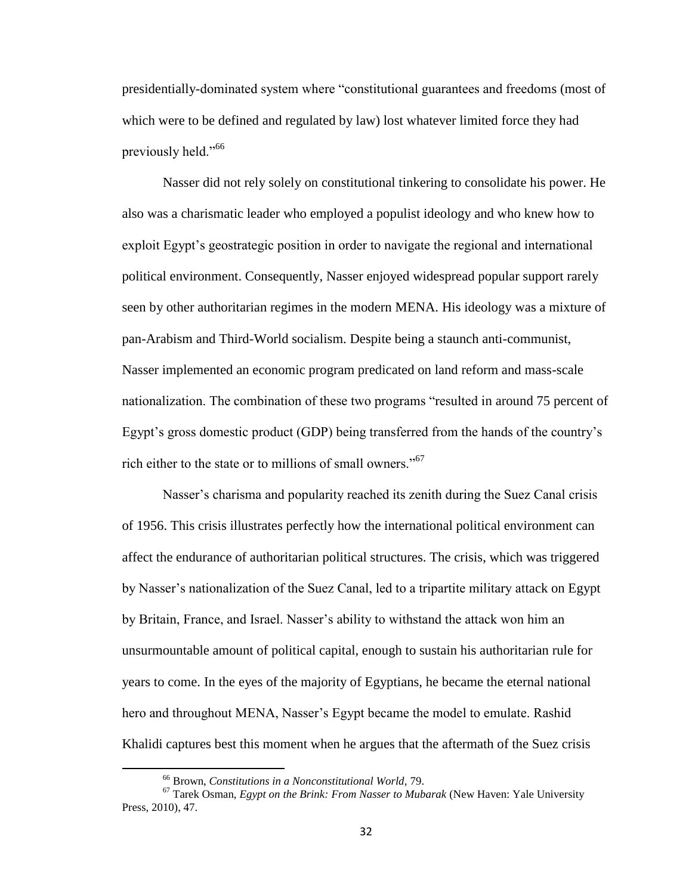presidentially-dominated system where "constitutional guarantees and freedoms (most of which were to be defined and regulated by law) lost whatever limited force they had previously held."[66]

Nasser did not rely solely on constitutional tinkering to consolidate his power. He also was a charismatic leader who employed a populist ideology and who knew how to exploit Egypt's geostrategic position in order to navigate the regional and international political environment. Consequently, Nasser enjoyed widespread popular support rarely seen by other authoritarian regimes in the modern MENA. His ideology was a mixture of pan-Arabism and Third-World socialism. Despite being a staunch anti-communist, Nasser implemented an economic program predicated on land reform and mass-scale nationalization. The combination of these two programs "resulted in around 75 percent of Egypt's gross domestic product (GDP) being transferred from the hands of the country's rich either to the state or to millions of small owners."[67]

Nasser's charisma and popularity reached its zenith during the Suez Canal crisis of 1956. This crisis illustrates perfectly how the international political environment can affect the endurance of authoritarian political structures. The crisis, which was triggered by Nasser's nationalization of the Suez Canal, led to a tripartite military attack on Egypt by Britain, France, and Israel. Nasser's ability to withstand the attack won him an unsurmountable amount of political capital, enough to sustain his authoritarian rule for years to come. In the eyes of the majority of Egyptians, he became the eternal national hero and throughout MENA, Nasser's Egypt became the model to emulate. Rashid Khalidi captures best this moment when he argues that the aftermath of the Suez crisis

---

[66] Brown, *Constitutions in a Nonconstitutional World*, 79.

[67] Tarek Osman, *Egypt on the Brink: From Nasser to Mubarak* (New Haven: Yale University Press, 2010), 47.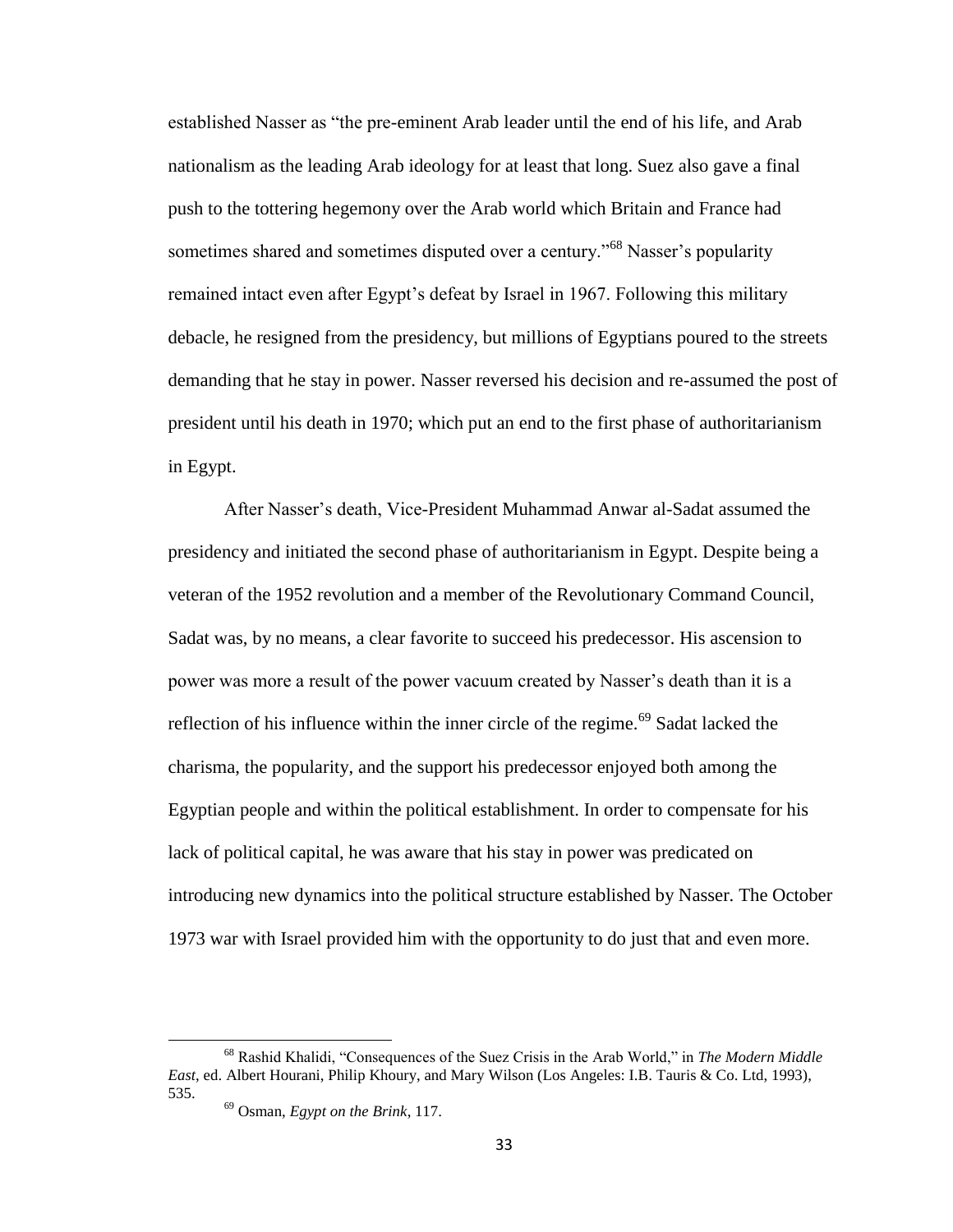established Nasser as "the pre-eminent Arab leader until the end of his life, and Arab nationalism as the leading Arab ideology for at least that long. Suez also gave a final push to the tottering hegemony over the Arab world which Britain and France had sometimes shared and sometimes disputed over a century."[68] Nasser's popularity remained intact even after Egypt's defeat by Israel in 1967. Following this military debacle, he resigned from the presidency, but millions of Egyptians poured to the streets demanding that he stay in power. Nasser reversed his decision and re-assumed the post of president until his death in 1970; which put an end to the first phase of authoritarianism in Egypt.

After Nasser's death, Vice-President Muhammad Anwar al-Sadat assumed the presidency and initiated the second phase of authoritarianism in Egypt. Despite being a veteran of the 1952 revolution and a member of the Revolutionary Command Council, Sadat was, by no means, a clear favorite to succeed his predecessor. His ascension to power was more a result of the power vacuum created by Nasser's death than it is a reflection of his influence within the inner circle of the regime.[69] Sadat lacked the charisma, the popularity, and the support his predecessor enjoyed both among the Egyptian people and within the political establishment. In order to compensate for his lack of political capital, he was aware that his stay in power was predicated on introducing new dynamics into the political structure established by Nasser. The October 1973 war with Israel provided him with the opportunity to do just that and even more.

---

[68] Rashid Khalidi, "Consequences of the Suez Crisis in the Arab World," in *The Modern Middle East*, ed. Albert Hourani, Philip Khoury, and Mary Wilson (Los Angeles: I.B. Tauris & Co. Ltd, 1993), 535.

[69] Osman, *Egypt on the Brink*, 117.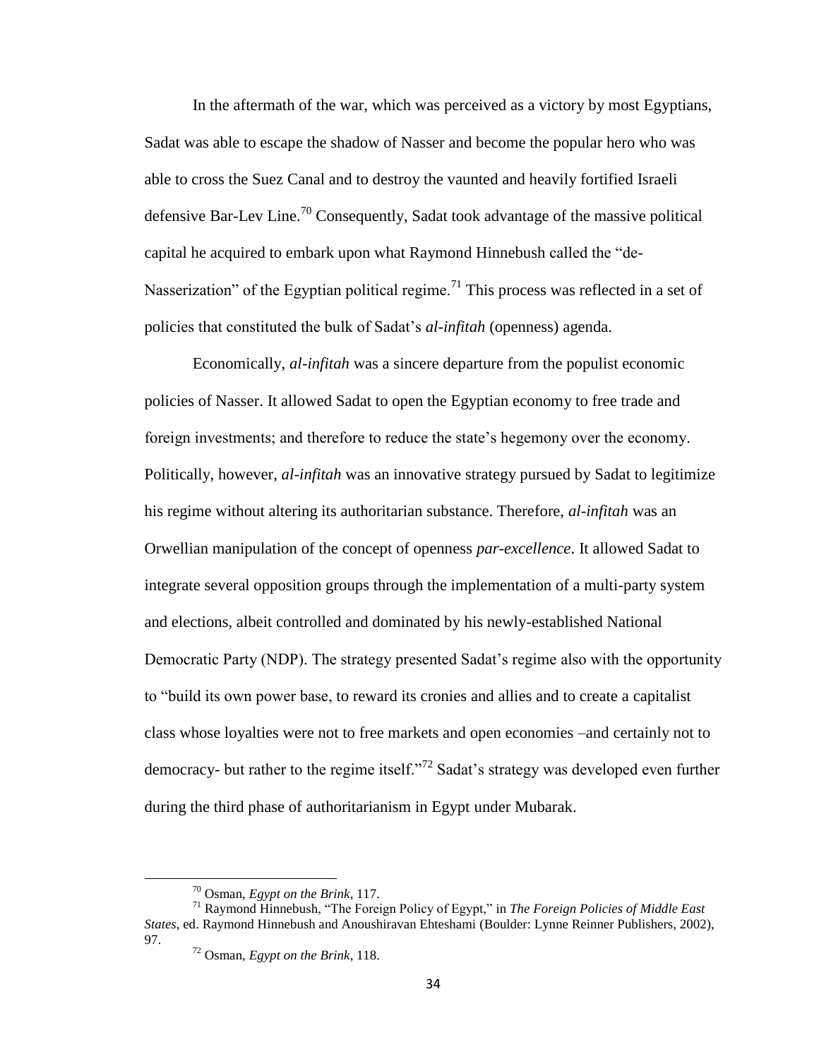In the aftermath of the war, which was perceived as a victory by most Egyptians, Sadat was able to escape the shadow of Nasser and become the popular hero who was able to cross the Suez Canal and to destroy the vaunted and heavily fortified Israeli defensive Bar-Lev Line.[70] Consequently, Sadat took advantage of the massive political capital he acquired to embark upon what Raymond Hinnebush called the "de-Nasserization" of the Egyptian political regime.[71] This process was reflected in a set of policies that constituted the bulk of Sadat's *al-infitah* (openness) agenda.

Economically, *al-infitah* was a sincere departure from the populist economic policies of Nasser. It allowed Sadat to open the Egyptian economy to free trade and foreign investments; and therefore to reduce the state's hegemony over the economy. Politically, however, *al-infitah* was an innovative strategy pursued by Sadat to legitimize his regime without altering its authoritarian substance. Therefore, *al-infitah* was an Orwellian manipulation of the concept of openness *par-excellence*. It allowed Sadat to integrate several opposition groups through the implementation of a multi-party system and elections, albeit controlled and dominated by his newly-established National Democratic Party (NDP). The strategy presented Sadat's regime also with the opportunity to "build its own power base, to reward its cronies and allies and to create a capitalist class whose loyalties were not to free markets and open economies –and certainly not to democracy- but rather to the regime itself."[72] Sadat's strategy was developed even further during the third phase of authoritarianism in Egypt under Mubarak.

---

[70] Osman, *Egypt on the Brink*, 117.

[71] Raymond Hinnebush, "The Foreign Policy of Egypt," in *The Foreign Policies of Middle East States*, ed. Raymond Hinnebush and Anoushiravan Ehteshami (Boulder: Lynne Reinner Publishers, 2002), 97.

[72] Osman, *Egypt on the Brink*, 118.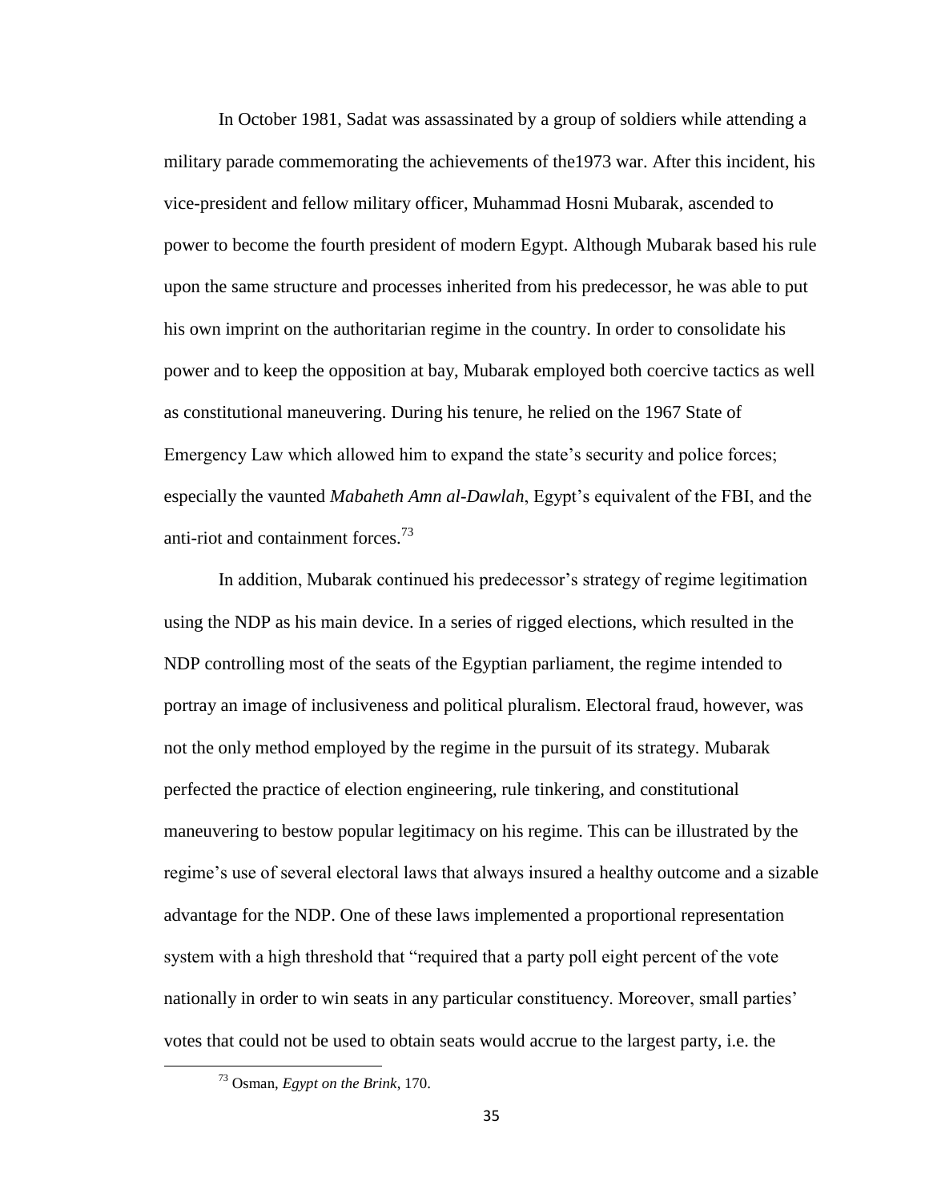In October 1981, Sadat was assassinated by a group of soldiers while attending a military parade commemorating the achievements of the1973 war. After this incident, his vice-president and fellow military officer, Muhammad Hosni Mubarak, ascended to power to become the fourth president of modern Egypt. Although Mubarak based his rule upon the same structure and processes inherited from his predecessor, he was able to put his own imprint on the authoritarian regime in the country. In order to consolidate his power and to keep the opposition at bay, Mubarak employed both coercive tactics as well as constitutional maneuvering. During his tenure, he relied on the 1967 State of Emergency Law which allowed him to expand the state's security and police forces; especially the vaunted *Mabaheth Amn al-Dawlah*, Egypt's equivalent of the FBI, and the anti-riot and containment forces.[73]

In addition, Mubarak continued his predecessor's strategy of regime legitimation using the NDP as his main device. In a series of rigged elections, which resulted in the NDP controlling most of the seats of the Egyptian parliament, the regime intended to portray an image of inclusiveness and political pluralism. Electoral fraud, however, was not the only method employed by the regime in the pursuit of its strategy. Mubarak perfected the practice of election engineering, rule tinkering, and constitutional maneuvering to bestow popular legitimacy on his regime. This can be illustrated by the regime's use of several electoral laws that always insured a healthy outcome and a sizable advantage for the NDP. One of these laws implemented a proportional representation system with a high threshold that "required that a party poll eight percent of the vote nationally in order to win seats in any particular constituency. Moreover, small parties' votes that could not be used to obtain seats would accrue to the largest party, i.e. the

[73] Osman, *Egypt on the Brink*, 170.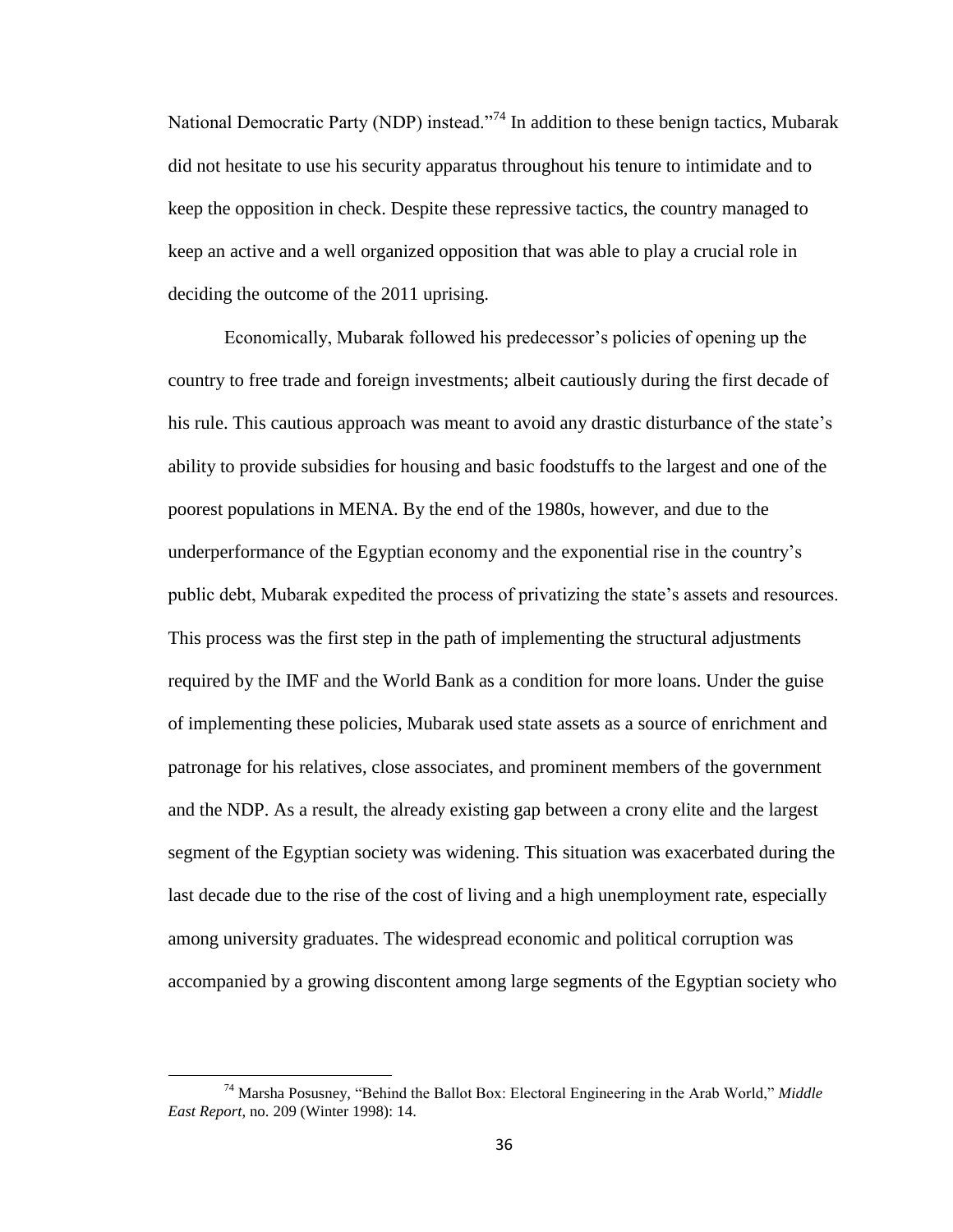National Democratic Party (NDP) instead."[74] In addition to these benign tactics, Mubarak did not hesitate to use his security apparatus throughout his tenure to intimidate and to keep the opposition in check. Despite these repressive tactics, the country managed to keep an active and a well organized opposition that was able to play a crucial role in deciding the outcome of the 2011 uprising.

Economically, Mubarak followed his predecessor's policies of opening up the country to free trade and foreign investments; albeit cautiously during the first decade of his rule. This cautious approach was meant to avoid any drastic disturbance of the state's ability to provide subsidies for housing and basic foodstuffs to the largest and one of the poorest populations in MENA. By the end of the 1980s, however, and due to the underperformance of the Egyptian economy and the exponential rise in the country's public debt, Mubarak expedited the process of privatizing the state's assets and resources. This process was the first step in the path of implementing the structural adjustments required by the IMF and the World Bank as a condition for more loans. Under the guise of implementing these policies, Mubarak used state assets as a source of enrichment and patronage for his relatives, close associates, and prominent members of the government and the NDP. As a result, the already existing gap between a crony elite and the largest segment of the Egyptian society was widening. This situation was exacerbated during the last decade due to the rise of the cost of living and a high unemployment rate, especially among university graduates. The widespread economic and political corruption was accompanied by a growing discontent among large segments of the Egyptian society who

---

[74] Marsha Posusney, "Behind the Ballot Box: Electoral Engineering in the Arab World," *Middle East Report*, no. 209 (Winter 1998): 14.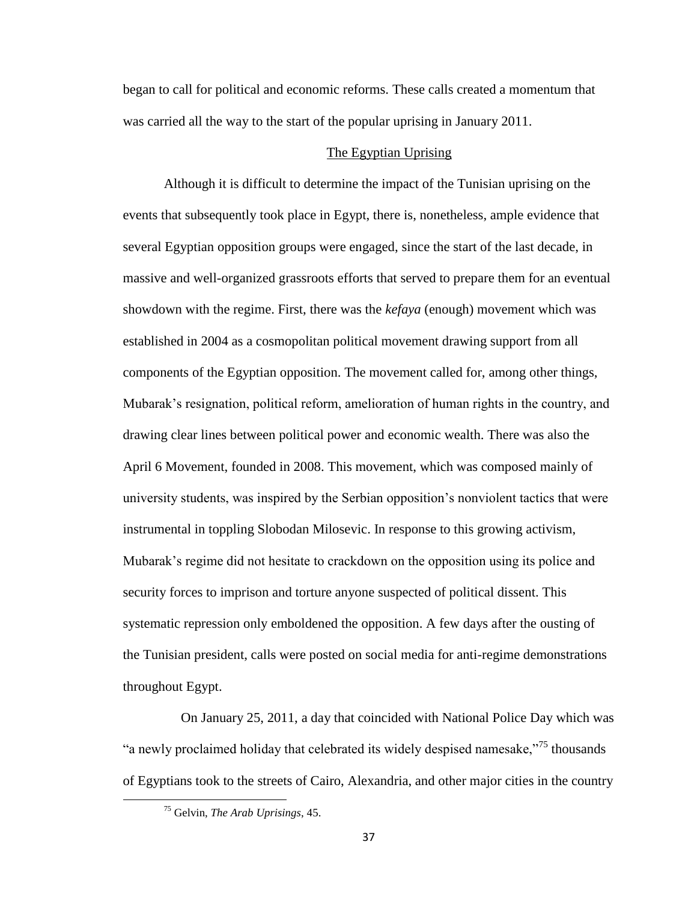began to call for political and economic reforms. These calls created a momentum that was carried all the way to the start of the popular uprising in January 2011.

## The Egyptian Uprising

Although it is difficult to determine the impact of the Tunisian uprising on the events that subsequently took place in Egypt, there is, nonetheless, ample evidence that several Egyptian opposition groups were engaged, since the start of the last decade, in massive and well-organized grassroots efforts that served to prepare them for an eventual showdown with the regime. First, there was the *kefaya* (enough) movement which was established in 2004 as a cosmopolitan political movement drawing support from all components of the Egyptian opposition. The movement called for, among other things, Mubarak's resignation, political reform, amelioration of human rights in the country, and drawing clear lines between political power and economic wealth. There was also the April 6 Movement, founded in 2008. This movement, which was composed mainly of university students, was inspired by the Serbian opposition's nonviolent tactics that were instrumental in toppling Slobodan Milosevic. In response to this growing activism, Mubarak's regime did not hesitate to crackdown on the opposition using its police and security forces to imprison and torture anyone suspected of political dissent. This systematic repression only emboldened the opposition. A few days after the ousting of the Tunisian president, calls were posted on social media for anti-regime demonstrations throughout Egypt.

On January 25, 2011, a day that coincided with National Police Day which was "a newly proclaimed holiday that celebrated its widely despised namesake,"[75] thousands of Egyptians took to the streets of Cairo, Alexandria, and other major cities in the country

[75] Gelvin, *The Arab Uprisings*, 45.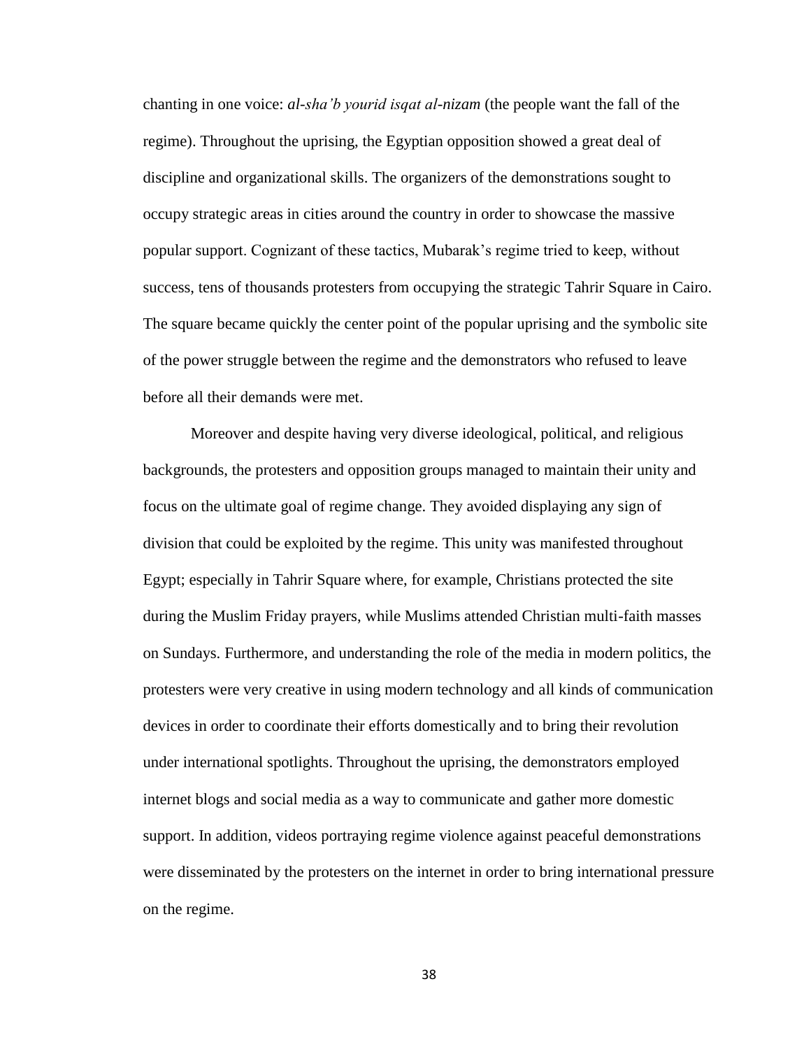chanting in one voice: *al-sha'b yourid isqat al-nizam* (the people want the fall of the regime). Throughout the uprising, the Egyptian opposition showed a great deal of discipline and organizational skills. The organizers of the demonstrations sought to occupy strategic areas in cities around the country in order to showcase the massive popular support. Cognizant of these tactics, Mubarak's regime tried to keep, without success, tens of thousands protesters from occupying the strategic Tahrir Square in Cairo. The square became quickly the center point of the popular uprising and the symbolic site of the power struggle between the regime and the demonstrators who refused to leave before all their demands were met.

Moreover and despite having very diverse ideological, political, and religious backgrounds, the protesters and opposition groups managed to maintain their unity and focus on the ultimate goal of regime change. They avoided displaying any sign of division that could be exploited by the regime. This unity was manifested throughout Egypt; especially in Tahrir Square where, for example, Christians protected the site during the Muslim Friday prayers, while Muslims attended Christian multi-faith masses on Sundays. Furthermore, and understanding the role of the media in modern politics, the protesters were very creative in using modern technology and all kinds of communication devices in order to coordinate their efforts domestically and to bring their revolution under international spotlights. Throughout the uprising, the demonstrators employed internet blogs and social media as a way to communicate and gather more domestic support. In addition, videos portraying regime violence against peaceful demonstrations were disseminated by the protesters on the internet in order to bring international pressure on the regime.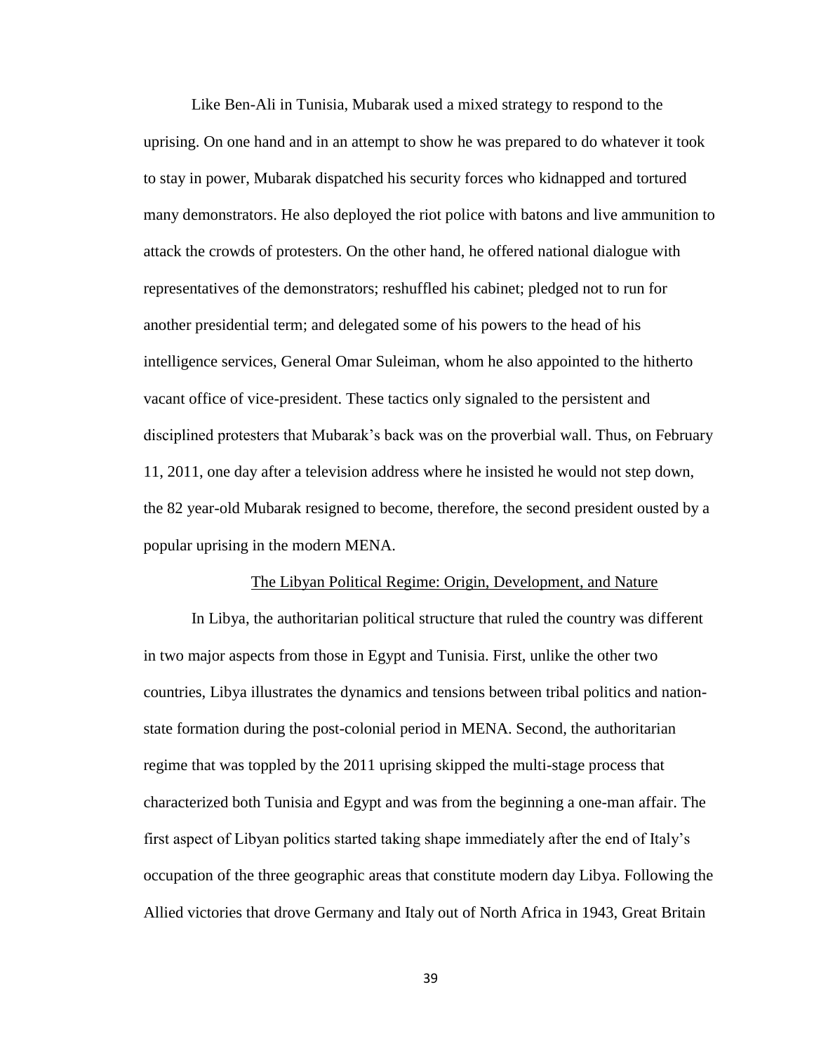Like Ben-Ali in Tunisia, Mubarak used a mixed strategy to respond to the uprising. On one hand and in an attempt to show he was prepared to do whatever it took to stay in power, Mubarak dispatched his security forces who kidnapped and tortured many demonstrators. He also deployed the riot police with batons and live ammunition to attack the crowds of protesters. On the other hand, he offered national dialogue with representatives of the demonstrators; reshuffled his cabinet; pledged not to run for another presidential term; and delegated some of his powers to the head of his intelligence services, General Omar Suleiman, whom he also appointed to the hitherto vacant office of vice-president. These tactics only signaled to the persistent and disciplined protesters that Mubarak's back was on the proverbial wall. Thus, on February 11, 2011, one day after a television address where he insisted he would not step down, the 82 year-old Mubarak resigned to become, therefore, the second president ousted by a popular uprising in the modern MENA.

## The Libyan Political Regime: Origin, Development, and Nature

In Libya, the authoritarian political structure that ruled the country was different in two major aspects from those in Egypt and Tunisia. First, unlike the other two countries, Libya illustrates the dynamics and tensions between tribal politics and nation-state formation during the post-colonial period in MENA. Second, the authoritarian regime that was toppled by the 2011 uprising skipped the multi-stage process that characterized both Tunisia and Egypt and was from the beginning a one-man affair. The first aspect of Libyan politics started taking shape immediately after the end of Italy's occupation of the three geographic areas that constitute modern day Libya. Following the Allied victories that drove Germany and Italy out of North Africa in 1943, Great Britain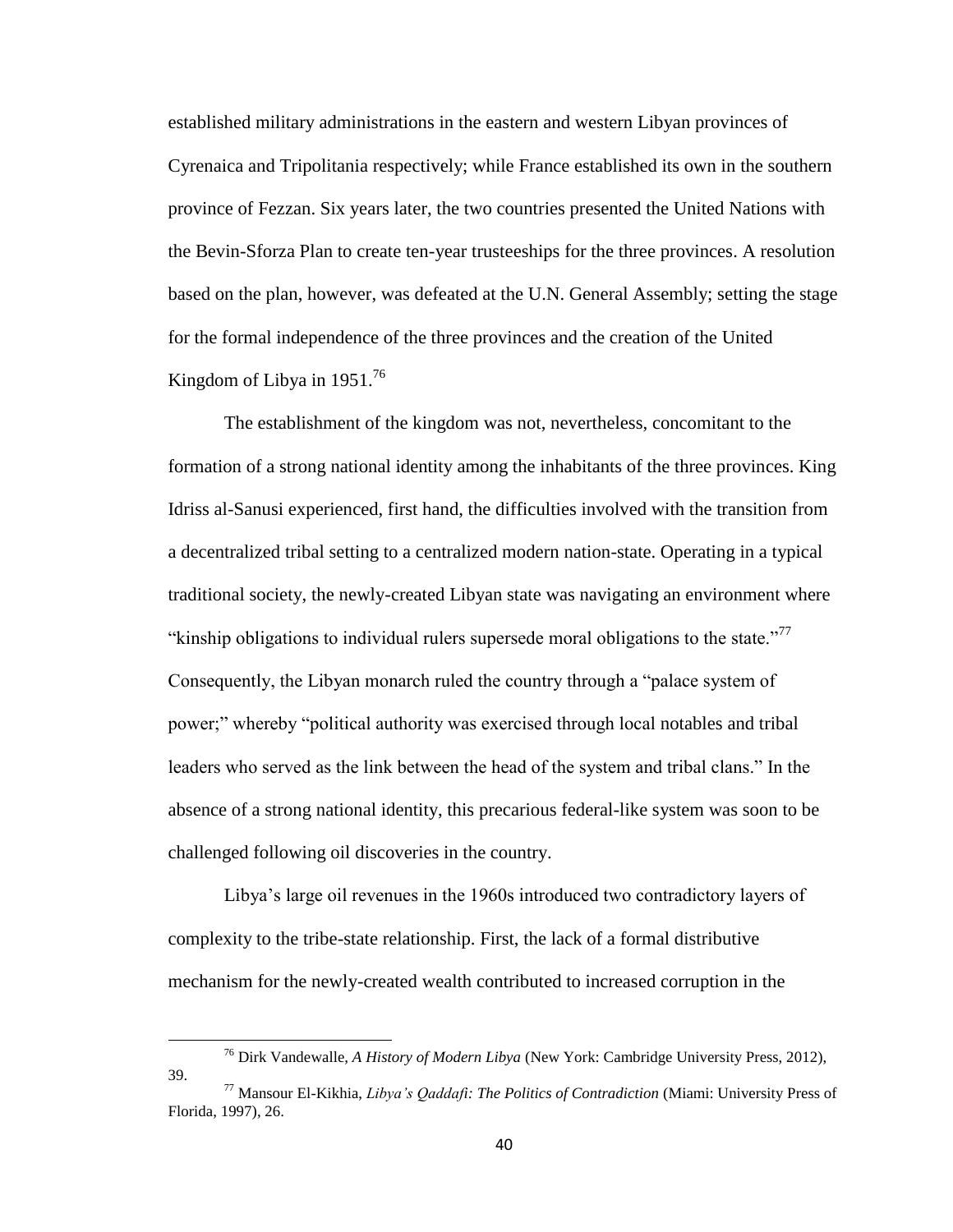established military administrations in the eastern and western Libyan provinces of Cyrenaica and Tripolitania respectively; while France established its own in the southern province of Fezzan. Six years later, the two countries presented the United Nations with the Bevin-Sforza Plan to create ten-year trusteeships for the three provinces. A resolution based on the plan, however, was defeated at the U.N. General Assembly; setting the stage for the formal independence of the three provinces and the creation of the United Kingdom of Libya in 1951.[76]

The establishment of the kingdom was not, nevertheless, concomitant to the formation of a strong national identity among the inhabitants of the three provinces. King Idriss al-Sanusi experienced, first hand, the difficulties involved with the transition from a decentralized tribal setting to a centralized modern nation-state. Operating in a typical traditional society, the newly-created Libyan state was navigating an environment where "kinship obligations to individual rulers supersede moral obligations to the state."[77] Consequently, the Libyan monarch ruled the country through a "palace system of power;" whereby "political authority was exercised through local notables and tribal leaders who served as the link between the head of the system and tribal clans." In the absence of a strong national identity, this precarious federal-like system was soon to be challenged following oil discoveries in the country.

Libya's large oil revenues in the 1960s introduced two contradictory layers of complexity to the tribe-state relationship. First, the lack of a formal distributive mechanism for the newly-created wealth contributed to increased corruption in the

---

[76] Dirk Vandewalle, *A History of Modern Libya* (New York: Cambridge University Press, 2012), 39.

[77] Mansour El-Kikhia, *Libya's Qaddafi: The Politics of Contradiction* (Miami: University Press of Florida, 1997), 26.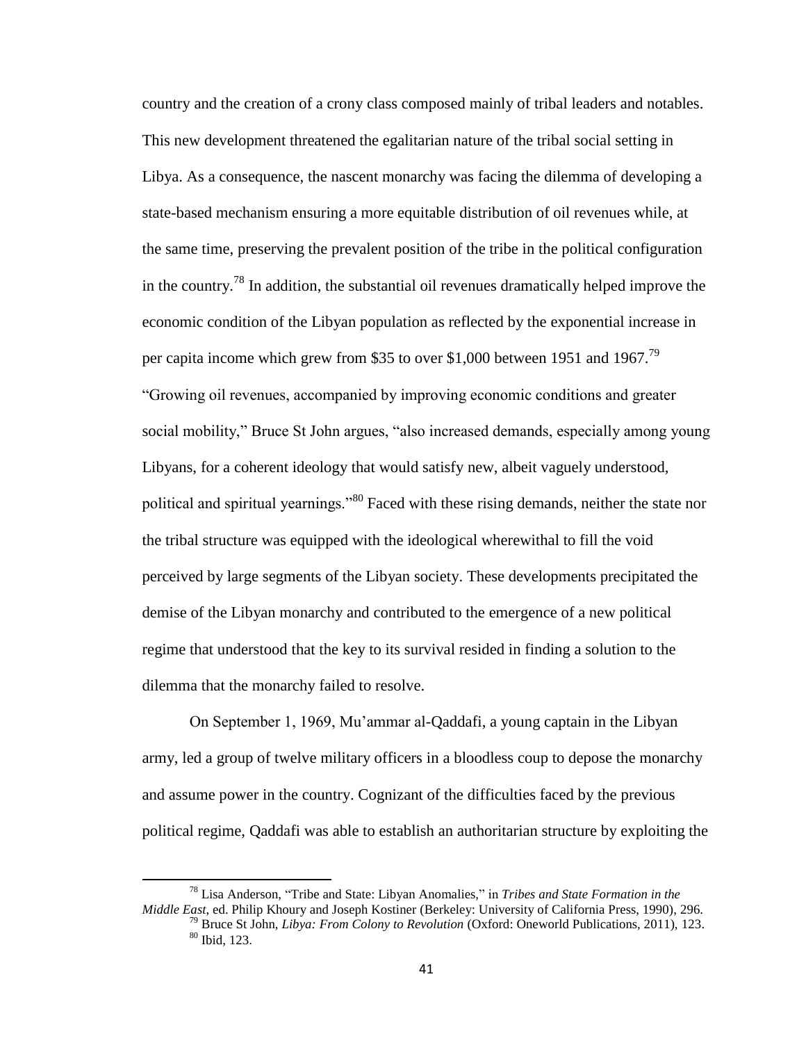country and the creation of a crony class composed mainly of tribal leaders and notables. This new development threatened the egalitarian nature of the tribal social setting in Libya. As a consequence, the nascent monarchy was facing the dilemma of developing a state-based mechanism ensuring a more equitable distribution of oil revenues while, at the same time, preserving the prevalent position of the tribe in the political configuration in the country.[78] In addition, the substantial oil revenues dramatically helped improve the economic condition of the Libyan population as reflected by the exponential increase in per capita income which grew from $35 to over $1,000 between 1951 and 1967.[79] "Growing oil revenues, accompanied by improving economic conditions and greater social mobility," Bruce St John argues, "also increased demands, especially among young Libyans, for a coherent ideology that would satisfy new, albeit vaguely understood, political and spiritual yearnings."[80] Faced with these rising demands, neither the state nor the tribal structure was equipped with the ideological wherewithal to fill the void perceived by large segments of the Libyan society. These developments precipitated the demise of the Libyan monarchy and contributed to the emergence of a new political regime that understood that the key to its survival resided in finding a solution to the dilemma that the monarchy failed to resolve.

On September 1, 1969, Mu'ammar al-Qaddafi, a young captain in the Libyan army, led a group of twelve military officers in a bloodless coup to depose the monarchy and assume power in the country. Cognizant of the difficulties faced by the previous political regime, Qaddafi was able to establish an authoritarian structure by exploiting the

---

[78] Lisa Anderson, "Tribe and State: Libyan Anomalies," in *Tribes and State Formation in the Middle East*, ed. Philip Khoury and Joseph Kostiner (Berkeley: University of California Press, 1990), 296.

[79] Bruce St John, *Libya: From Colony to Revolution* (Oxford: Oneworld Publications, 2011), 123.

[80] Ibid, 123.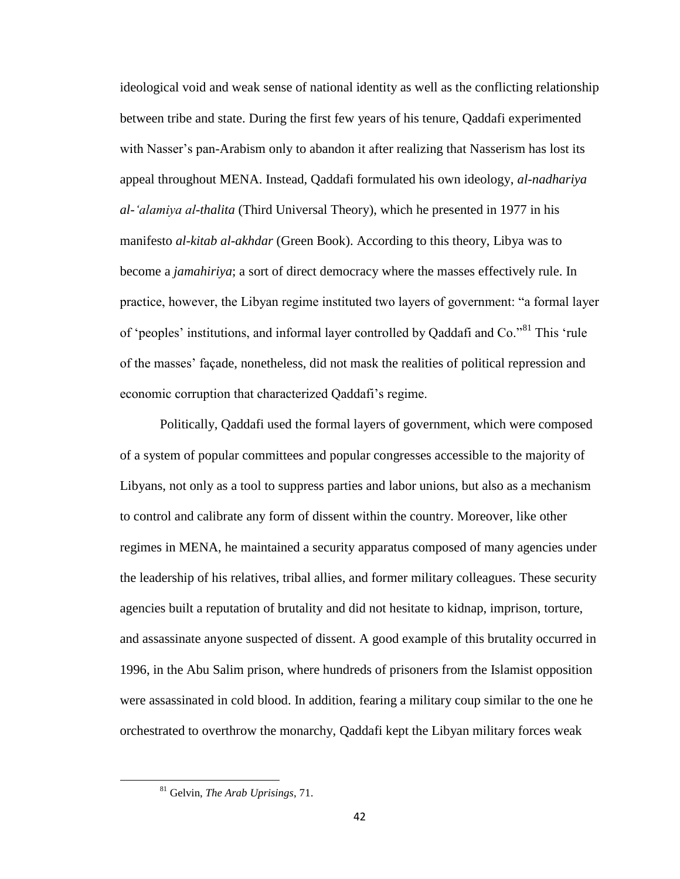ideological void and weak sense of national identity as well as the conflicting relationship between tribe and state. During the first few years of his tenure, Qaddafi experimented with Nasser's pan-Arabism only to abandon it after realizing that Nasserism has lost its appeal throughout MENA. Instead, Qaddafi formulated his own ideology, *al-nadhariya al-ʻalamiya al-thalita* (Third Universal Theory), which he presented in 1977 in his manifesto *al-kitab al-akhdar* (Green Book). According to this theory, Libya was to become a *jamahiriya*; a sort of direct democracy where the masses effectively rule. In practice, however, the Libyan regime instituted two layers of government: "a formal layer of 'peoples' institutions, and informal layer controlled by Qaddafi and Co."[81] This 'rule of the masses' façade, nonetheless, did not mask the realities of political repression and economic corruption that characterized Qaddafi's regime.

Politically, Qaddafi used the formal layers of government, which were composed of a system of popular committees and popular congresses accessible to the majority of Libyans, not only as a tool to suppress parties and labor unions, but also as a mechanism to control and calibrate any form of dissent within the country. Moreover, like other regimes in MENA, he maintained a security apparatus composed of many agencies under the leadership of his relatives, tribal allies, and former military colleagues. These security agencies built a reputation of brutality and did not hesitate to kidnap, imprison, torture, and assassinate anyone suspected of dissent. A good example of this brutality occurred in 1996, in the Abu Salim prison, where hundreds of prisoners from the Islamist opposition were assassinated in cold blood. In addition, fearing a military coup similar to the one he orchestrated to overthrow the monarchy, Qaddafi kept the Libyan military forces weak

[81] Gelvin, *The Arab Uprisings*, 71.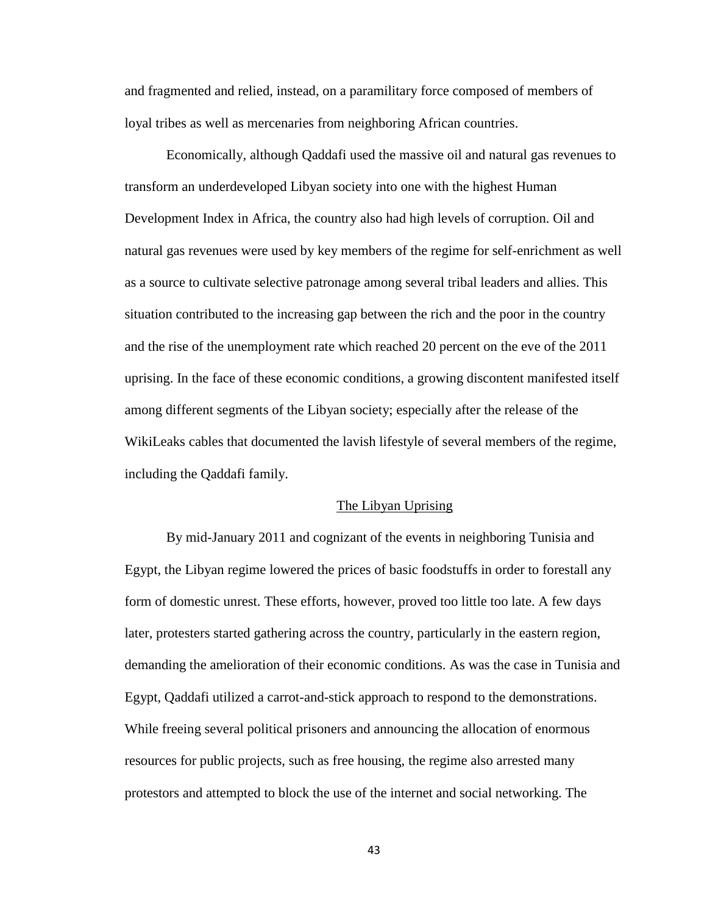and fragmented and relied, instead, on a paramilitary force composed of members of loyal tribes as well as mercenaries from neighboring African countries.

Economically, although Qaddafi used the massive oil and natural gas revenues to transform an underdeveloped Libyan society into one with the highest Human Development Index in Africa, the country also had high levels of corruption. Oil and natural gas revenues were used by key members of the regime for self-enrichment as well as a source to cultivate selective patronage among several tribal leaders and allies. This situation contributed to the increasing gap between the rich and the poor in the country and the rise of the unemployment rate which reached 20 percent on the eve of the 2011 uprising. In the face of these economic conditions, a growing discontent manifested itself among different segments of the Libyan society; especially after the release of the WikiLeaks cables that documented the lavish lifestyle of several members of the regime, including the Qaddafi family.

## The Libyan Uprising

By mid-January 2011 and cognizant of the events in neighboring Tunisia and Egypt, the Libyan regime lowered the prices of basic foodstuffs in order to forestall any form of domestic unrest. These efforts, however, proved too little too late. A few days later, protesters started gathering across the country, particularly in the eastern region, demanding the amelioration of their economic conditions. As was the case in Tunisia and Egypt, Qaddafi utilized a carrot-and-stick approach to respond to the demonstrations. While freeing several political prisoners and announcing the allocation of enormous resources for public projects, such as free housing, the regime also arrested many protestors and attempted to block the use of the internet and social networking. The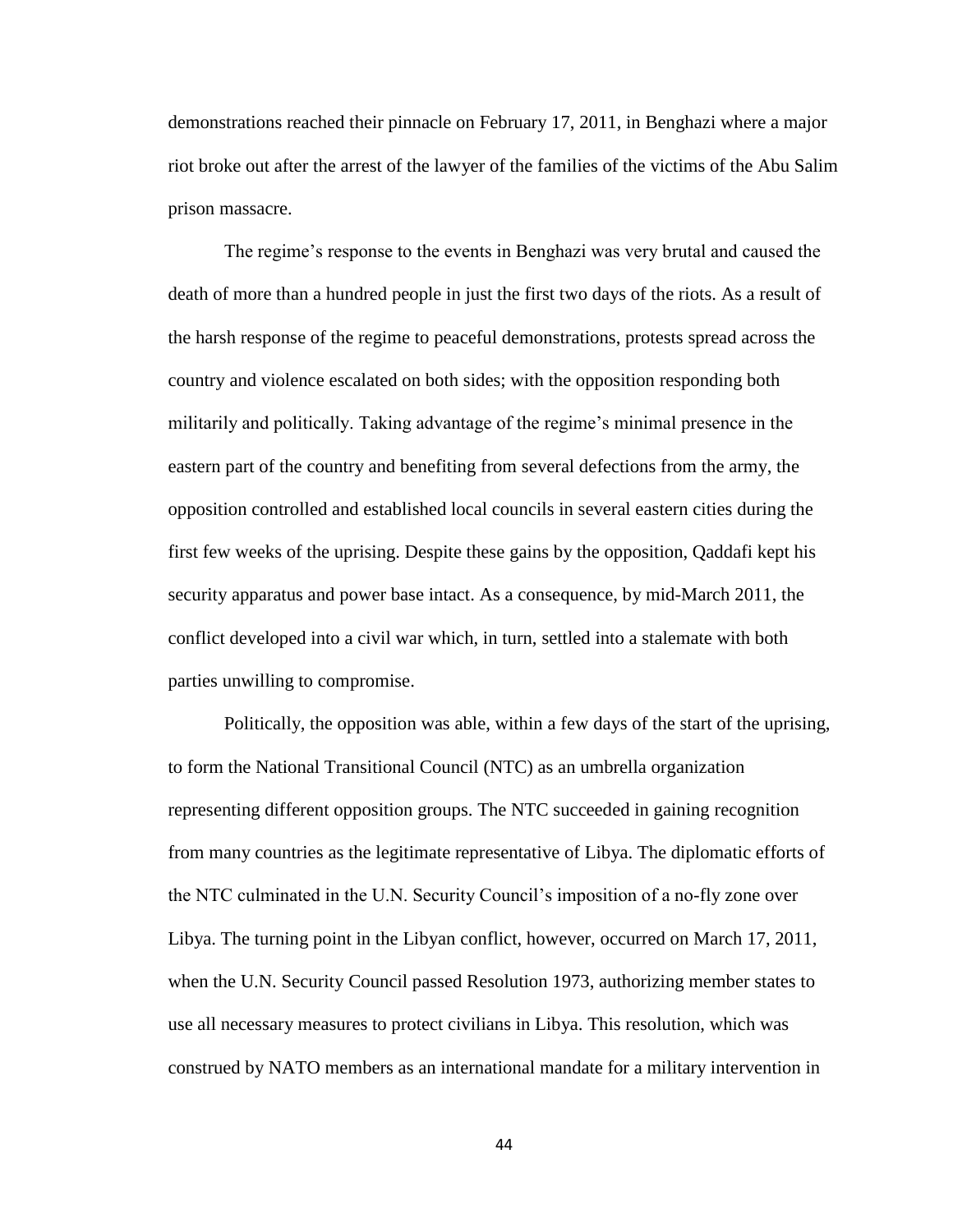demonstrations reached their pinnacle on February 17, 2011, in Benghazi where a major riot broke out after the arrest of the lawyer of the families of the victims of the Abu Salim prison massacre.

The regime's response to the events in Benghazi was very brutal and caused the death of more than a hundred people in just the first two days of the riots. As a result of the harsh response of the regime to peaceful demonstrations, protests spread across the country and violence escalated on both sides; with the opposition responding both militarily and politically. Taking advantage of the regime's minimal presence in the eastern part of the country and benefiting from several defections from the army, the opposition controlled and established local councils in several eastern cities during the first few weeks of the uprising. Despite these gains by the opposition, Qaddafi kept his security apparatus and power base intact. As a consequence, by mid-March 2011, the conflict developed into a civil war which, in turn, settled into a stalemate with both parties unwilling to compromise.

Politically, the opposition was able, within a few days of the start of the uprising, to form the National Transitional Council (NTC) as an umbrella organization representing different opposition groups. The NTC succeeded in gaining recognition from many countries as the legitimate representative of Libya. The diplomatic efforts of the NTC culminated in the U.N. Security Council's imposition of a no-fly zone over Libya. The turning point in the Libyan conflict, however, occurred on March 17, 2011, when the U.N. Security Council passed Resolution 1973, authorizing member states to use all necessary measures to protect civilians in Libya. This resolution, which was construed by NATO members as an international mandate for a military intervention in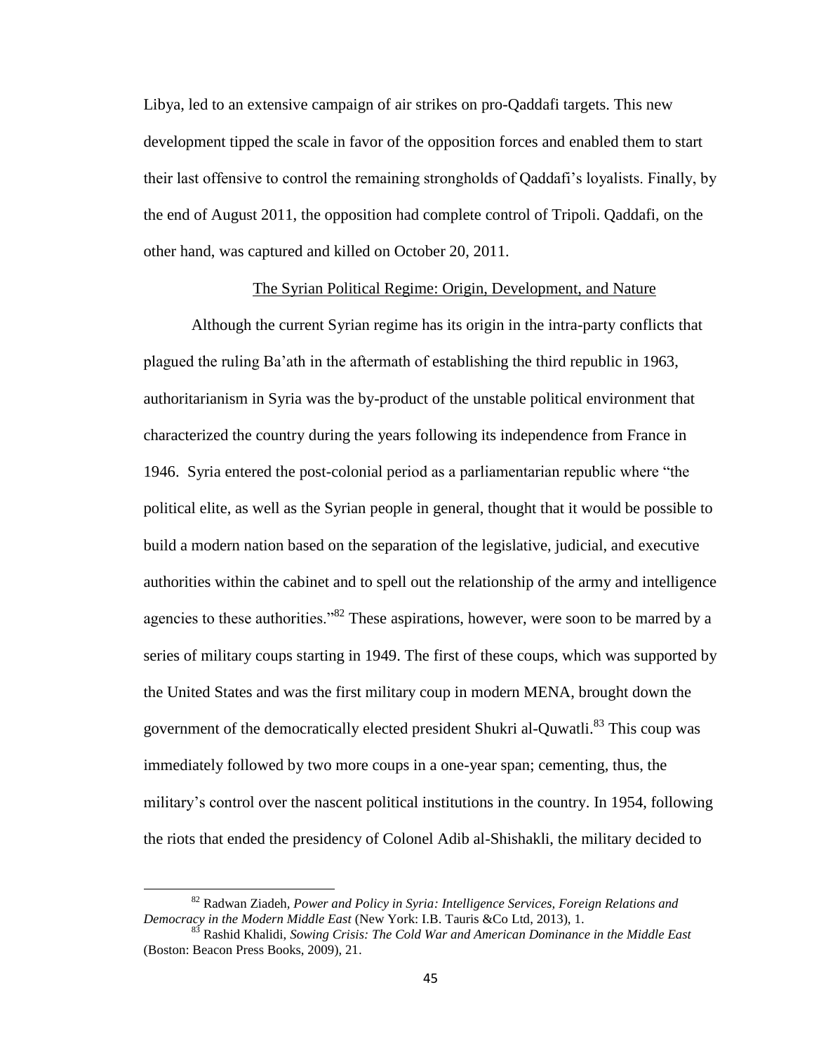Libya, led to an extensive campaign of air strikes on pro-Qaddafi targets. This new development tipped the scale in favor of the opposition forces and enabled them to start their last offensive to control the remaining strongholds of Qaddafi's loyalists. Finally, by the end of August 2011, the opposition had complete control of Tripoli. Qaddafi, on the other hand, was captured and killed on October 20, 2011.

## The Syrian Political Regime: Origin, Development, and Nature

Although the current Syrian regime has its origin in the intra-party conflicts that plagued the ruling Ba'ath in the aftermath of establishing the third republic in 1963, authoritarianism in Syria was the by-product of the unstable political environment that characterized the country during the years following its independence from France in 1946. Syria entered the post-colonial period as a parliamentarian republic where "the political elite, as well as the Syrian people in general, thought that it would be possible to build a modern nation based on the separation of the legislative, judicial, and executive authorities within the cabinet and to spell out the relationship of the army and intelligence agencies to these authorities."[82] These aspirations, however, were soon to be marred by a series of military coups starting in 1949. The first of these coups, which was supported by the United States and was the first military coup in modern MENA, brought down the government of the democratically elected president Shukri al-Quwatli.[83] This coup was immediately followed by two more coups in a one-year span; cementing, thus, the military's control over the nascent political institutions in the country. In 1954, following the riots that ended the presidency of Colonel Adib al-Shishakli, the military decided to

---

[82] Radwan Ziadeh, *Power and Policy in Syria: Intelligence Services, Foreign Relations and Democracy in the Modern Middle East* (New York: I.B. Tauris &Co Ltd, 2013), 1.

[83] Rashid Khalidi, *Sowing Crisis: The Cold War and American Dominance in the Middle East* (Boston: Beacon Press Books, 2009), 21.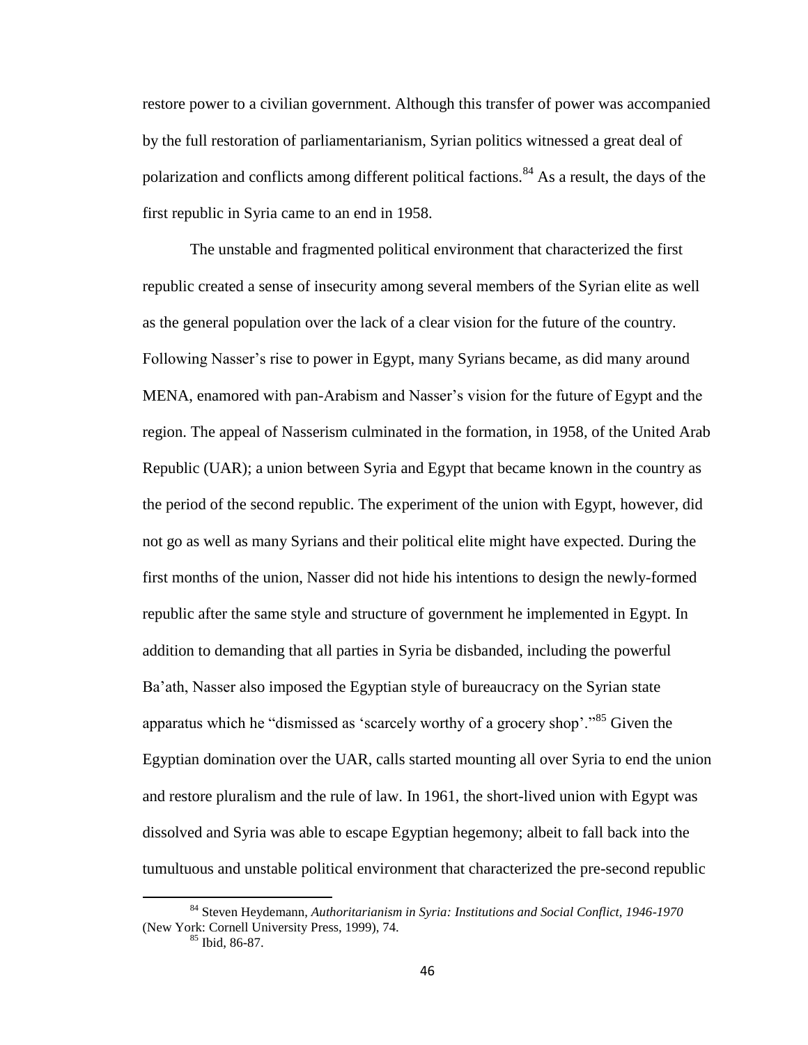restore power to a civilian government. Although this transfer of power was accompanied by the full restoration of parliamentarianism, Syrian politics witnessed a great deal of polarization and conflicts among different political factions.[84] As a result, the days of the first republic in Syria came to an end in 1958.

The unstable and fragmented political environment that characterized the first republic created a sense of insecurity among several members of the Syrian elite as well as the general population over the lack of a clear vision for the future of the country. Following Nasser's rise to power in Egypt, many Syrians became, as did many around MENA, enamored with pan-Arabism and Nasser's vision for the future of Egypt and the region. The appeal of Nasserism culminated in the formation, in 1958, of the United Arab Republic (UAR); a union between Syria and Egypt that became known in the country as the period of the second republic. The experiment of the union with Egypt, however, did not go as well as many Syrians and their political elite might have expected. During the first months of the union, Nasser did not hide his intentions to design the newly-formed republic after the same style and structure of government he implemented in Egypt. In addition to demanding that all parties in Syria be disbanded, including the powerful Ba'ath, Nasser also imposed the Egyptian style of bureaucracy on the Syrian state apparatus which he "dismissed as 'scarcely worthy of a grocery shop'."[85] Given the Egyptian domination over the UAR, calls started mounting all over Syria to end the union and restore pluralism and the rule of law. In 1961, the short-lived union with Egypt was dissolved and Syria was able to escape Egyptian hegemony; albeit to fall back into the tumultuous and unstable political environment that characterized the pre-second republic

---

[84] Steven Heydemann, *Authoritarianism in Syria: Institutions and Social Conflict, 1946-1970* (New York: Cornell University Press, 1999), 74.

[85] Ibid, 86-87.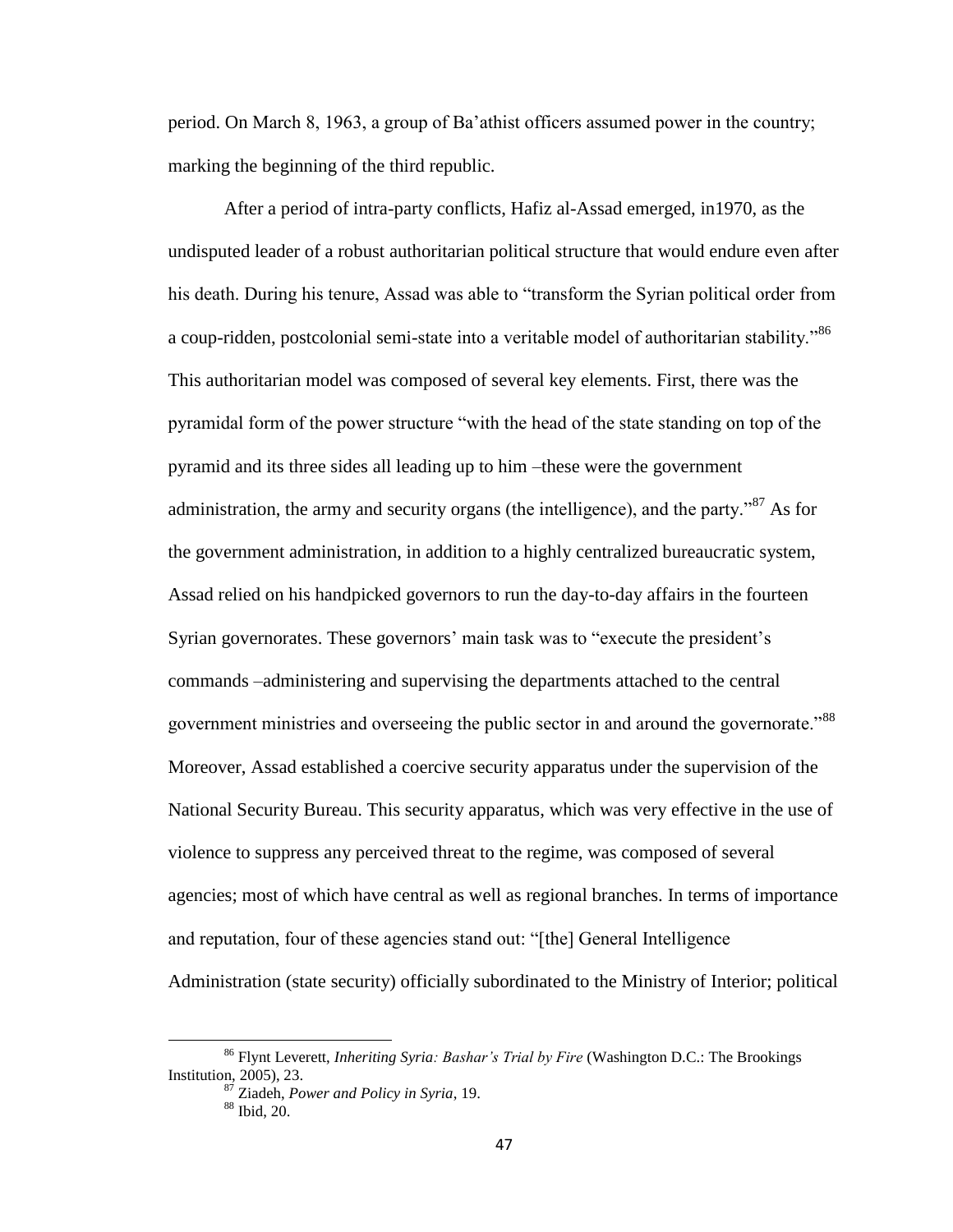period. On March 8, 1963, a group of Ba'athist officers assumed power in the country; marking the beginning of the third republic.

After a period of intra-party conflicts, Hafiz al-Assad emerged, in1970, as the undisputed leader of a robust authoritarian political structure that would endure even after his death. During his tenure, Assad was able to "transform the Syrian political order from a coup-ridden, postcolonial semi-state into a veritable model of authoritarian stability."[86] This authoritarian model was composed of several key elements. First, there was the pyramidal form of the power structure "with the head of the state standing on top of the pyramid and its three sides all leading up to him –these were the government administration, the army and security organs (the intelligence), and the party."[87] As for the government administration, in addition to a highly centralized bureaucratic system, Assad relied on his handpicked governors to run the day-to-day affairs in the fourteen Syrian governorates. These governors' main task was to "execute the president's commands –administering and supervising the departments attached to the central government ministries and overseeing the public sector in and around the governorate."[88] Moreover, Assad established a coercive security apparatus under the supervision of the National Security Bureau. This security apparatus, which was very effective in the use of violence to suppress any perceived threat to the regime, was composed of several agencies; most of which have central as well as regional branches. In terms of importance and reputation, four of these agencies stand out: "[the] General Intelligence Administration (state security) officially subordinated to the Ministry of Interior; political

[86] Flynt Leverett, *Inheriting Syria: Bashar's Trial by Fire* (Washington D.C.: The Brookings Institution, 2005), 23.

[87] Ziadeh, *Power and Policy in Syria*, 19.

[88] Ibid, 20.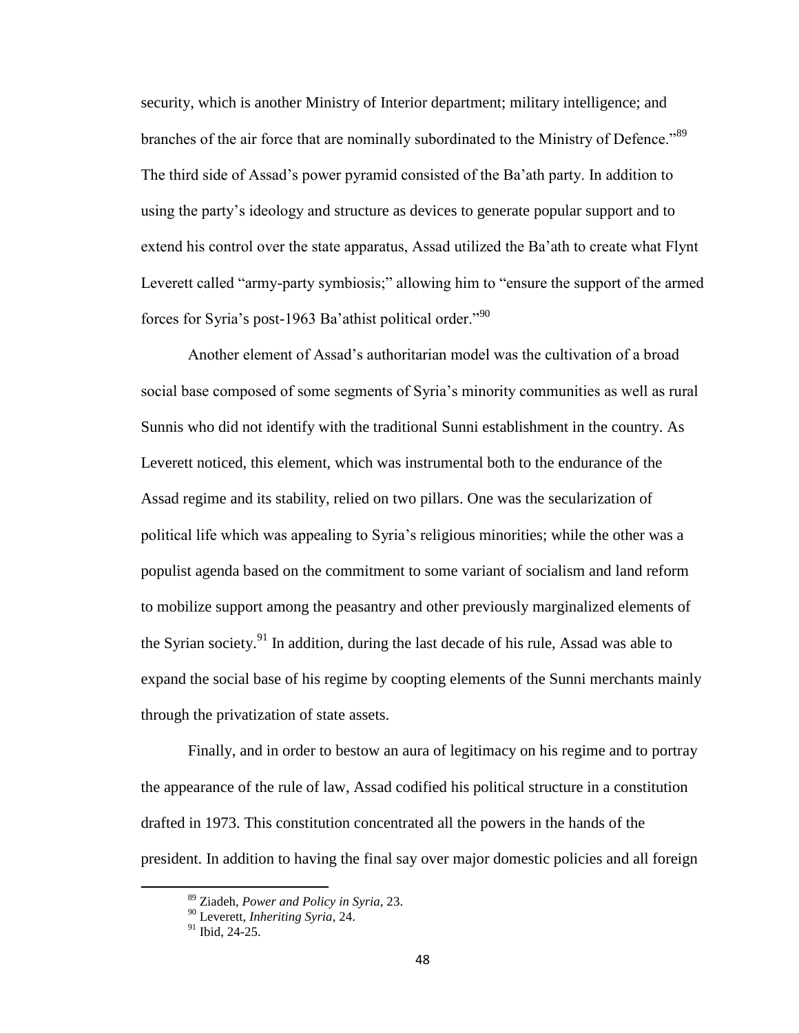security, which is another Ministry of Interior department; military intelligence; and branches of the air force that are nominally subordinated to the Ministry of Defence."[89] The third side of Assad's power pyramid consisted of the Ba'ath party. In addition to using the party's ideology and structure as devices to generate popular support and to extend his control over the state apparatus, Assad utilized the Ba'ath to create what Flynt Leverett called "army-party symbiosis;" allowing him to "ensure the support of the armed forces for Syria's post-1963 Ba'athist political order."[90]

Another element of Assad's authoritarian model was the cultivation of a broad social base composed of some segments of Syria's minority communities as well as rural Sunnis who did not identify with the traditional Sunni establishment in the country. As Leverett noticed, this element, which was instrumental both to the endurance of the Assad regime and its stability, relied on two pillars. One was the secularization of political life which was appealing to Syria's religious minorities; while the other was a populist agenda based on the commitment to some variant of socialism and land reform to mobilize support among the peasantry and other previously marginalized elements of the Syrian society.[91] In addition, during the last decade of his rule, Assad was able to expand the social base of his regime by coopting elements of the Sunni merchants mainly through the privatization of state assets.

Finally, and in order to bestow an aura of legitimacy on his regime and to portray the appearance of the rule of law, Assad codified his political structure in a constitution drafted in 1973. This constitution concentrated all the powers in the hands of the president. In addition to having the final say over major domestic policies and all foreign

---

[89] Ziadeh, *Power and Policy in Syria*, 23.

[90] Leverett, *Inheriting Syria*, 24.

[91] Ibid, 24-25.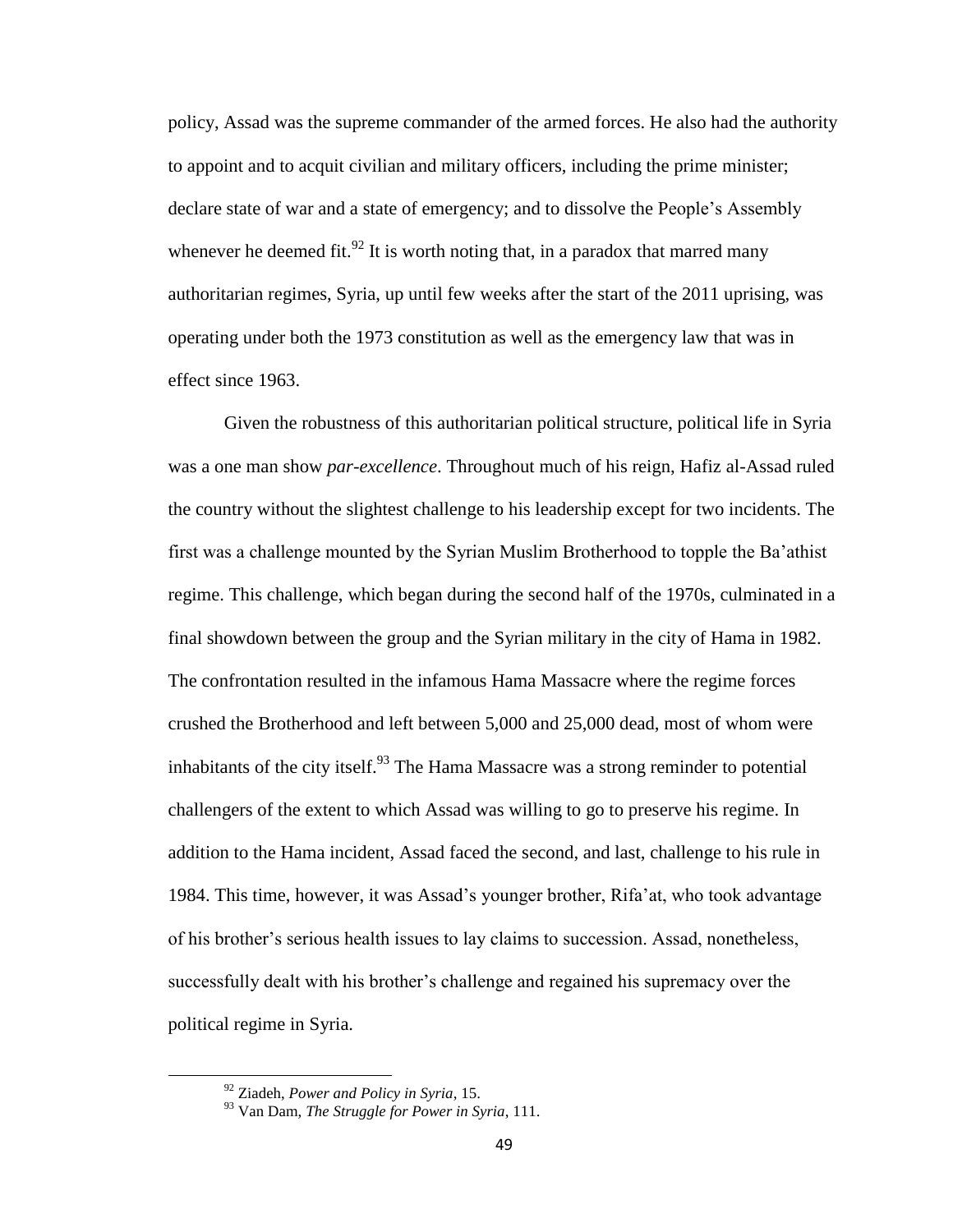policy, Assad was the supreme commander of the armed forces. He also had the authority to appoint and to acquit civilian and military officers, including the prime minister; declare state of war and a state of emergency; and to dissolve the People's Assembly whenever he deemed fit.[92] It is worth noting that, in a paradox that marred many authoritarian regimes, Syria, up until few weeks after the start of the 2011 uprising, was operating under both the 1973 constitution as well as the emergency law that was in effect since 1963.

Given the robustness of this authoritarian political structure, political life in Syria was a one man show *par-excellence*. Throughout much of his reign, Hafiz al-Assad ruled the country without the slightest challenge to his leadership except for two incidents. The first was a challenge mounted by the Syrian Muslim Brotherhood to topple the Ba'athist regime. This challenge, which began during the second half of the 1970s, culminated in a final showdown between the group and the Syrian military in the city of Hama in 1982. The confrontation resulted in the infamous Hama Massacre where the regime forces crushed the Brotherhood and left between 5,000 and 25,000 dead, most of whom were inhabitants of the city itself.[93] The Hama Massacre was a strong reminder to potential challengers of the extent to which Assad was willing to go to preserve his regime. In addition to the Hama incident, Assad faced the second, and last, challenge to his rule in 1984. This time, however, it was Assad's younger brother, Rifa'at, who took advantage of his brother's serious health issues to lay claims to succession. Assad, nonetheless, successfully dealt with his brother's challenge and regained his supremacy over the political regime in Syria.

---

[92] Ziadeh, *Power and Policy in Syria*, 15.

[93] Van Dam, *The Struggle for Power in Syria*, 111.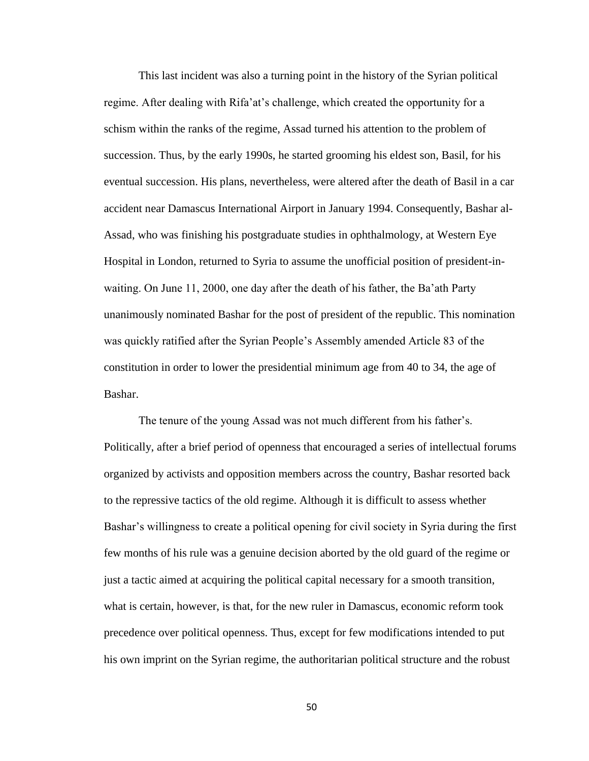This last incident was also a turning point in the history of the Syrian political regime. After dealing with Rifa'at's challenge, which created the opportunity for a schism within the ranks of the regime, Assad turned his attention to the problem of succession. Thus, by the early 1990s, he started grooming his eldest son, Basil, for his eventual succession. His plans, nevertheless, were altered after the death of Basil in a car accident near Damascus International Airport in January 1994. Consequently, Bashar al-Assad, who was finishing his postgraduate studies in ophthalmology, at Western Eye Hospital in London, returned to Syria to assume the unofficial position of president-in-waiting. On June 11, 2000, one day after the death of his father, the Ba'ath Party unanimously nominated Bashar for the post of president of the republic. This nomination was quickly ratified after the Syrian People's Assembly amended Article 83 of the constitution in order to lower the presidential minimum age from 40 to 34, the age of Bashar.

The tenure of the young Assad was not much different from his father's. Politically, after a brief period of openness that encouraged a series of intellectual forums organized by activists and opposition members across the country, Bashar resorted back to the repressive tactics of the old regime. Although it is difficult to assess whether Bashar's willingness to create a political opening for civil society in Syria during the first few months of his rule was a genuine decision aborted by the old guard of the regime or just a tactic aimed at acquiring the political capital necessary for a smooth transition, what is certain, however, is that, for the new ruler in Damascus, economic reform took precedence over political openness. Thus, except for few modifications intended to put his own imprint on the Syrian regime, the authoritarian political structure and the robust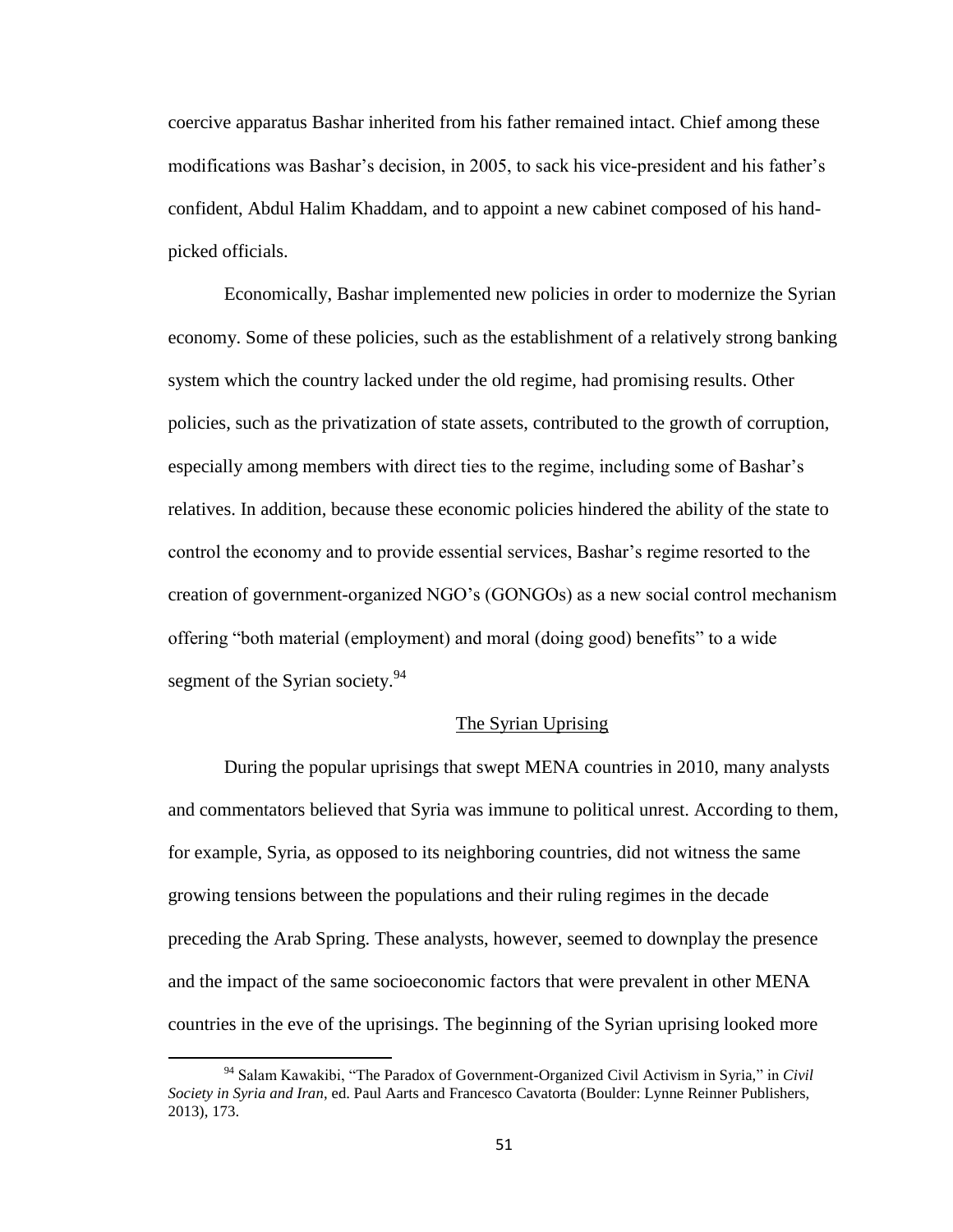coercive apparatus Bashar inherited from his father remained intact. Chief among these modifications was Bashar's decision, in 2005, to sack his vice-president and his father's confident, Abdul Halim Khaddam, and to appoint a new cabinet composed of his hand-picked officials.

Economically, Bashar implemented new policies in order to modernize the Syrian economy. Some of these policies, such as the establishment of a relatively strong banking system which the country lacked under the old regime, had promising results. Other policies, such as the privatization of state assets, contributed to the growth of corruption, especially among members with direct ties to the regime, including some of Bashar's relatives. In addition, because these economic policies hindered the ability of the state to control the economy and to provide essential services, Bashar's regime resorted to the creation of government-organized NGO's (GONGOs) as a new social control mechanism offering "both material (employment) and moral (doing good) benefits" to a wide segment of the Syrian society.[94]

## The Syrian Uprising

During the popular uprisings that swept MENA countries in 2010, many analysts and commentators believed that Syria was immune to political unrest. According to them, for example, Syria, as opposed to its neighboring countries, did not witness the same growing tensions between the populations and their ruling regimes in the decade preceding the Arab Spring. These analysts, however, seemed to downplay the presence and the impact of the same socioeconomic factors that were prevalent in other MENA countries in the eve of the uprisings. The beginning of the Syrian uprising looked more

[94] Salam Kawakibi, "The Paradox of Government-Organized Civil Activism in Syria," in *Civil Society in Syria and Iran*, ed. Paul Aarts and Francesco Cavatorta (Boulder: Lynne Reinner Publishers, 2013), 173.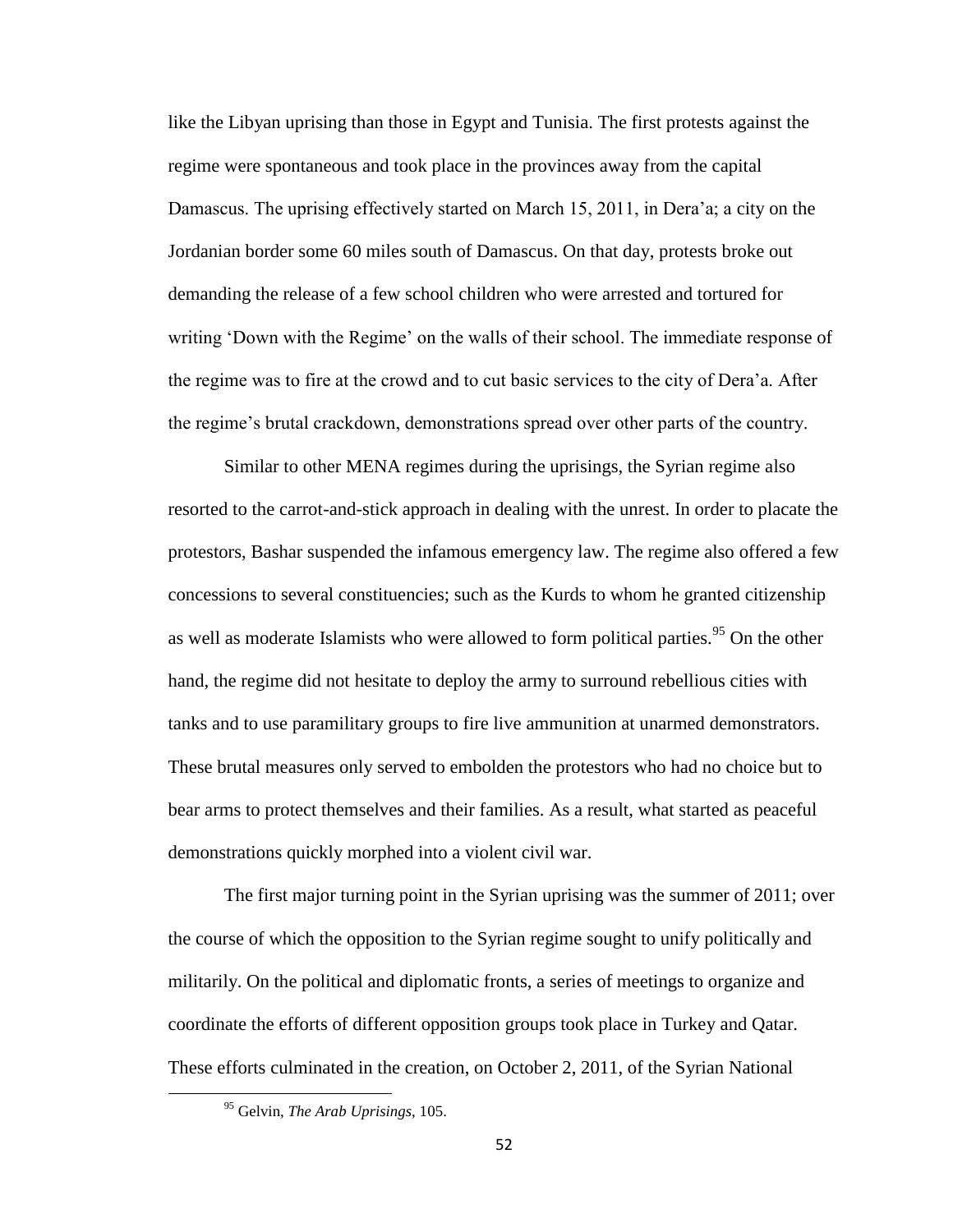like the Libyan uprising than those in Egypt and Tunisia. The first protests against the regime were spontaneous and took place in the provinces away from the capital Damascus. The uprising effectively started on March 15, 2011, in Dera'a; a city on the Jordanian border some 60 miles south of Damascus. On that day, protests broke out demanding the release of a few school children who were arrested and tortured for writing 'Down with the Regime' on the walls of their school. The immediate response of the regime was to fire at the crowd and to cut basic services to the city of Dera'a. After the regime's brutal crackdown, demonstrations spread over other parts of the country.

Similar to other MENA regimes during the uprisings, the Syrian regime also resorted to the carrot-and-stick approach in dealing with the unrest. In order to placate the protestors, Bashar suspended the infamous emergency law. The regime also offered a few concessions to several constituencies; such as the Kurds to whom he granted citizenship as well as moderate Islamists who were allowed to form political parties.[95] On the other hand, the regime did not hesitate to deploy the army to surround rebellious cities with tanks and to use paramilitary groups to fire live ammunition at unarmed demonstrators. These brutal measures only served to embolden the protestors who had no choice but to bear arms to protect themselves and their families. As a result, what started as peaceful demonstrations quickly morphed into a violent civil war.

The first major turning point in the Syrian uprising was the summer of 2011; over the course of which the opposition to the Syrian regime sought to unify politically and militarily. On the political and diplomatic fronts, a series of meetings to organize and coordinate the efforts of different opposition groups took place in Turkey and Qatar. These efforts culminated in the creation, on October 2, 2011, of the Syrian National

[95] Gelvin, *The Arab Uprisings*, 105.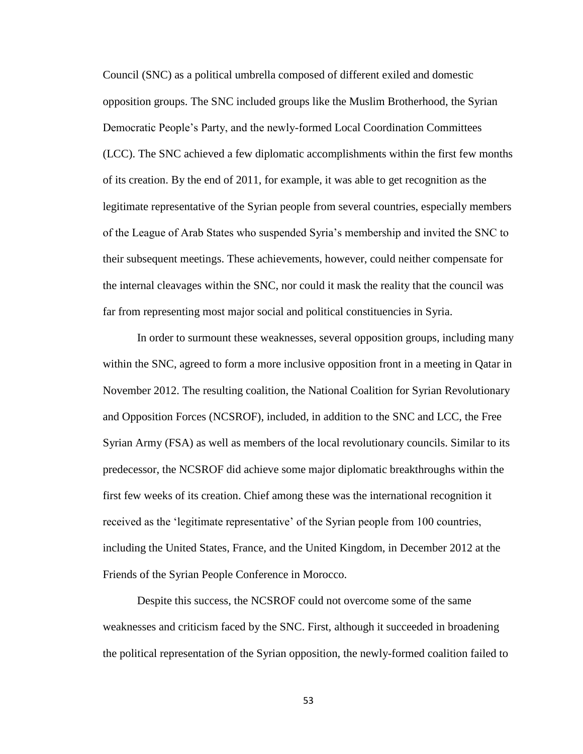Council (SNC) as a political umbrella composed of different exiled and domestic opposition groups. The SNC included groups like the Muslim Brotherhood, the Syrian Democratic People's Party, and the newly-formed Local Coordination Committees (LCC). The SNC achieved a few diplomatic accomplishments within the first few months of its creation. By the end of 2011, for example, it was able to get recognition as the legitimate representative of the Syrian people from several countries, especially members of the League of Arab States who suspended Syria's membership and invited the SNC to their subsequent meetings. These achievements, however, could neither compensate for the internal cleavages within the SNC, nor could it mask the reality that the council was far from representing most major social and political constituencies in Syria.

In order to surmount these weaknesses, several opposition groups, including many within the SNC, agreed to form a more inclusive opposition front in a meeting in Qatar in November 2012. The resulting coalition, the National Coalition for Syrian Revolutionary and Opposition Forces (NCSROF), included, in addition to the SNC and LCC, the Free Syrian Army (FSA) as well as members of the local revolutionary councils. Similar to its predecessor, the NCSROF did achieve some major diplomatic breakthroughs within the first few weeks of its creation. Chief among these was the international recognition it received as the 'legitimate representative' of the Syrian people from 100 countries, including the United States, France, and the United Kingdom, in December 2012 at the Friends of the Syrian People Conference in Morocco.

Despite this success, the NCSROF could not overcome some of the same weaknesses and criticism faced by the SNC. First, although it succeeded in broadening the political representation of the Syrian opposition, the newly-formed coalition failed to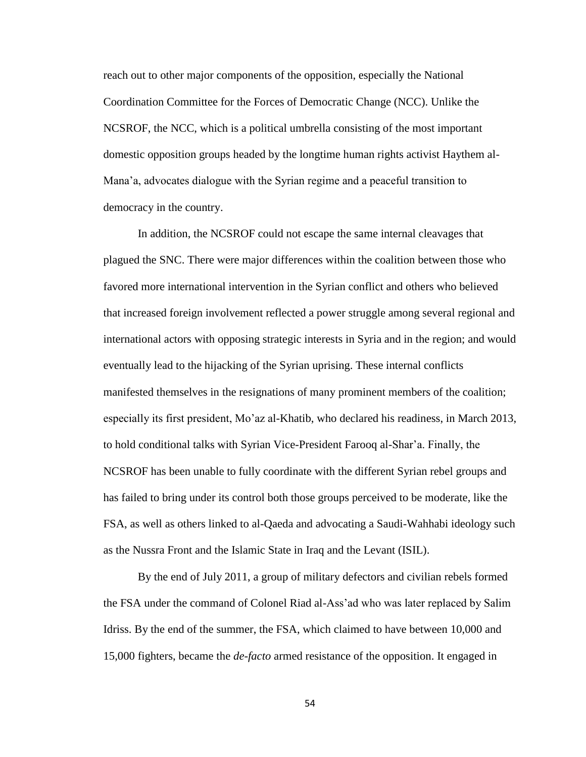reach out to other major components of the opposition, especially the National Coordination Committee for the Forces of Democratic Change (NCC). Unlike the NCSROF, the NCC, which is a political umbrella consisting of the most important domestic opposition groups headed by the longtime human rights activist Haythem al-Mana'a, advocates dialogue with the Syrian regime and a peaceful transition to democracy in the country.

In addition, the NCSROF could not escape the same internal cleavages that plagued the SNC. There were major differences within the coalition between those who favored more international intervention in the Syrian conflict and others who believed that increased foreign involvement reflected a power struggle among several regional and international actors with opposing strategic interests in Syria and in the region; and would eventually lead to the hijacking of the Syrian uprising. These internal conflicts manifested themselves in the resignations of many prominent members of the coalition; especially its first president, Mo'az al-Khatib, who declared his readiness, in March 2013, to hold conditional talks with Syrian Vice-President Farooq al-Shar'a. Finally, the NCSROF has been unable to fully coordinate with the different Syrian rebel groups and has failed to bring under its control both those groups perceived to be moderate, like the FSA, as well as others linked to al-Qaeda and advocating a Saudi-Wahhabi ideology such as the Nussra Front and the Islamic State in Iraq and the Levant (ISIL).

By the end of July 2011, a group of military defectors and civilian rebels formed the FSA under the command of Colonel Riad al-Ass'ad who was later replaced by Salim Idriss. By the end of the summer, the FSA, which claimed to have between 10,000 and 15,000 fighters, became the *de-facto* armed resistance of the opposition. It engaged in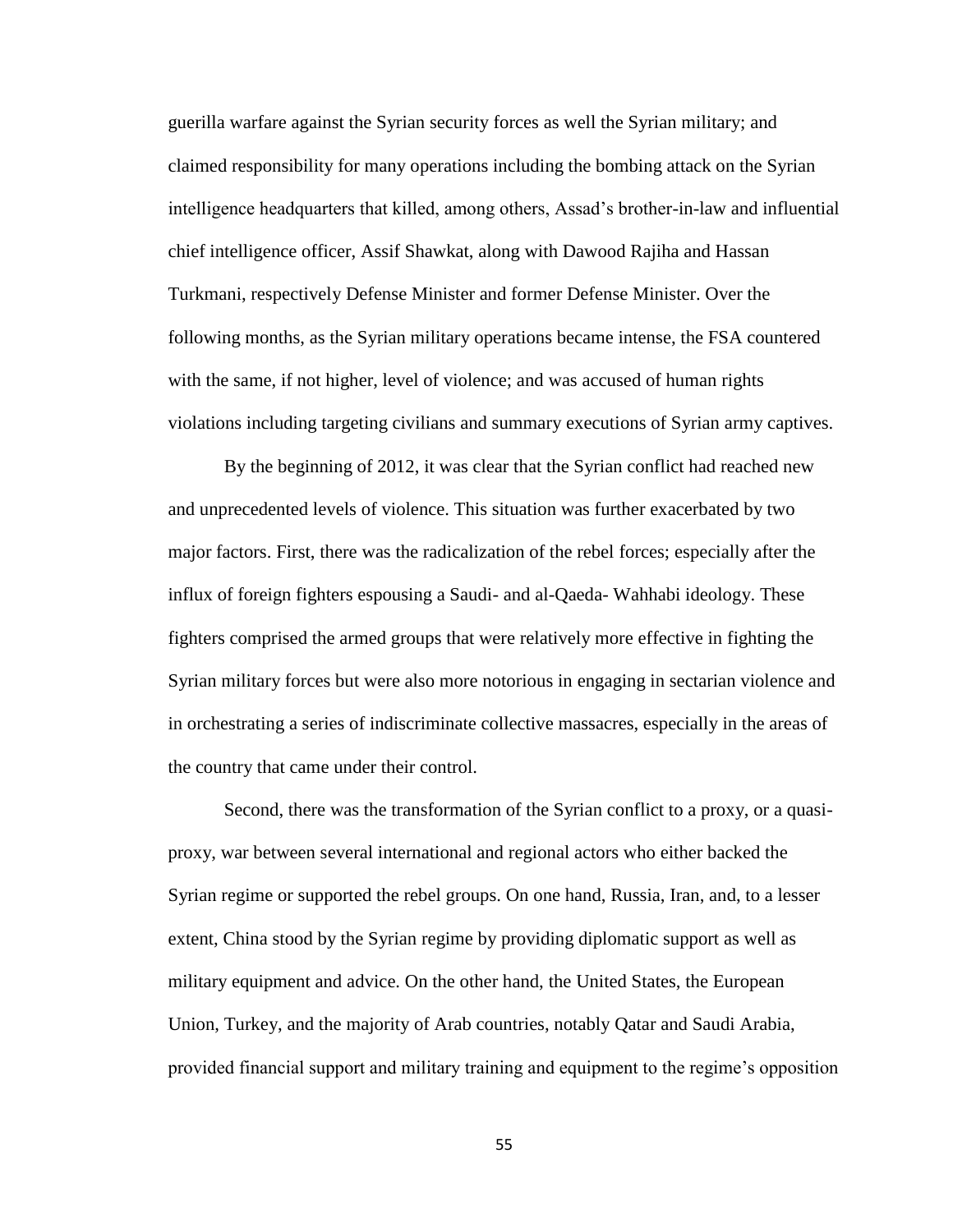guerilla warfare against the Syrian security forces as well the Syrian military; and claimed responsibility for many operations including the bombing attack on the Syrian intelligence headquarters that killed, among others, Assad's brother-in-law and influential chief intelligence officer, Assif Shawkat, along with Dawood Rajiha and Hassan Turkmani, respectively Defense Minister and former Defense Minister. Over the following months, as the Syrian military operations became intense, the FSA countered with the same, if not higher, level of violence; and was accused of human rights violations including targeting civilians and summary executions of Syrian army captives.

By the beginning of 2012, it was clear that the Syrian conflict had reached new and unprecedented levels of violence. This situation was further exacerbated by two major factors. First, there was the radicalization of the rebel forces; especially after the influx of foreign fighters espousing a Saudi- and al-Qaeda- Wahhabi ideology. These fighters comprised the armed groups that were relatively more effective in fighting the Syrian military forces but were also more notorious in engaging in sectarian violence and in orchestrating a series of indiscriminate collective massacres, especially in the areas of the country that came under their control.

Second, there was the transformation of the Syrian conflict to a proxy, or a quasi-proxy, war between several international and regional actors who either backed the Syrian regime or supported the rebel groups. On one hand, Russia, Iran, and, to a lesser extent, China stood by the Syrian regime by providing diplomatic support as well as military equipment and advice. On the other hand, the United States, the European Union, Turkey, and the majority of Arab countries, notably Qatar and Saudi Arabia, provided financial support and military training and equipment to the regime's opposition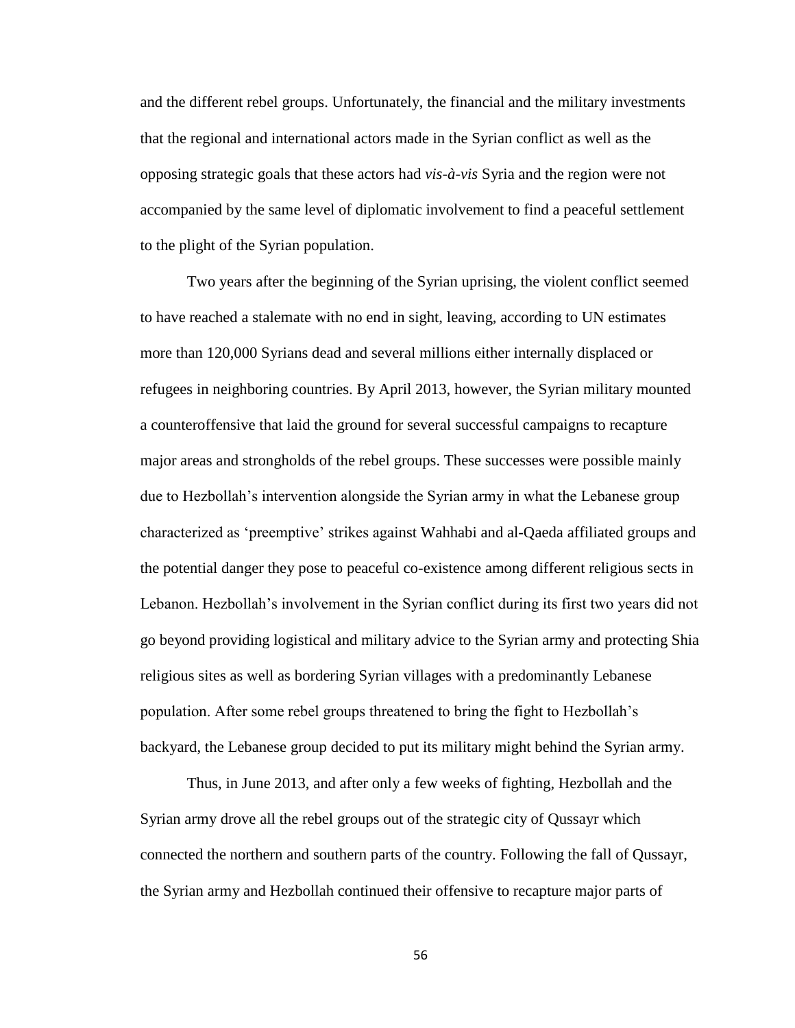and the different rebel groups. Unfortunately, the financial and the military investments that the regional and international actors made in the Syrian conflict as well as the opposing strategic goals that these actors had *vis-à-vis* Syria and the region were not accompanied by the same level of diplomatic involvement to find a peaceful settlement to the plight of the Syrian population.

Two years after the beginning of the Syrian uprising, the violent conflict seemed to have reached a stalemate with no end in sight, leaving, according to UN estimates more than 120,000 Syrians dead and several millions either internally displaced or refugees in neighboring countries. By April 2013, however, the Syrian military mounted a counteroffensive that laid the ground for several successful campaigns to recapture major areas and strongholds of the rebel groups. These successes were possible mainly due to Hezbollah's intervention alongside the Syrian army in what the Lebanese group characterized as 'preemptive' strikes against Wahhabi and al-Qaeda affiliated groups and the potential danger they pose to peaceful co-existence among different religious sects in Lebanon. Hezbollah's involvement in the Syrian conflict during its first two years did not go beyond providing logistical and military advice to the Syrian army and protecting Shia religious sites as well as bordering Syrian villages with a predominantly Lebanese population. After some rebel groups threatened to bring the fight to Hezbollah's backyard, the Lebanese group decided to put its military might behind the Syrian army.

Thus, in June 2013, and after only a few weeks of fighting, Hezbollah and the Syrian army drove all the rebel groups out of the strategic city of Qussayr which connected the northern and southern parts of the country. Following the fall of Qussayr, the Syrian army and Hezbollah continued their offensive to recapture major parts of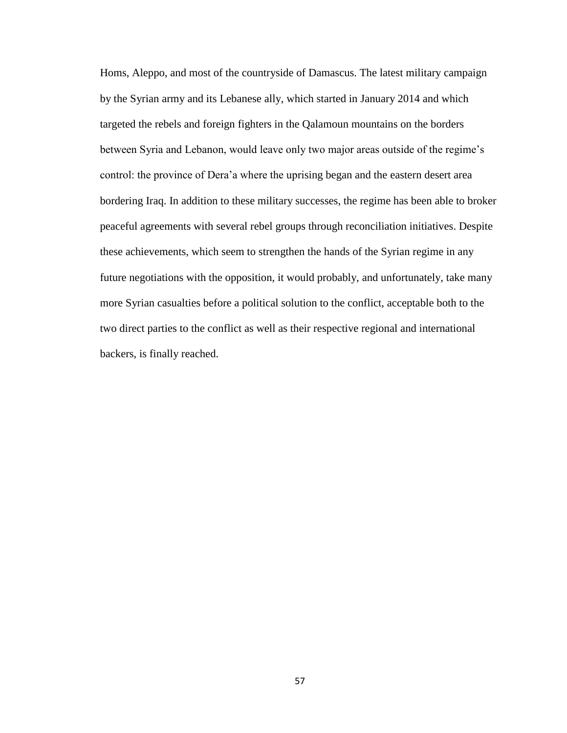Homs, Aleppo, and most of the countryside of Damascus. The latest military campaign by the Syrian army and its Lebanese ally, which started in January 2014 and which targeted the rebels and foreign fighters in the Qalamoun mountains on the borders between Syria and Lebanon, would leave only two major areas outside of the regime's control: the province of Dera'a where the uprising began and the eastern desert area bordering Iraq. In addition to these military successes, the regime has been able to broker peaceful agreements with several rebel groups through reconciliation initiatives. Despite these achievements, which seem to strengthen the hands of the Syrian regime in any future negotiations with the opposition, it would probably, and unfortunately, take many more Syrian casualties before a political solution to the conflict, acceptable both to the two direct parties to the conflict as well as their respective regional and international backers, is finally reached.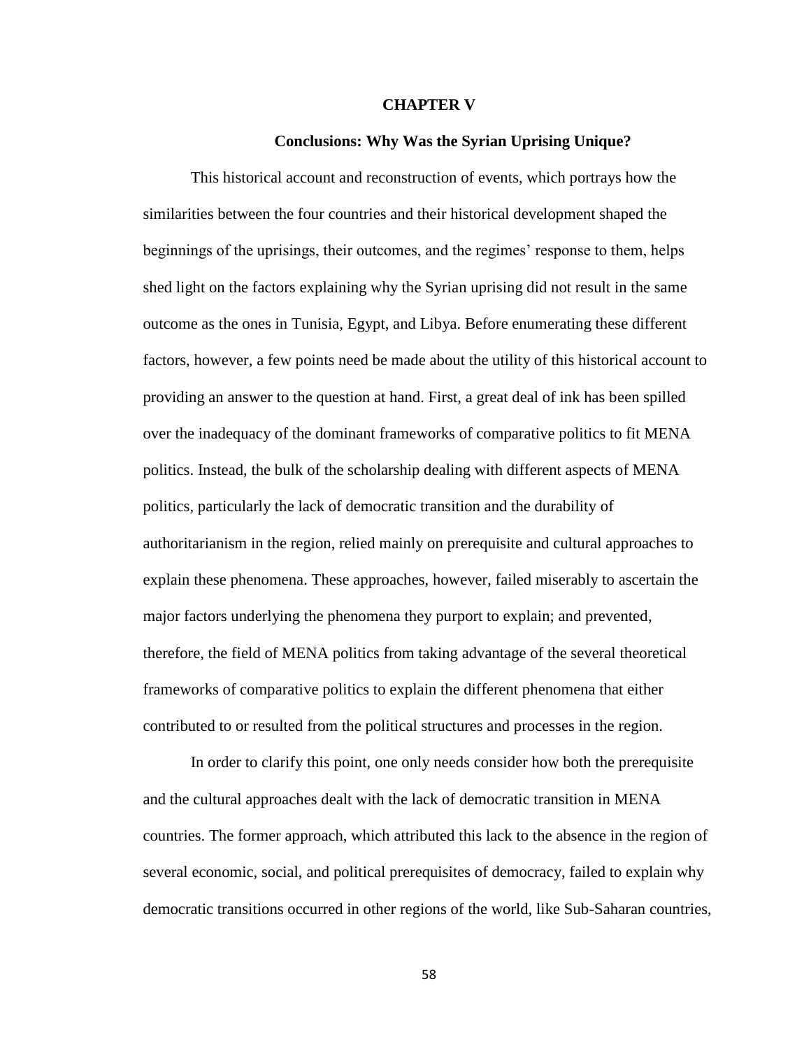# CHAPTER V

## Conclusions: Why Was the Syrian Uprising Unique?

This historical account and reconstruction of events, which portrays how the similarities between the four countries and their historical development shaped the beginnings of the uprisings, their outcomes, and the regimes' response to them, helps shed light on the factors explaining why the Syrian uprising did not result in the same outcome as the ones in Tunisia, Egypt, and Libya. Before enumerating these different factors, however, a few points need be made about the utility of this historical account to providing an answer to the question at hand. First, a great deal of ink has been spilled over the inadequacy of the dominant frameworks of comparative politics to fit MENA politics. Instead, the bulk of the scholarship dealing with different aspects of MENA politics, particularly the lack of democratic transition and the durability of authoritarianism in the region, relied mainly on prerequisite and cultural approaches to explain these phenomena. These approaches, however, failed miserably to ascertain the major factors underlying the phenomena they purport to explain; and prevented, therefore, the field of MENA politics from taking advantage of the several theoretical frameworks of comparative politics to explain the different phenomena that either contributed to or resulted from the political structures and processes in the region.

In order to clarify this point, one only needs consider how both the prerequisite and the cultural approaches dealt with the lack of democratic transition in MENA countries. The former approach, which attributed this lack to the absence in the region of several economic, social, and political prerequisites of democracy, failed to explain why democratic transitions occurred in other regions of the world, like Sub-Saharan countries,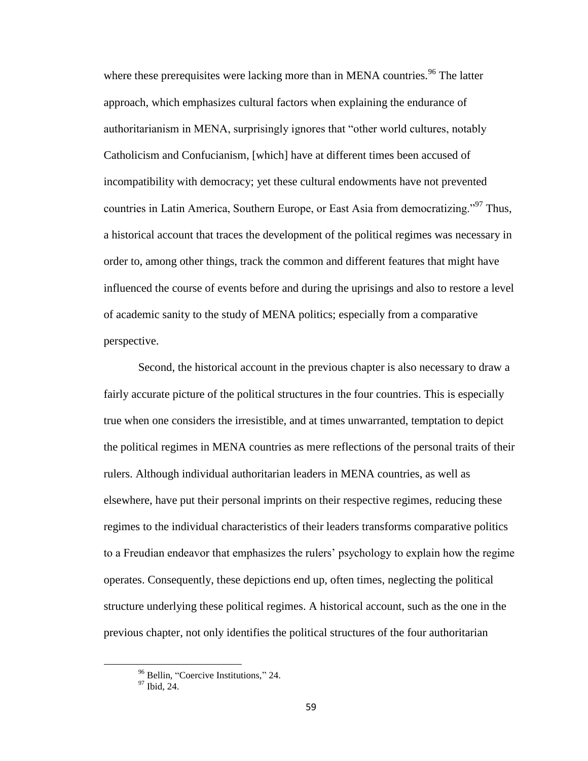where these prerequisites were lacking more than in MENA countries.[96] The latter approach, which emphasizes cultural factors when explaining the endurance of authoritarianism in MENA, surprisingly ignores that "other world cultures, notably Catholicism and Confucianism, [which] have at different times been accused of incompatibility with democracy; yet these cultural endowments have not prevented countries in Latin America, Southern Europe, or East Asia from democratizing."[97] Thus, a historical account that traces the development of the political regimes was necessary in order to, among other things, track the common and different features that might have influenced the course of events before and during the uprisings and also to restore a level of academic sanity to the study of MENA politics; especially from a comparative perspective.

Second, the historical account in the previous chapter is also necessary to draw a fairly accurate picture of the political structures in the four countries. This is especially true when one considers the irresistible, and at times unwarranted, temptation to depict the political regimes in MENA countries as mere reflections of the personal traits of their rulers. Although individual authoritarian leaders in MENA countries, as well as elsewhere, have put their personal imprints on their respective regimes, reducing these regimes to the individual characteristics of their leaders transforms comparative politics to a Freudian endeavor that emphasizes the rulers' psychology to explain how the regime operates. Consequently, these depictions end up, often times, neglecting the political structure underlying these political regimes. A historical account, such as the one in the previous chapter, not only identifies the political structures of the four authoritarian

[96] Bellin, "Coercive Institutions," 24.

[97] Ibid, 24.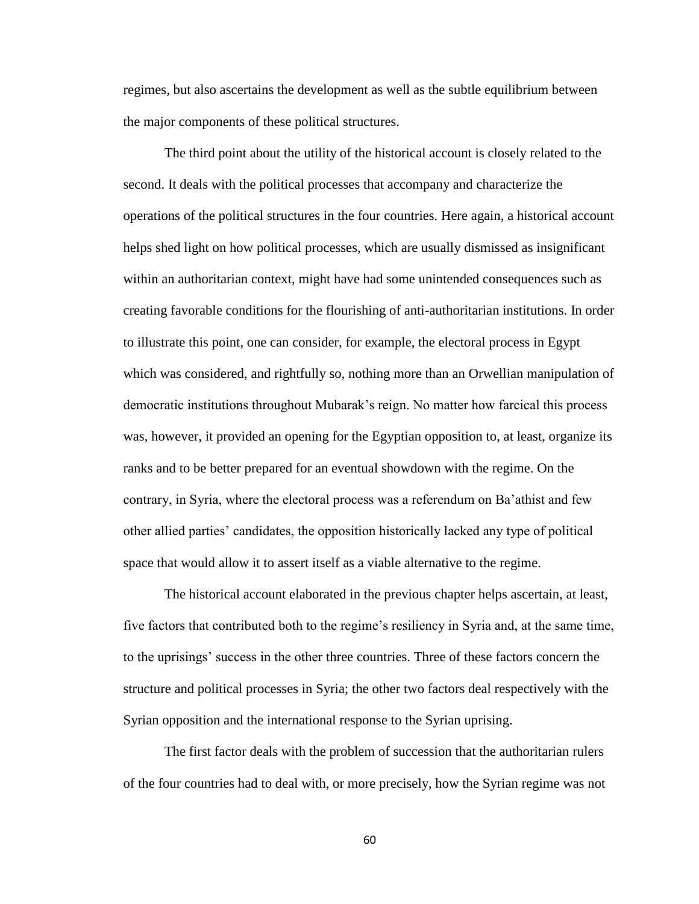regimes, but also ascertains the development as well as the subtle equilibrium between the major components of these political structures.

The third point about the utility of the historical account is closely related to the second. It deals with the political processes that accompany and characterize the operations of the political structures in the four countries. Here again, a historical account helps shed light on how political processes, which are usually dismissed as insignificant within an authoritarian context, might have had some unintended consequences such as creating favorable conditions for the flourishing of anti-authoritarian institutions. In order to illustrate this point, one can consider, for example, the electoral process in Egypt which was considered, and rightfully so, nothing more than an Orwellian manipulation of democratic institutions throughout Mubarak's reign. No matter how farcical this process was, however, it provided an opening for the Egyptian opposition to, at least, organize its ranks and to be better prepared for an eventual showdown with the regime. On the contrary, in Syria, where the electoral process was a referendum on Ba'athist and few other allied parties' candidates, the opposition historically lacked any type of political space that would allow it to assert itself as a viable alternative to the regime.

The historical account elaborated in the previous chapter helps ascertain, at least, five factors that contributed both to the regime's resiliency in Syria and, at the same time, to the uprisings' success in the other three countries. Three of these factors concern the structure and political processes in Syria; the other two factors deal respectively with the Syrian opposition and the international response to the Syrian uprising.

The first factor deals with the problem of succession that the authoritarian rulers of the four countries had to deal with, or more precisely, how the Syrian regime was not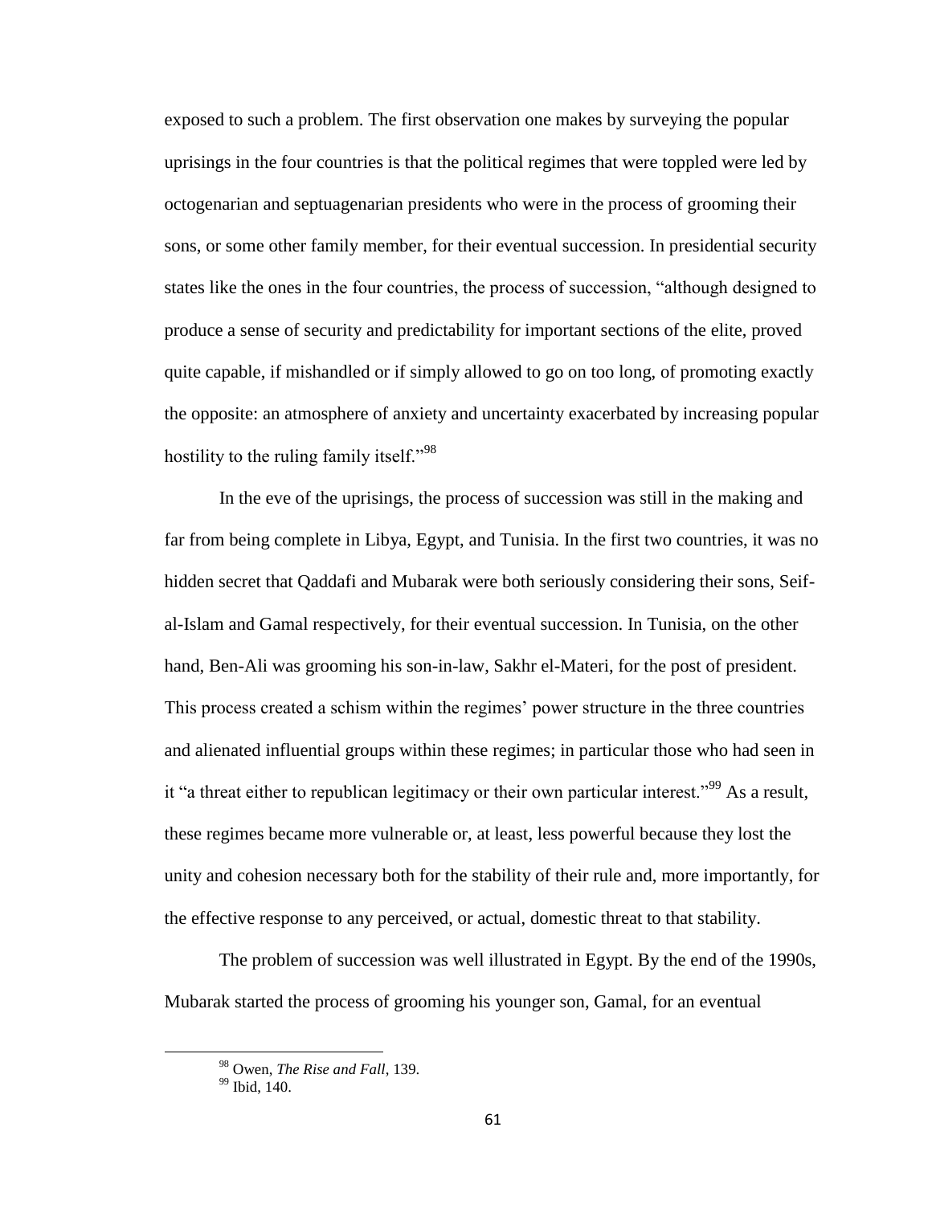exposed to such a problem. The first observation one makes by surveying the popular uprisings in the four countries is that the political regimes that were toppled were led by octogenarian and septuagenarian presidents who were in the process of grooming their sons, or some other family member, for their eventual succession. In presidential security states like the ones in the four countries, the process of succession, "although designed to produce a sense of security and predictability for important sections of the elite, proved quite capable, if mishandled or if simply allowed to go on too long, of promoting exactly the opposite: an atmosphere of anxiety and uncertainty exacerbated by increasing popular hostility to the ruling family itself."[98]

In the eve of the uprisings, the process of succession was still in the making and far from being complete in Libya, Egypt, and Tunisia. In the first two countries, it was no hidden secret that Qaddafi and Mubarak were both seriously considering their sons, Seif-al-Islam and Gamal respectively, for their eventual succession. In Tunisia, on the other hand, Ben-Ali was grooming his son-in-law, Sakhr el-Materi, for the post of president. This process created a schism within the regimes' power structure in the three countries and alienated influential groups within these regimes; in particular those who had seen in it "a threat either to republican legitimacy or their own particular interest."[99] As a result, these regimes became more vulnerable or, at least, less powerful because they lost the unity and cohesion necessary both for the stability of their rule and, more importantly, for the effective response to any perceived, or actual, domestic threat to that stability.

The problem of succession was well illustrated in Egypt. By the end of the 1990s, Mubarak started the process of grooming his younger son, Gamal, for an eventual

[98] Owen, *The Rise and Fall*, 139.

[99] Ibid, 140.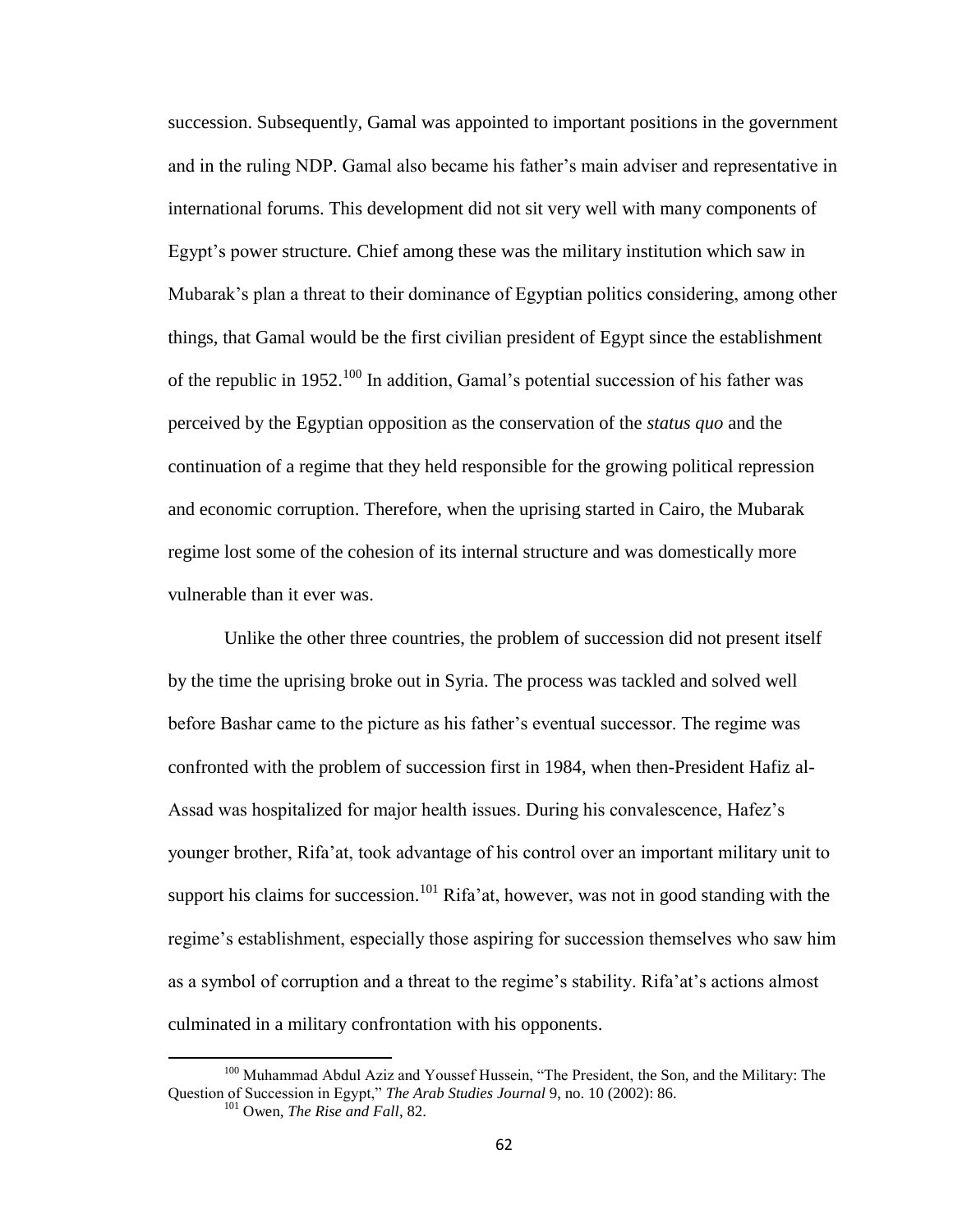succession. Subsequently, Gamal was appointed to important positions in the government and in the ruling NDP. Gamal also became his father's main adviser and representative in international forums. This development did not sit very well with many components of Egypt's power structure. Chief among these was the military institution which saw in Mubarak's plan a threat to their dominance of Egyptian politics considering, among other things, that Gamal would be the first civilian president of Egypt since the establishment of the republic in 1952.[100] In addition, Gamal's potential succession of his father was perceived by the Egyptian opposition as the conservation of the *status quo* and the continuation of a regime that they held responsible for the growing political repression and economic corruption. Therefore, when the uprising started in Cairo, the Mubarak regime lost some of the cohesion of its internal structure and was domestically more vulnerable than it ever was.

Unlike the other three countries, the problem of succession did not present itself by the time the uprising broke out in Syria. The process was tackled and solved well before Bashar came to the picture as his father's eventual successor. The regime was confronted with the problem of succession first in 1984, when then-President Hafiz al-Assad was hospitalized for major health issues. During his convalescence, Hafez's younger brother, Rifa'at, took advantage of his control over an important military unit to support his claims for succession.[101] Rifa'at, however, was not in good standing with the regime's establishment, especially those aspiring for succession themselves who saw him as a symbol of corruption and a threat to the regime's stability. Rifa'at's actions almost culminated in a military confrontation with his opponents.

---

[100] Muhammad Abdul Aziz and Youssef Hussein, "The President, the Son, and the Military: The Question of Succession in Egypt," *The Arab Studies Journal* 9, no. 10 (2002): 86.

[101] Owen, *The Rise and Fall*, 82.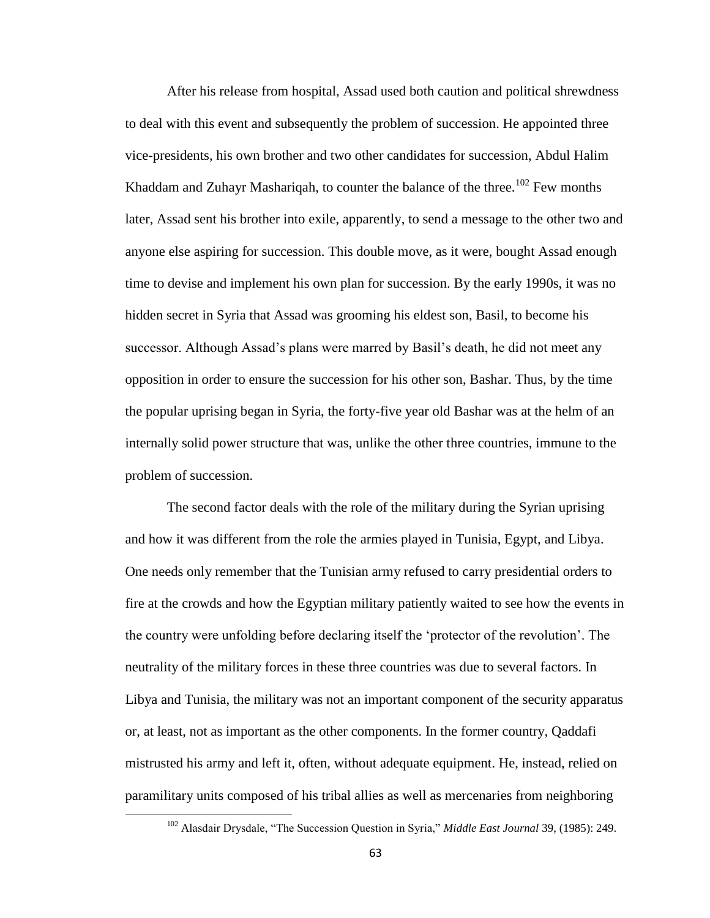After his release from hospital, Assad used both caution and political shrewdness to deal with this event and subsequently the problem of succession. He appointed three vice-presidents, his own brother and two other candidates for succession, Abdul Halim Khaddam and Zuhayr Mashariqah, to counter the balance of the three.[102] Few months later, Assad sent his brother into exile, apparently, to send a message to the other two and anyone else aspiring for succession. This double move, as it were, bought Assad enough time to devise and implement his own plan for succession. By the early 1990s, it was no hidden secret in Syria that Assad was grooming his eldest son, Basil, to become his successor. Although Assad's plans were marred by Basil's death, he did not meet any opposition in order to ensure the succession for his other son, Bashar. Thus, by the time the popular uprising began in Syria, the forty-five year old Bashar was at the helm of an internally solid power structure that was, unlike the other three countries, immune to the problem of succession.

The second factor deals with the role of the military during the Syrian uprising and how it was different from the role the armies played in Tunisia, Egypt, and Libya. One needs only remember that the Tunisian army refused to carry presidential orders to fire at the crowds and how the Egyptian military patiently waited to see how the events in the country were unfolding before declaring itself the 'protector of the revolution'. The neutrality of the military forces in these three countries was due to several factors. In Libya and Tunisia, the military was not an important component of the security apparatus or, at least, not as important as the other components. In the former country, Qaddafi mistrusted his army and left it, often, without adequate equipment. He, instead, relied on paramilitary units composed of his tribal allies as well as mercenaries from neighboring

[102] Alasdair Drysdale, "The Succession Question in Syria," *Middle East Journal* 39, (1985): 249.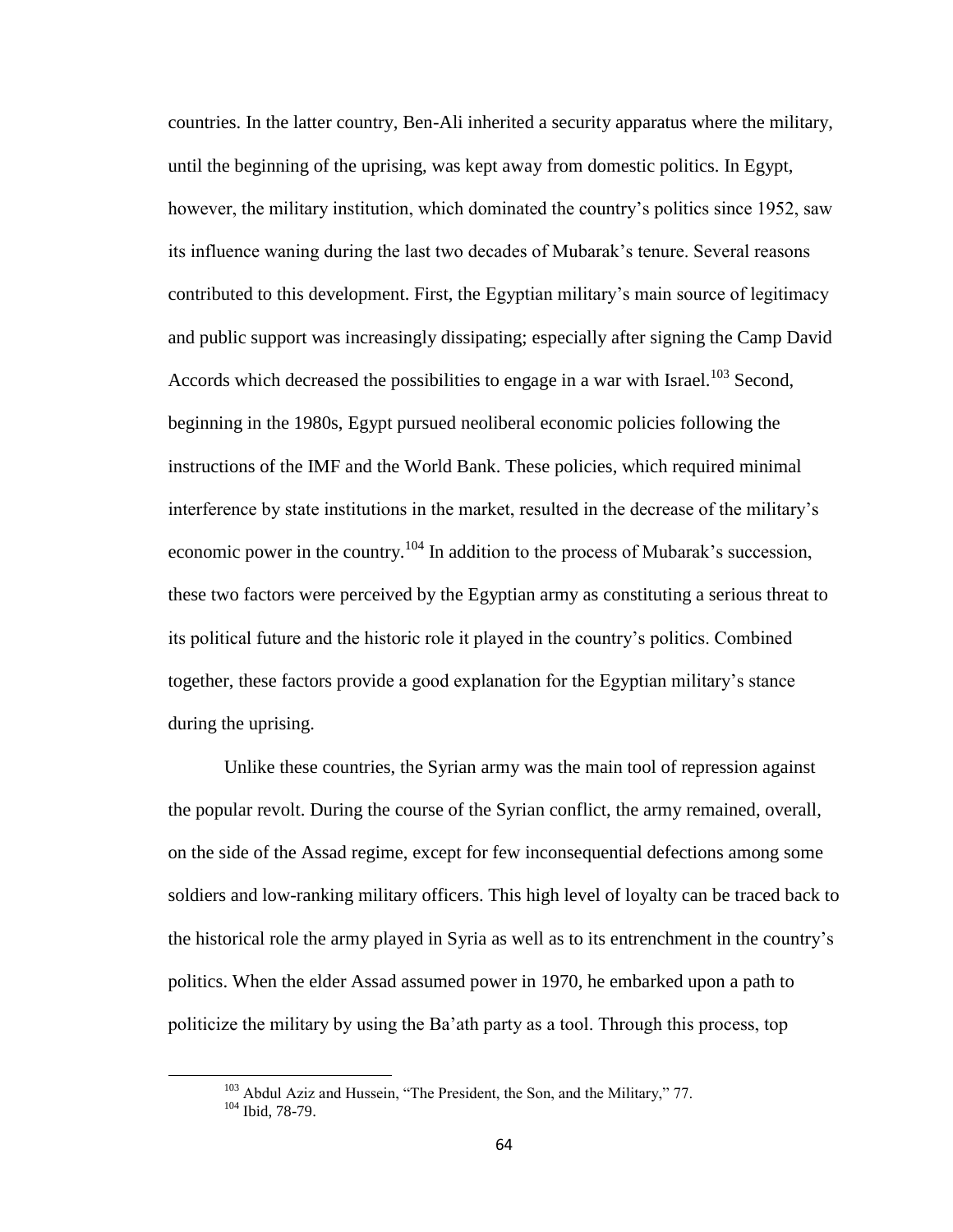countries. In the latter country, Ben-Ali inherited a security apparatus where the military, until the beginning of the uprising, was kept away from domestic politics. In Egypt, however, the military institution, which dominated the country's politics since 1952, saw its influence waning during the last two decades of Mubarak's tenure. Several reasons contributed to this development. First, the Egyptian military's main source of legitimacy and public support was increasingly dissipating; especially after signing the Camp David Accords which decreased the possibilities to engage in a war with Israel.[103] Second, beginning in the 1980s, Egypt pursued neoliberal economic policies following the instructions of the IMF and the World Bank. These policies, which required minimal interference by state institutions in the market, resulted in the decrease of the military's economic power in the country.[104] In addition to the process of Mubarak's succession, these two factors were perceived by the Egyptian army as constituting a serious threat to its political future and the historic role it played in the country's politics. Combined together, these factors provide a good explanation for the Egyptian military's stance during the uprising.

Unlike these countries, the Syrian army was the main tool of repression against the popular revolt. During the course of the Syrian conflict, the army remained, overall, on the side of the Assad regime, except for few inconsequential defections among some soldiers and low-ranking military officers. This high level of loyalty can be traced back to the historical role the army played in Syria as well as to its entrenchment in the country's politics. When the elder Assad assumed power in 1970, he embarked upon a path to politicize the military by using the Ba'ath party as a tool. Through this process, top

[103] Abdul Aziz and Hussein, "The President, the Son, and the Military," 77.

[104] Ibid, 78-79.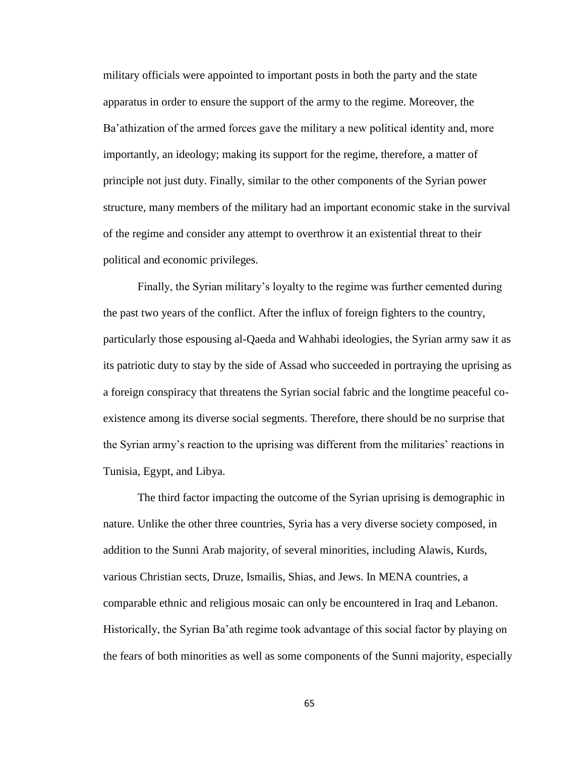military officials were appointed to important posts in both the party and the state apparatus in order to ensure the support of the army to the regime. Moreover, the Ba'athization of the armed forces gave the military a new political identity and, more importantly, an ideology; making its support for the regime, therefore, a matter of principle not just duty. Finally, similar to the other components of the Syrian power structure, many members of the military had an important economic stake in the survival of the regime and consider any attempt to overthrow it an existential threat to their political and economic privileges.

Finally, the Syrian military's loyalty to the regime was further cemented during the past two years of the conflict. After the influx of foreign fighters to the country, particularly those espousing al-Qaeda and Wahhabi ideologies, the Syrian army saw it as its patriotic duty to stay by the side of Assad who succeeded in portraying the uprising as a foreign conspiracy that threatens the Syrian social fabric and the longtime peaceful co-existence among its diverse social segments. Therefore, there should be no surprise that the Syrian army's reaction to the uprising was different from the militaries' reactions in Tunisia, Egypt, and Libya.

The third factor impacting the outcome of the Syrian uprising is demographic in nature. Unlike the other three countries, Syria has a very diverse society composed, in addition to the Sunni Arab majority, of several minorities, including Alawis, Kurds, various Christian sects, Druze, Ismailis, Shias, and Jews. In MENA countries, a comparable ethnic and religious mosaic can only be encountered in Iraq and Lebanon. Historically, the Syrian Ba'ath regime took advantage of this social factor by playing on the fears of both minorities as well as some components of the Sunni majority, especially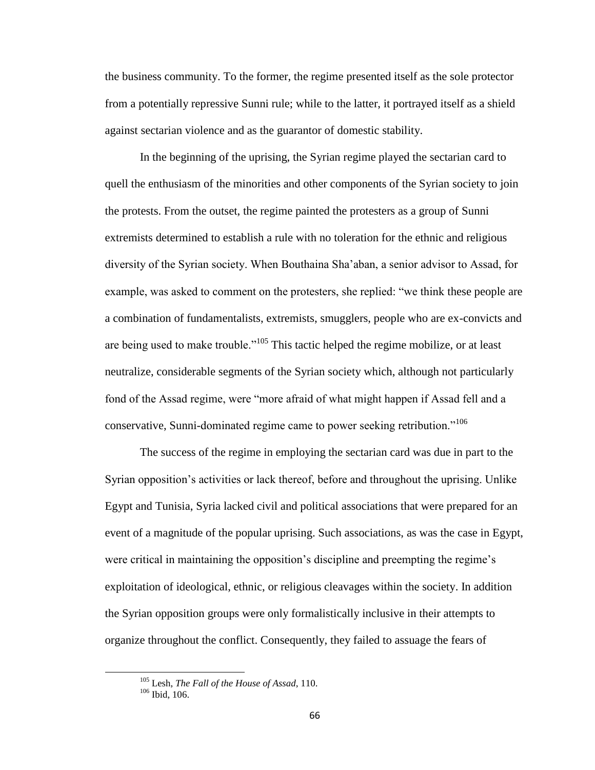the business community. To the former, the regime presented itself as the sole protector from a potentially repressive Sunni rule; while to the latter, it portrayed itself as a shield against sectarian violence and as the guarantor of domestic stability.

In the beginning of the uprising, the Syrian regime played the sectarian card to quell the enthusiasm of the minorities and other components of the Syrian society to join the protests. From the outset, the regime painted the protesters as a group of Sunni extremists determined to establish a rule with no toleration for the ethnic and religious diversity of the Syrian society. When Bouthaina Sha'aban, a senior advisor to Assad, for example, was asked to comment on the protesters, she replied: "we think these people are a combination of fundamentalists, extremists, smugglers, people who are ex-convicts and are being used to make trouble."[105] This tactic helped the regime mobilize, or at least neutralize, considerable segments of the Syrian society which, although not particularly fond of the Assad regime, were "more afraid of what might happen if Assad fell and a conservative, Sunni-dominated regime came to power seeking retribution."[106]

The success of the regime in employing the sectarian card was due in part to the Syrian opposition's activities or lack thereof, before and throughout the uprising. Unlike Egypt and Tunisia, Syria lacked civil and political associations that were prepared for an event of a magnitude of the popular uprising. Such associations, as was the case in Egypt, were critical in maintaining the opposition's discipline and preempting the regime's exploitation of ideological, ethnic, or religious cleavages within the society. In addition the Syrian opposition groups were only formalistically inclusive in their attempts to organize throughout the conflict. Consequently, they failed to assuage the fears of

---

[105] Lesh, *The Fall of the House of Assad*, 110.

[106] Ibid, 106.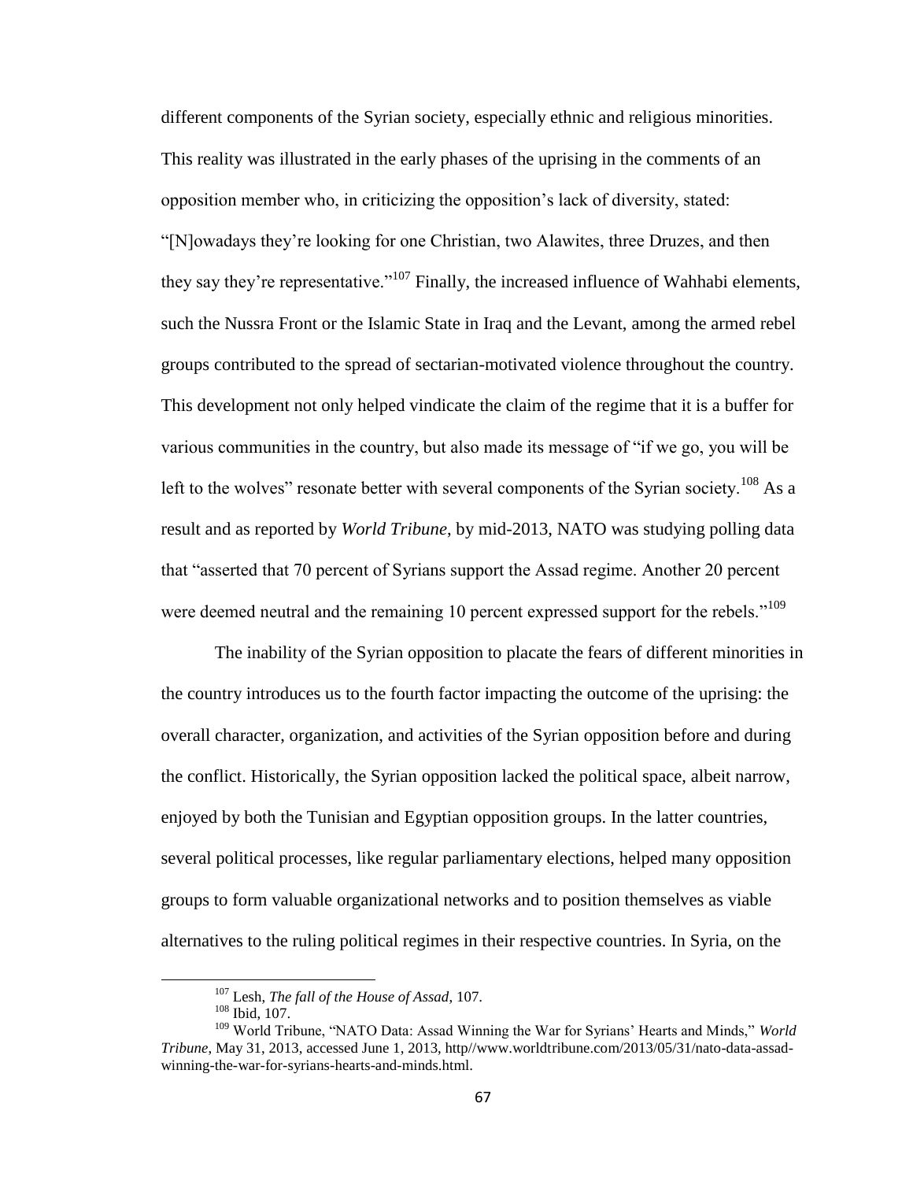different components of the Syrian society, especially ethnic and religious minorities. This reality was illustrated in the early phases of the uprising in the comments of an opposition member who, in criticizing the opposition's lack of diversity, stated: "[N]owadays they're looking for one Christian, two Alawites, three Druzes, and then they say they're representative."[107] Finally, the increased influence of Wahhabi elements, such the Nussra Front or the Islamic State in Iraq and the Levant, among the armed rebel groups contributed to the spread of sectarian-motivated violence throughout the country. This development not only helped vindicate the claim of the regime that it is a buffer for various communities in the country, but also made its message of "if we go, you will be left to the wolves" resonate better with several components of the Syrian society.[108] As a result and as reported by *World Tribune*, by mid-2013, NATO was studying polling data that "asserted that 70 percent of Syrians support the Assad regime. Another 20 percent were deemed neutral and the remaining 10 percent expressed support for the rebels."[109]

The inability of the Syrian opposition to placate the fears of different minorities in the country introduces us to the fourth factor impacting the outcome of the uprising: the overall character, organization, and activities of the Syrian opposition before and during the conflict. Historically, the Syrian opposition lacked the political space, albeit narrow, enjoyed by both the Tunisian and Egyptian opposition groups. In the latter countries, several political processes, like regular parliamentary elections, helped many opposition groups to form valuable organizational networks and to position themselves as viable alternatives to the ruling political regimes in their respective countries. In Syria, on the

---

[107] Lesh, *The fall of the House of Assad*, 107.

[108] Ibid, 107.

[109] World Tribune, "NATO Data: Assad Winning the War for Syrians' Hearts and Minds," *World Tribune*, May 31, 2013, accessed June 1, 2013, http//www.worldtribune.com/2013/05/31/nato-data-assad-winning-the-war-for-syrians-hearts-and-minds.html.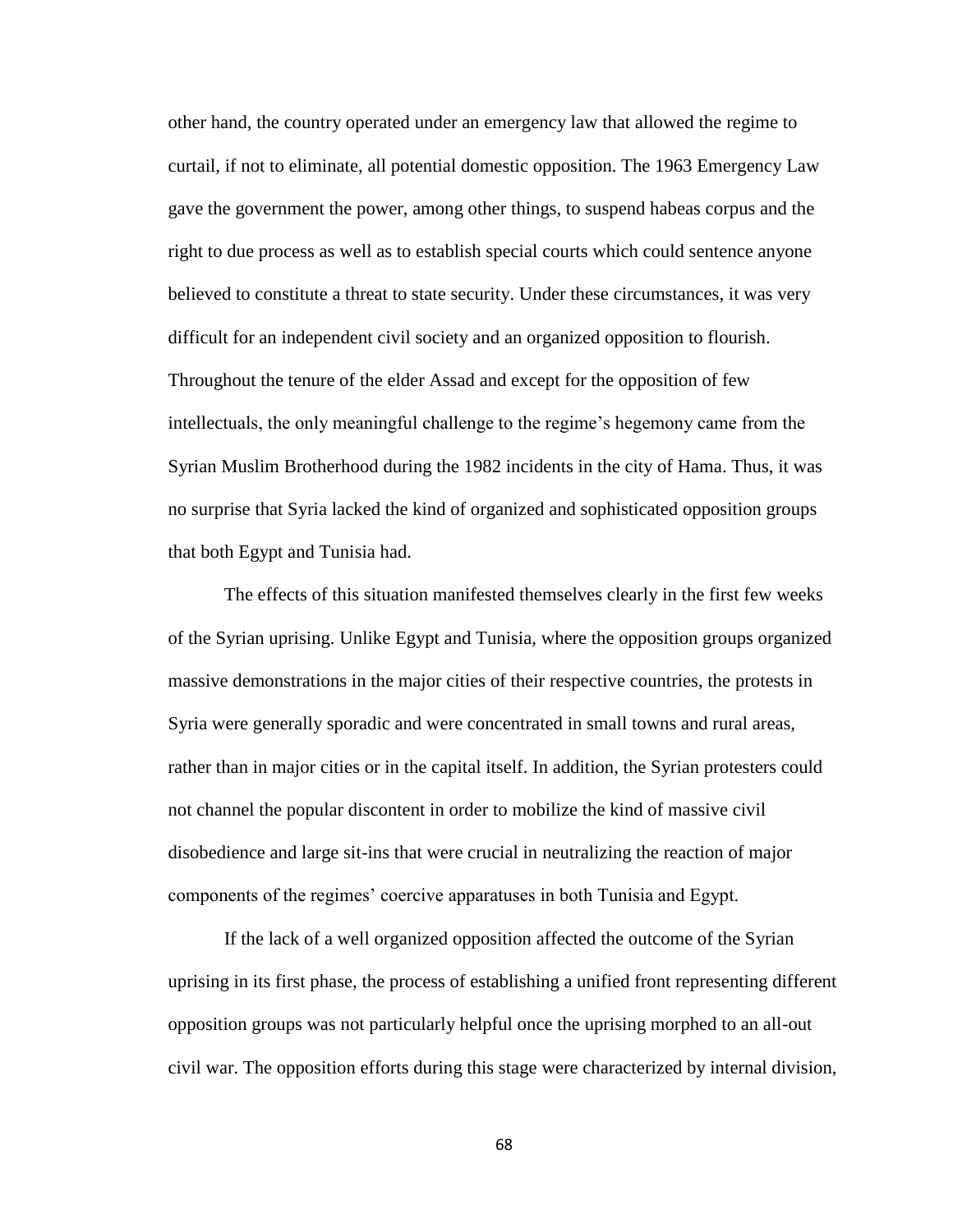other hand, the country operated under an emergency law that allowed the regime to curtail, if not to eliminate, all potential domestic opposition. The 1963 Emergency Law gave the government the power, among other things, to suspend habeas corpus and the right to due process as well as to establish special courts which could sentence anyone believed to constitute a threat to state security. Under these circumstances, it was very difficult for an independent civil society and an organized opposition to flourish. Throughout the tenure of the elder Assad and except for the opposition of few intellectuals, the only meaningful challenge to the regime's hegemony came from the Syrian Muslim Brotherhood during the 1982 incidents in the city of Hama. Thus, it was no surprise that Syria lacked the kind of organized and sophisticated opposition groups that both Egypt and Tunisia had.

The effects of this situation manifested themselves clearly in the first few weeks of the Syrian uprising. Unlike Egypt and Tunisia, where the opposition groups organized massive demonstrations in the major cities of their respective countries, the protests in Syria were generally sporadic and were concentrated in small towns and rural areas, rather than in major cities or in the capital itself. In addition, the Syrian protesters could not channel the popular discontent in order to mobilize the kind of massive civil disobedience and large sit-ins that were crucial in neutralizing the reaction of major components of the regimes' coercive apparatuses in both Tunisia and Egypt.

If the lack of a well organized opposition affected the outcome of the Syrian uprising in its first phase, the process of establishing a unified front representing different opposition groups was not particularly helpful once the uprising morphed to an all-out civil war. The opposition efforts during this stage were characterized by internal division,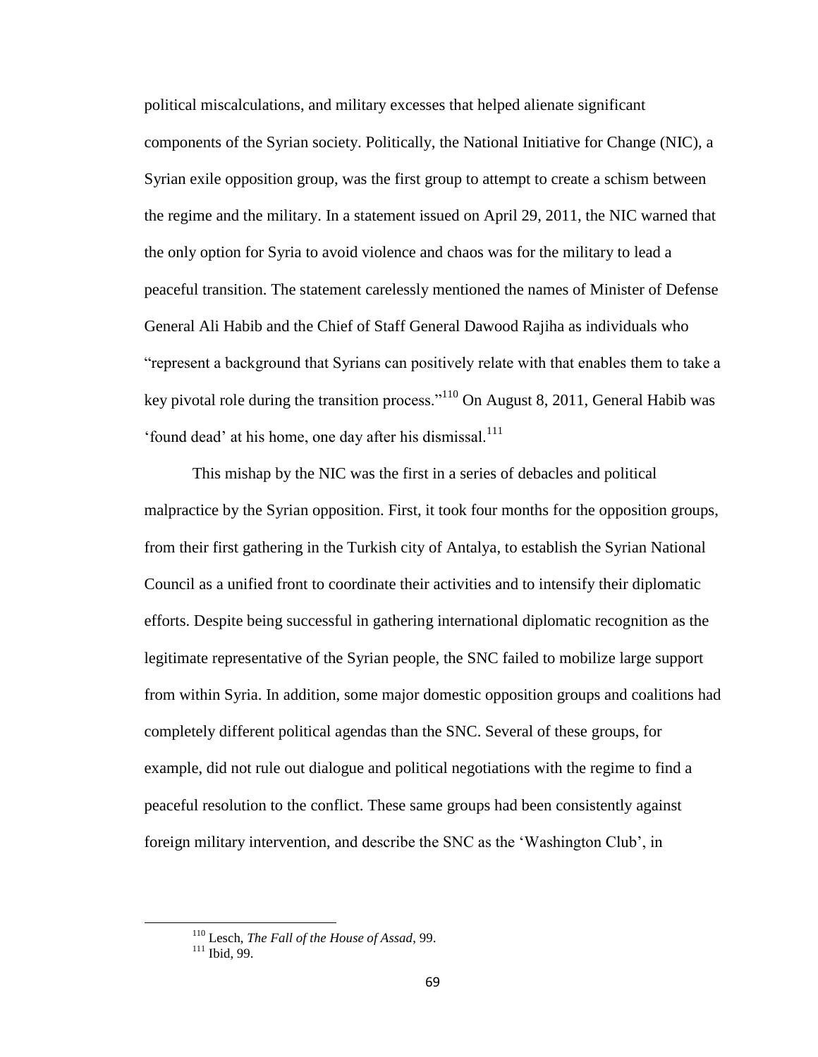political miscalculations, and military excesses that helped alienate significant components of the Syrian society. Politically, the National Initiative for Change (NIC), a Syrian exile opposition group, was the first group to attempt to create a schism between the regime and the military. In a statement issued on April 29, 2011, the NIC warned that the only option for Syria to avoid violence and chaos was for the military to lead a peaceful transition. The statement carelessly mentioned the names of Minister of Defense General Ali Habib and the Chief of Staff General Dawood Rajiha as individuals who "represent a background that Syrians can positively relate with that enables them to take a key pivotal role during the transition process."[110] On August 8, 2011, General Habib was 'found dead' at his home, one day after his dismissal.[111]

This mishap by the NIC was the first in a series of debacles and political malpractice by the Syrian opposition. First, it took four months for the opposition groups, from their first gathering in the Turkish city of Antalya, to establish the Syrian National Council as a unified front to coordinate their activities and to intensify their diplomatic efforts. Despite being successful in gathering international diplomatic recognition as the legitimate representative of the Syrian people, the SNC failed to mobilize large support from within Syria. In addition, some major domestic opposition groups and coalitions had completely different political agendas than the SNC. Several of these groups, for example, did not rule out dialogue and political negotiations with the regime to find a peaceful resolution to the conflict. These same groups had been consistently against foreign military intervention, and describe the SNC as the 'Washington Club', in

---

[110] Lesch, *The Fall of the House of Assad*, 99.

[111] Ibid, 99.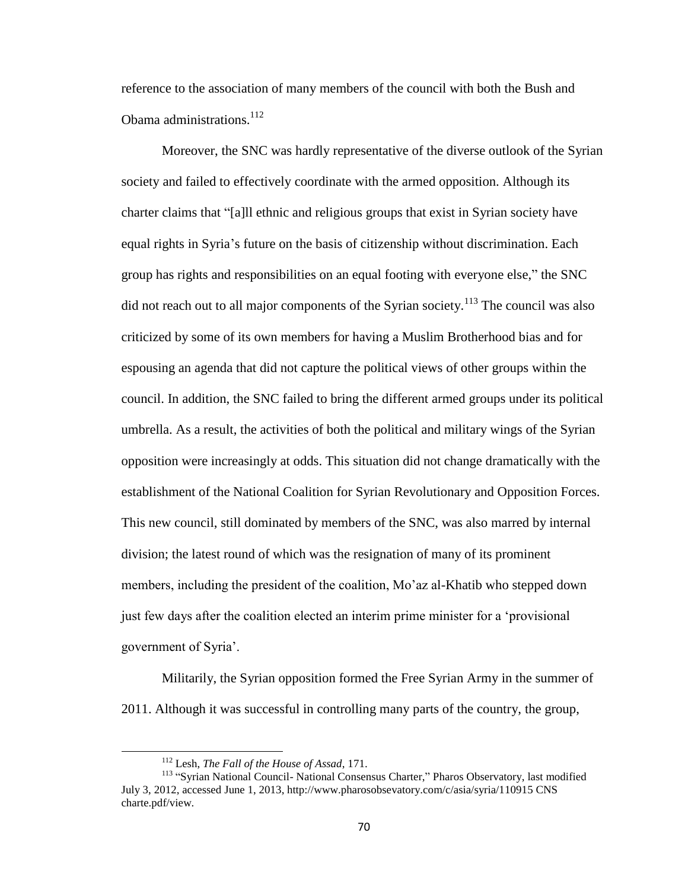reference to the association of many members of the council with both the Bush and Obama administrations.[112]

Moreover, the SNC was hardly representative of the diverse outlook of the Syrian society and failed to effectively coordinate with the armed opposition. Although its charter claims that "[a]ll ethnic and religious groups that exist in Syrian society have equal rights in Syria's future on the basis of citizenship without discrimination. Each group has rights and responsibilities on an equal footing with everyone else," the SNC did not reach out to all major components of the Syrian society.[113] The council was also criticized by some of its own members for having a Muslim Brotherhood bias and for espousing an agenda that did not capture the political views of other groups within the council. In addition, the SNC failed to bring the different armed groups under its political umbrella. As a result, the activities of both the political and military wings of the Syrian opposition were increasingly at odds. This situation did not change dramatically with the establishment of the National Coalition for Syrian Revolutionary and Opposition Forces. This new council, still dominated by members of the SNC, was also marred by internal division; the latest round of which was the resignation of many of its prominent members, including the president of the coalition, Mo'az al-Khatib who stepped down just few days after the coalition elected an interim prime minister for a 'provisional government of Syria'.

Militarily, the Syrian opposition formed the Free Syrian Army in the summer of 2011. Although it was successful in controlling many parts of the country, the group,

---

[112] Lesh, *The Fall of the House of Assad*, 171.

[113] "Syrian National Council- National Consensus Charter," Pharos Observatory, last modified July 3, 2012, accessed June 1, 2013, http://www.pharosobsevatory.com/c/asia/syria/110915 CNS charte.pdf/view.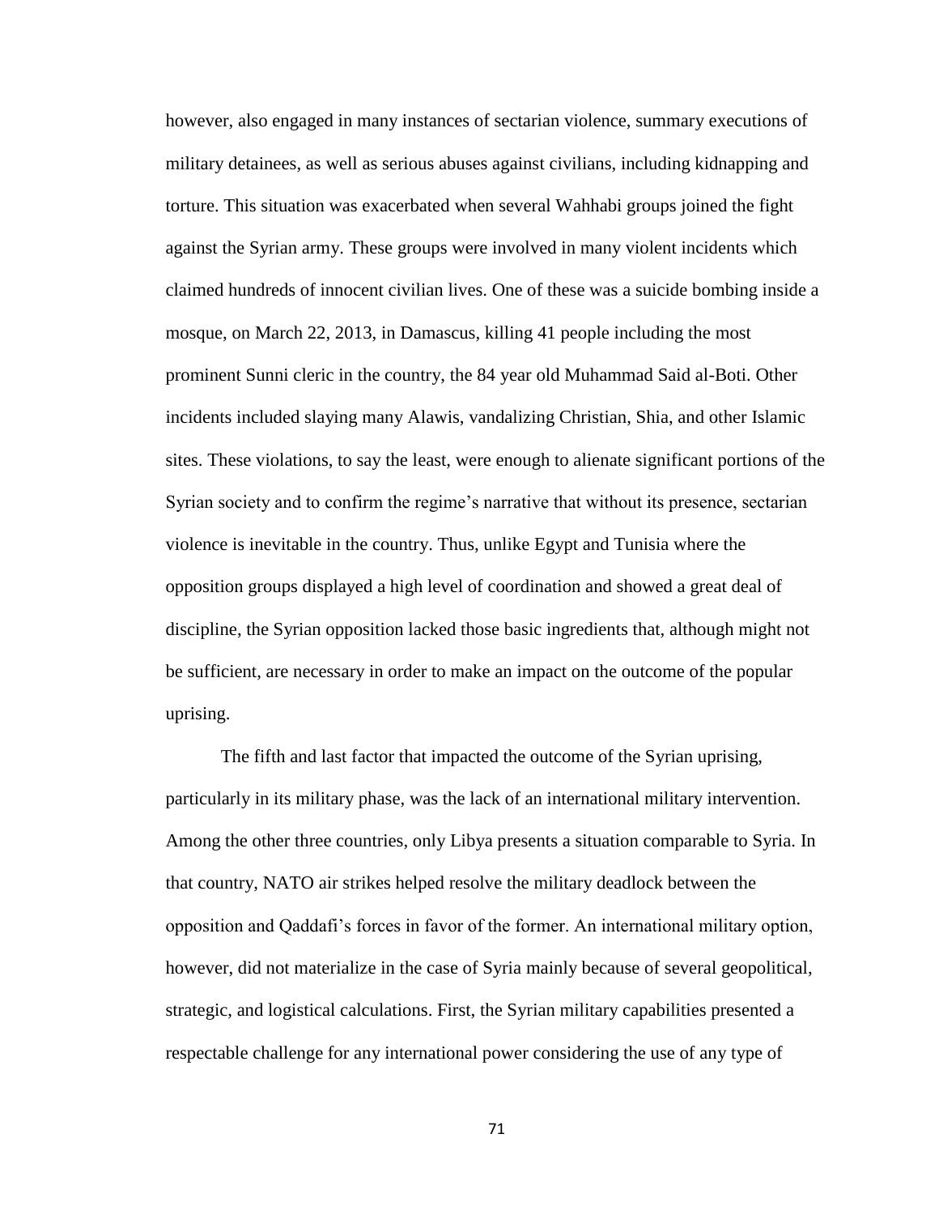however, also engaged in many instances of sectarian violence, summary executions of military detainees, as well as serious abuses against civilians, including kidnapping and torture. This situation was exacerbated when several Wahhabi groups joined the fight against the Syrian army. These groups were involved in many violent incidents which claimed hundreds of innocent civilian lives. One of these was a suicide bombing inside a mosque, on March 22, 2013, in Damascus, killing 41 people including the most prominent Sunni cleric in the country, the 84 year old Muhammad Said al-Boti. Other incidents included slaying many Alawis, vandalizing Christian, Shia, and other Islamic sites. These violations, to say the least, were enough to alienate significant portions of the Syrian society and to confirm the regime's narrative that without its presence, sectarian violence is inevitable in the country. Thus, unlike Egypt and Tunisia where the opposition groups displayed a high level of coordination and showed a great deal of discipline, the Syrian opposition lacked those basic ingredients that, although might not be sufficient, are necessary in order to make an impact on the outcome of the popular uprising.

The fifth and last factor that impacted the outcome of the Syrian uprising, particularly in its military phase, was the lack of an international military intervention. Among the other three countries, only Libya presents a situation comparable to Syria. In that country, NATO air strikes helped resolve the military deadlock between the opposition and Qaddafi's forces in favor of the former. An international military option, however, did not materialize in the case of Syria mainly because of several geopolitical, strategic, and logistical calculations. First, the Syrian military capabilities presented a respectable challenge for any international power considering the use of any type of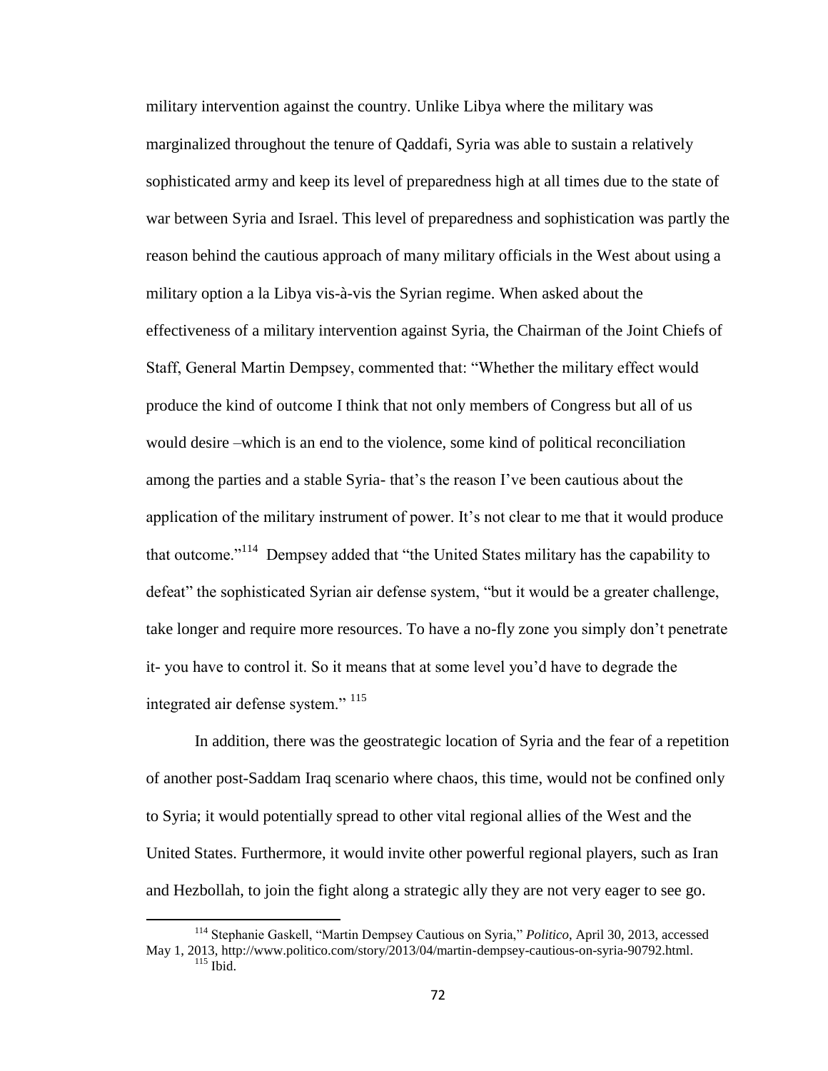military intervention against the country. Unlike Libya where the military was marginalized throughout the tenure of Qaddafi, Syria was able to sustain a relatively sophisticated army and keep its level of preparedness high at all times due to the state of war between Syria and Israel. This level of preparedness and sophistication was partly the reason behind the cautious approach of many military officials in the West about using a military option a la Libya vis-à-vis the Syrian regime. When asked about the effectiveness of a military intervention against Syria, the Chairman of the Joint Chiefs of Staff, General Martin Dempsey, commented that: "Whether the military effect would produce the kind of outcome I think that not only members of Congress but all of us would desire –which is an end to the violence, some kind of political reconciliation among the parties and a stable Syria- that's the reason I've been cautious about the application of the military instrument of power. It's not clear to me that it would produce that outcome."[114] Dempsey added that "the United States military has the capability to defeat" the sophisticated Syrian air defense system, "but it would be a greater challenge, take longer and require more resources. To have a no-fly zone you simply don't penetrate it- you have to control it. So it means that at some level you'd have to degrade the integrated air defense system." [115]

In addition, there was the geostrategic location of Syria and the fear of a repetition of another post-Saddam Iraq scenario where chaos, this time, would not be confined only to Syria; it would potentially spread to other vital regional allies of the West and the United States. Furthermore, it would invite other powerful regional players, such as Iran and Hezbollah, to join the fight along a strategic ally they are not very eager to see go.

---

[114] Stephanie Gaskell, "Martin Dempsey Cautious on Syria," *Politico*, April 30, 2013, accessed May 1, 2013, http://www.politico.com/story/2013/04/martin-dempsey-cautious-on-syria-90792.html.

[115] Ibid.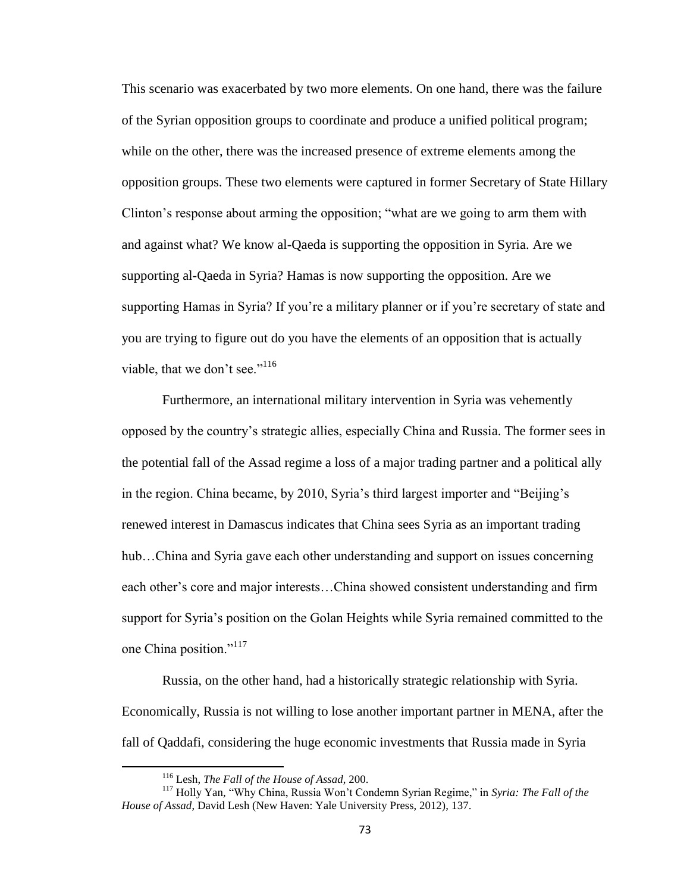This scenario was exacerbated by two more elements. On one hand, there was the failure of the Syrian opposition groups to coordinate and produce a unified political program; while on the other, there was the increased presence of extreme elements among the opposition groups. These two elements were captured in former Secretary of State Hillary Clinton's response about arming the opposition; "what are we going to arm them with and against what? We know al-Qaeda is supporting the opposition in Syria. Are we supporting al-Qaeda in Syria? Hamas is now supporting the opposition. Are we supporting Hamas in Syria? If you're a military planner or if you're secretary of state and you are trying to figure out do you have the elements of an opposition that is actually viable, that we don't see."[116]

Furthermore, an international military intervention in Syria was vehemently opposed by the country's strategic allies, especially China and Russia. The former sees in the potential fall of the Assad regime a loss of a major trading partner and a political ally in the region. China became, by 2010, Syria's third largest importer and "Beijing's renewed interest in Damascus indicates that China sees Syria as an important trading hub…China and Syria gave each other understanding and support on issues concerning each other's core and major interests…China showed consistent understanding and firm support for Syria's position on the Golan Heights while Syria remained committed to the one China position."[117]

Russia, on the other hand, had a historically strategic relationship with Syria. Economically, Russia is not willing to lose another important partner in MENA, after the fall of Qaddafi, considering the huge economic investments that Russia made in Syria

---

[116] Lesh, *The Fall of the House of Assad*, 200.

[117] Holly Yan, "Why China, Russia Won't Condemn Syrian Regime," in *Syria: The Fall of the House of Assad*, David Lesh (New Haven: Yale University Press, 2012), 137.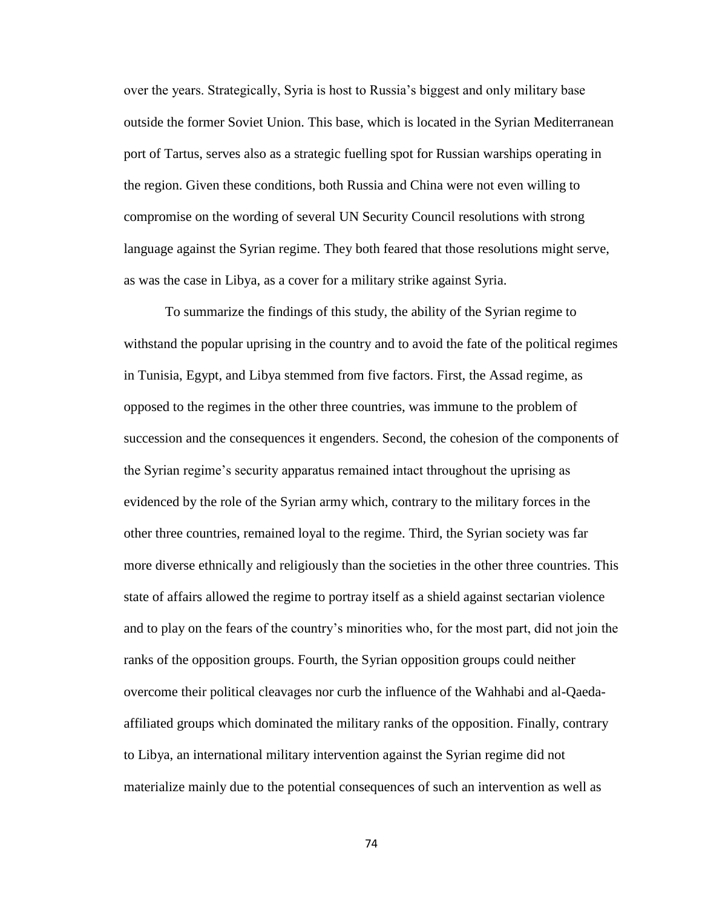over the years. Strategically, Syria is host to Russia's biggest and only military base outside the former Soviet Union. This base, which is located in the Syrian Mediterranean port of Tartus, serves also as a strategic fuelling spot for Russian warships operating in the region. Given these conditions, both Russia and China were not even willing to compromise on the wording of several UN Security Council resolutions with strong language against the Syrian regime. They both feared that those resolutions might serve, as was the case in Libya, as a cover for a military strike against Syria.

To summarize the findings of this study, the ability of the Syrian regime to withstand the popular uprising in the country and to avoid the fate of the political regimes in Tunisia, Egypt, and Libya stemmed from five factors. First, the Assad regime, as opposed to the regimes in the other three countries, was immune to the problem of succession and the consequences it engenders. Second, the cohesion of the components of the Syrian regime's security apparatus remained intact throughout the uprising as evidenced by the role of the Syrian army which, contrary to the military forces in the other three countries, remained loyal to the regime. Third, the Syrian society was far more diverse ethnically and religiously than the societies in the other three countries. This state of affairs allowed the regime to portray itself as a shield against sectarian violence and to play on the fears of the country's minorities who, for the most part, did not join the ranks of the opposition groups. Fourth, the Syrian opposition groups could neither overcome their political cleavages nor curb the influence of the Wahhabi and al-Qaeda-affiliated groups which dominated the military ranks of the opposition. Finally, contrary to Libya, an international military intervention against the Syrian regime did not materialize mainly due to the potential consequences of such an intervention as well as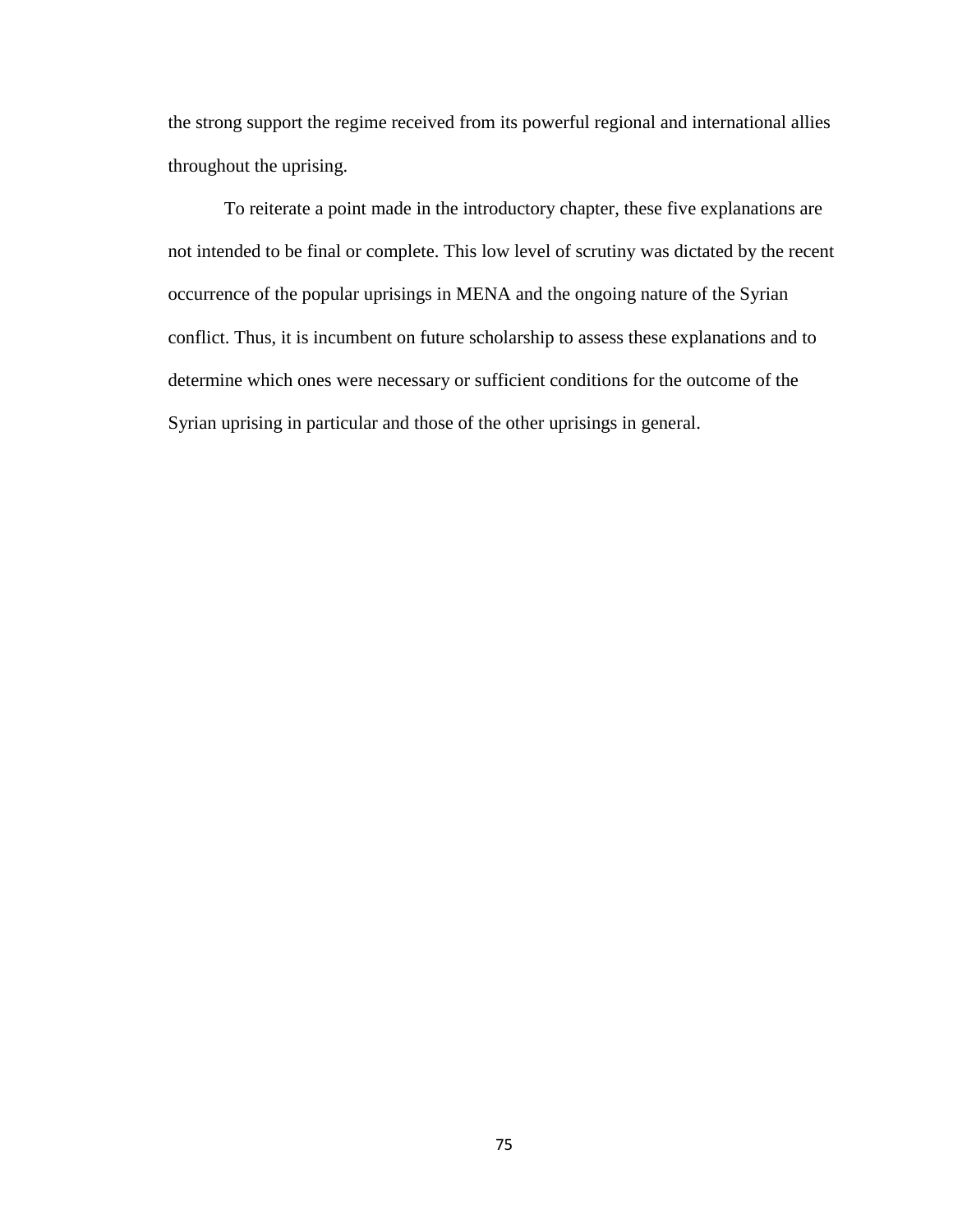the strong support the regime received from its powerful regional and international allies throughout the uprising.

To reiterate a point made in the introductory chapter, these five explanations are not intended to be final or complete. This low level of scrutiny was dictated by the recent occurrence of the popular uprisings in MENA and the ongoing nature of the Syrian conflict. Thus, it is incumbent on future scholarship to assess these explanations and to determine which ones were necessary or sufficient conditions for the outcome of the Syrian uprising in particular and those of the other uprisings in general.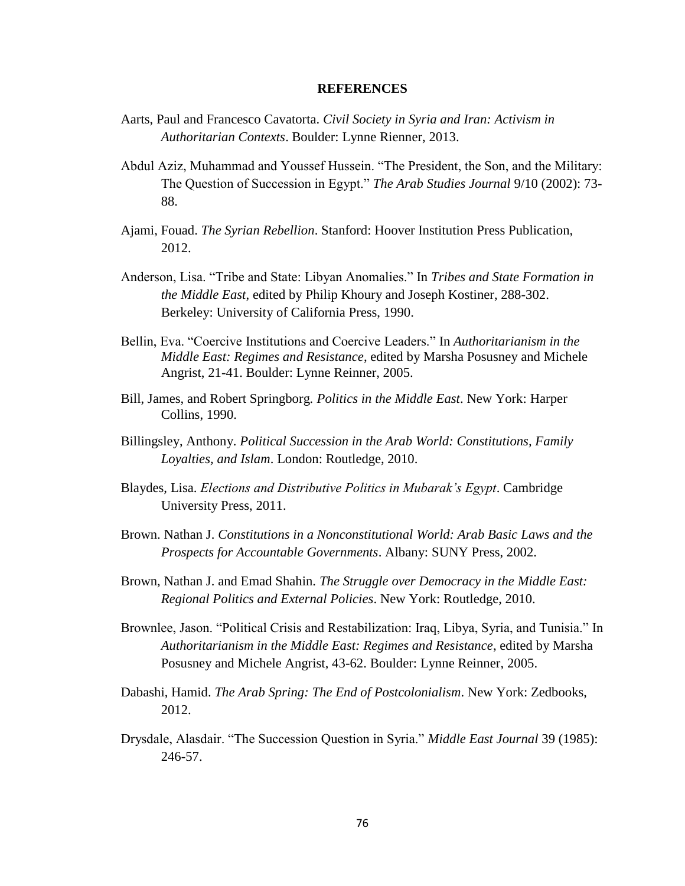# REFERENCES

Aarts, Paul and Francesco Cavatorta. *Civil Society in Syria and Iran: Activism in Authoritarian Contexts*. Boulder: Lynne Rienner, 2013.

Abdul Aziz, Muhammad and Youssef Hussein. "The President, the Son, and the Military: The Question of Succession in Egypt." *The Arab Studies Journal* 9/10 (2002): 73-88.

Ajami, Fouad. *The Syrian Rebellion*. Stanford: Hoover Institution Press Publication, 2012.

Anderson, Lisa. "Tribe and State: Libyan Anomalies." In *Tribes and State Formation in the Middle East*, edited by Philip Khoury and Joseph Kostiner, 288-302. Berkeley: University of California Press, 1990.

Bellin, Eva. "Coercive Institutions and Coercive Leaders." In *Authoritarianism in the Middle East: Regimes and Resistance*, edited by Marsha Posusney and Michele Angrist, 21-41. Boulder: Lynne Reinner, 2005.

Bill, James, and Robert Springborg. *Politics in the Middle East*. New York: Harper Collins, 1990.

Billingsley, Anthony. *Political Succession in the Arab World: Constitutions, Family Loyalties, and Islam*. London: Routledge, 2010.

Blaydes, Lisa. *Elections and Distributive Politics in Mubarak's Egypt*. Cambridge University Press, 2011.

Brown. Nathan J. *Constitutions in a Nonconstitutional World: Arab Basic Laws and the Prospects for Accountable Governments*. Albany: SUNY Press, 2002.

Brown, Nathan J. and Emad Shahin. *The Struggle over Democracy in the Middle East: Regional Politics and External Policies*. New York: Routledge, 2010.

Brownlee, Jason. "Political Crisis and Restabilization: Iraq, Libya, Syria, and Tunisia." In *Authoritarianism in the Middle East: Regimes and Resistance*, edited by Marsha Posusney and Michele Angrist, 43-62. Boulder: Lynne Reinner, 2005.

Dabashi, Hamid. *The Arab Spring: The End of Postcolonialism*. New York: Zedbooks, 2012.

Drysdale, Alasdair. "The Succession Question in Syria." *Middle East Journal* 39 (1985): 246-57.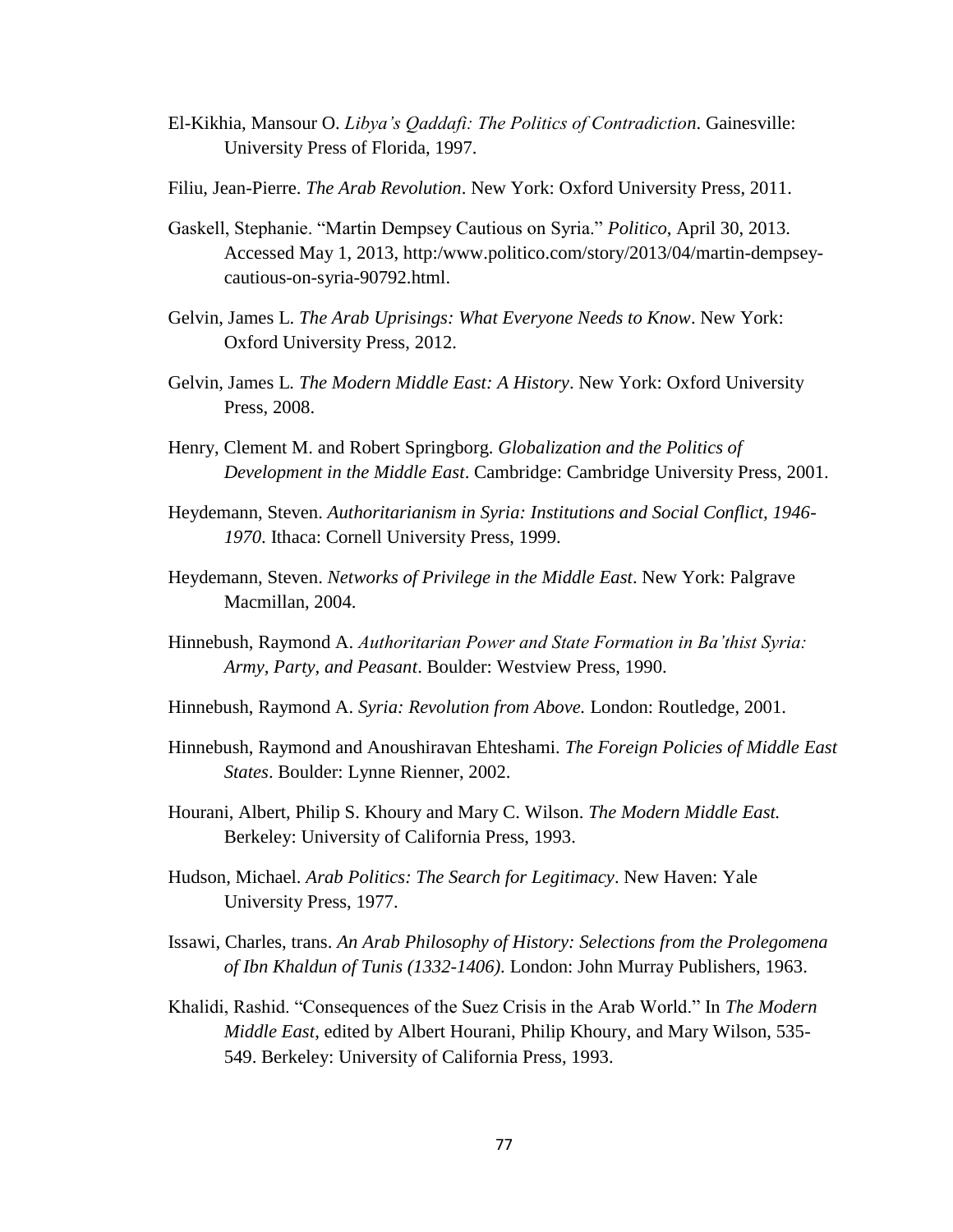El-Kikhia, Mansour O. *Libya's Qaddafi: The Politics of Contradiction*. Gainesville: University Press of Florida, 1997.

Filiu, Jean-Pierre. *The Arab Revolution*. New York: Oxford University Press, 2011.

Gaskell, Stephanie. "Martin Dempsey Cautious on Syria." *Politico*, April 30, 2013. Accessed May 1, 2013, http:/www.politico.com/story/2013/04/martin-dempsey-cautious-on-syria-90792.html.

Gelvin, James L. *The Arab Uprisings: What Everyone Needs to Know*. New York: Oxford University Press, 2012.

Gelvin, James L. *The Modern Middle East: A History*. New York: Oxford University Press, 2008.

Henry, Clement M. and Robert Springborg. *Globalization and the Politics of Development in the Middle East*. Cambridge: Cambridge University Press, 2001.

Heydemann, Steven. *Authoritarianism in Syria: Institutions and Social Conflict, 1946-1970*. Ithaca: Cornell University Press, 1999.

Heydemann, Steven. *Networks of Privilege in the Middle East*. New York: Palgrave Macmillan, 2004.

Hinnebush, Raymond A. *Authoritarian Power and State Formation in Ba'thist Syria: Army, Party, and Peasant*. Boulder: Westview Press, 1990.

Hinnebush, Raymond A. *Syria: Revolution from Above.* London: Routledge, 2001.

Hinnebush, Raymond and Anoushiravan Ehteshami. *The Foreign Policies of Middle East States*. Boulder: Lynne Rienner, 2002.

Hourani, Albert, Philip S. Khoury and Mary C. Wilson. *The Modern Middle East.* Berkeley: University of California Press, 1993.

Hudson, Michael. *Arab Politics: The Search for Legitimacy*. New Haven: Yale University Press, 1977.

Issawi, Charles, trans. *An Arab Philosophy of History: Selections from the Prolegomena of Ibn Khaldun of Tunis (1332-1406)*. London: John Murray Publishers, 1963.

Khalidi, Rashid. "Consequences of the Suez Crisis in the Arab World." In *The Modern Middle East*, edited by Albert Hourani, Philip Khoury, and Mary Wilson, 535-549. Berkeley: University of California Press, 1993.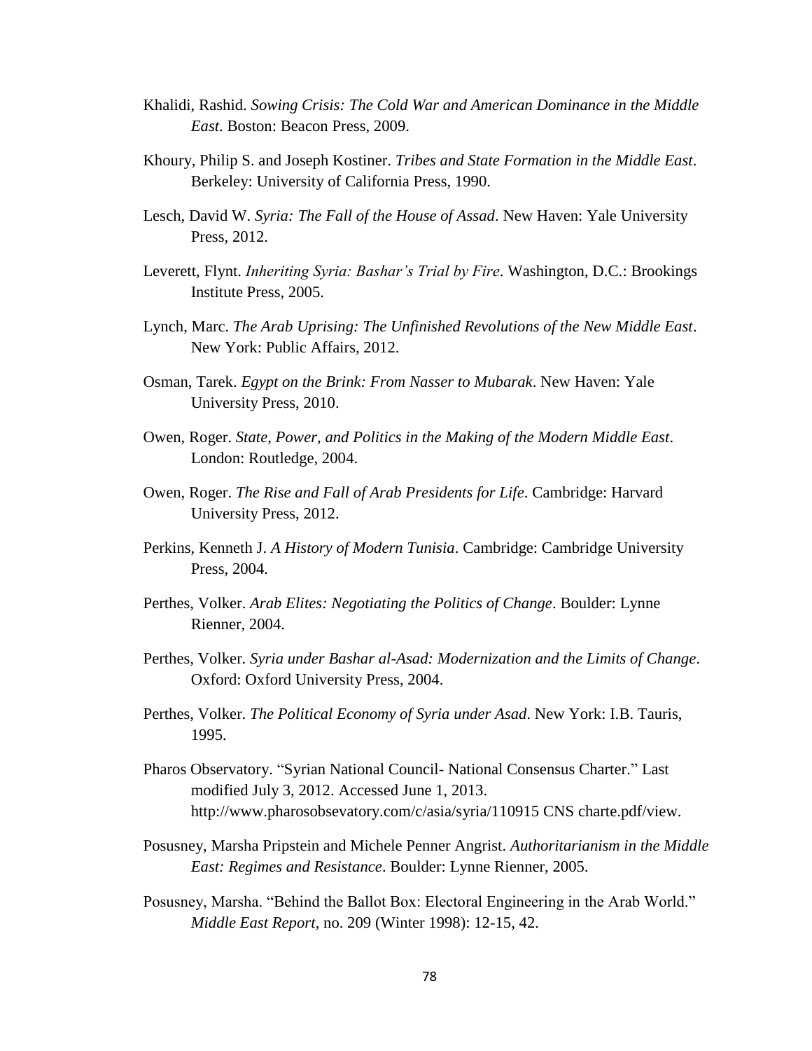Khalidi, Rashid. *Sowing Crisis: The Cold War and American Dominance in the Middle East*. Boston: Beacon Press, 2009.

Khoury, Philip S. and Joseph Kostiner. *Tribes and State Formation in the Middle East*. Berkeley: University of California Press, 1990.

Lesch, David W. *Syria: The Fall of the House of Assad*. New Haven: Yale University Press, 2012.

Leverett, Flynt. *Inheriting Syria: Bashar's Trial by Fire*. Washington, D.C.: Brookings Institute Press, 2005.

Lynch, Marc. *The Arab Uprising: The Unfinished Revolutions of the New Middle East*. New York: Public Affairs, 2012.

Osman, Tarek. *Egypt on the Brink: From Nasser to Mubarak*. New Haven: Yale University Press, 2010.

Owen, Roger. *State, Power, and Politics in the Making of the Modern Middle East*. London: Routledge, 2004.

Owen, Roger. *The Rise and Fall of Arab Presidents for Life*. Cambridge: Harvard University Press, 2012.

Perkins, Kenneth J. *A History of Modern Tunisia*. Cambridge: Cambridge University Press, 2004.

Perthes, Volker. *Arab Elites: Negotiating the Politics of Change*. Boulder: Lynne Rienner, 2004.

Perthes, Volker. *Syria under Bashar al-Asad: Modernization and the Limits of Change*. Oxford: Oxford University Press, 2004.

Perthes, Volker. *The Political Economy of Syria under Asad*. New York: I.B. Tauris, 1995.

Pharos Observatory. "Syrian National Council- National Consensus Charter." Last modified July 3, 2012. Accessed June 1, 2013. http://www.pharosobsevatory.com/c/asia/syria/110915 CNS charte.pdf/view.

Posusney, Marsha Pripstein and Michele Penner Angrist. *Authoritarianism in the Middle East: Regimes and Resistance*. Boulder: Lynne Rienner, 2005.

Posusney, Marsha. "Behind the Ballot Box: Electoral Engineering in the Arab World." *Middle East Report*, no. 209 (Winter 1998): 12-15, 42.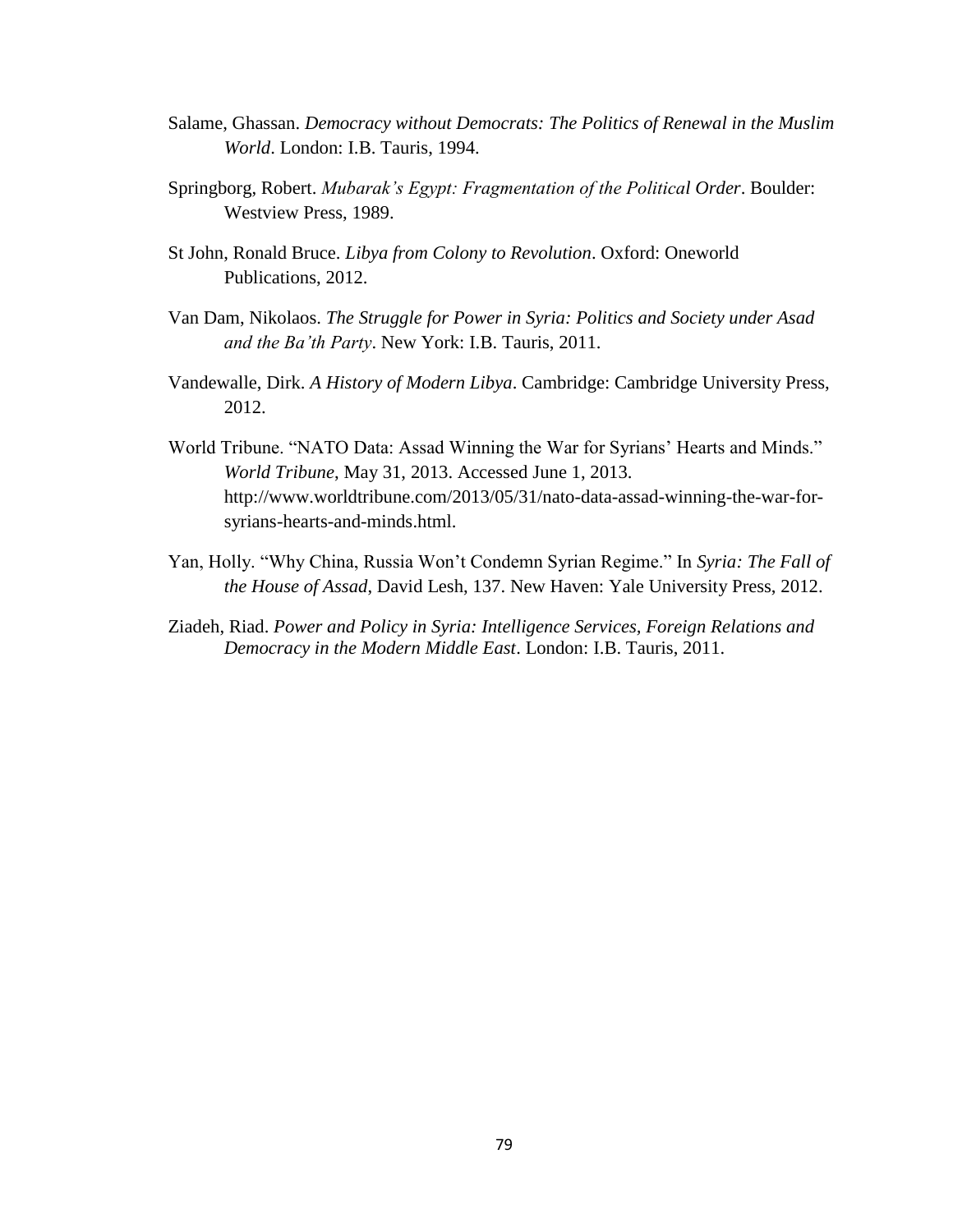Salame, Ghassan. *Democracy without Democrats: The Politics of Renewal in the Muslim World*. London: I.B. Tauris, 1994.

Springborg, Robert. *Mubarak's Egypt: Fragmentation of the Political Order*. Boulder: Westview Press, 1989.

St John, Ronald Bruce. *Libya from Colony to Revolution*. Oxford: Oneworld Publications, 2012.

Van Dam, Nikolaos. *The Struggle for Power in Syria: Politics and Society under Asad and the Ba'th Party*. New York: I.B. Tauris, 2011.

Vandewalle, Dirk. *A History of Modern Libya*. Cambridge: Cambridge University Press, 2012.

World Tribune. "NATO Data: Assad Winning the War for Syrians' Hearts and Minds." *World Tribune*, May 31, 2013. Accessed June 1, 2013. http://www.worldtribune.com/2013/05/31/nato-data-assad-winning-the-war-for-syrians-hearts-and-minds.html.

Yan, Holly. "Why China, Russia Won't Condemn Syrian Regime." In *Syria: The Fall of the House of Assad*, David Lesh, 137. New Haven: Yale University Press, 2012.

Ziadeh, Riad. *Power and Policy in Syria: Intelligence Services, Foreign Relations and Democracy in the Modern Middle East*. London: I.B. Tauris, 2011.